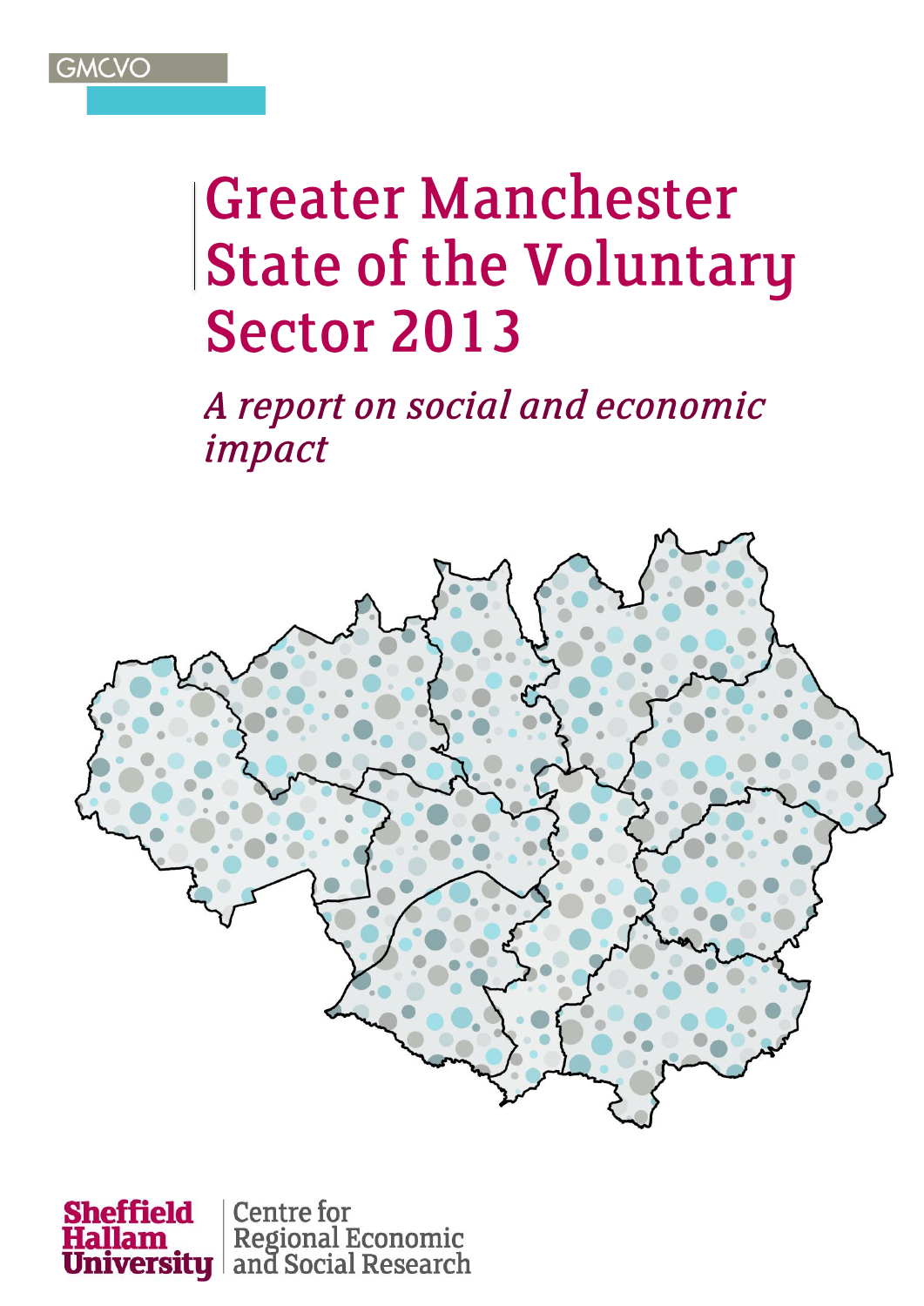GMCVO

# Greater Manchester State of the Voluntary Sector 2013

*A report on social and economic impact*

Sheffield Hallam University

Centre for Regional Economic and Social Research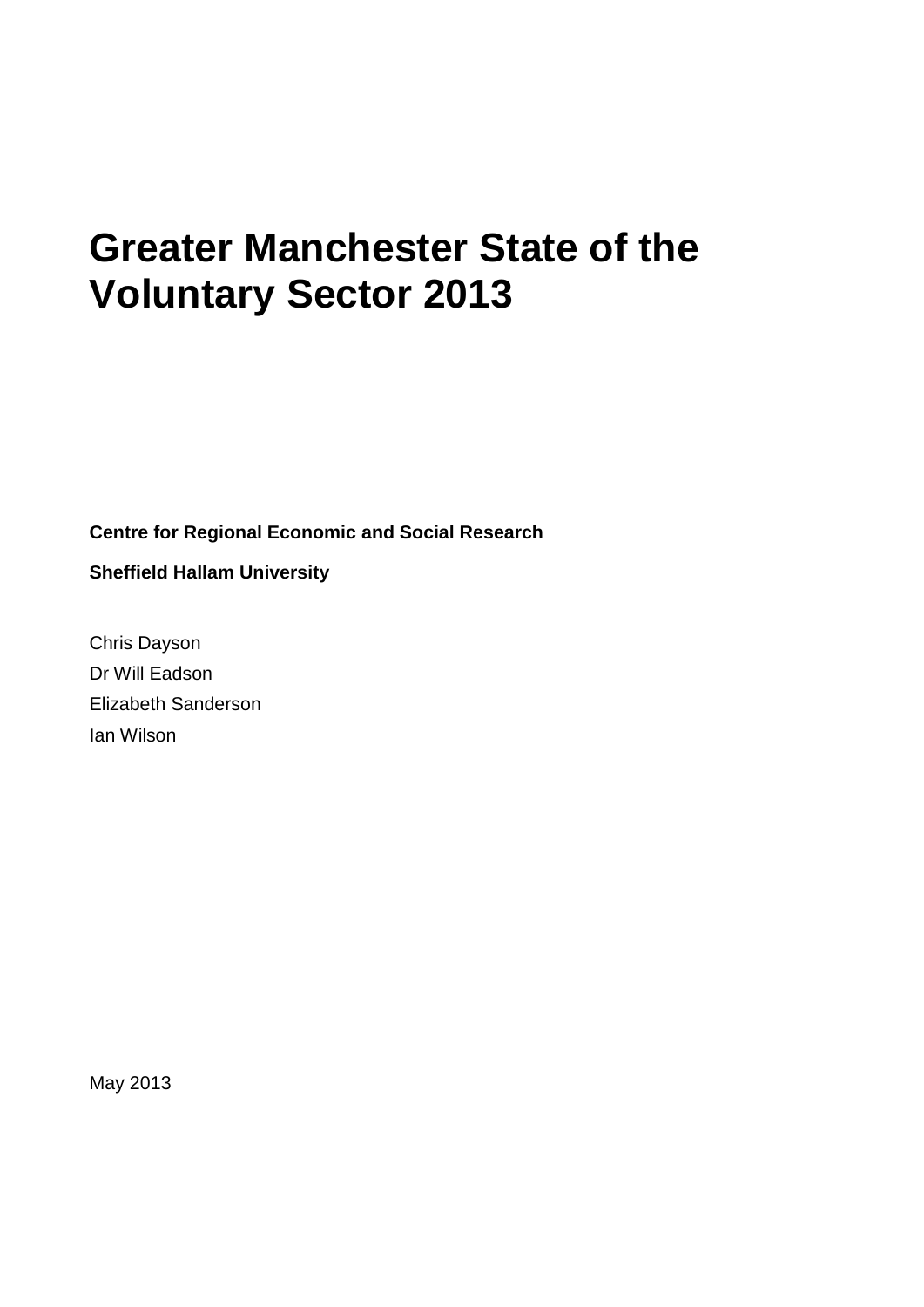# Greater Manchester State of the Voluntary Sector 2013

**Centre for Regional Economic and Social Research**

**Sheffield Hallam University**

Chris Dayson
Dr Will Eadson
Elizabeth Sanderson
Ian Wilson

May 2013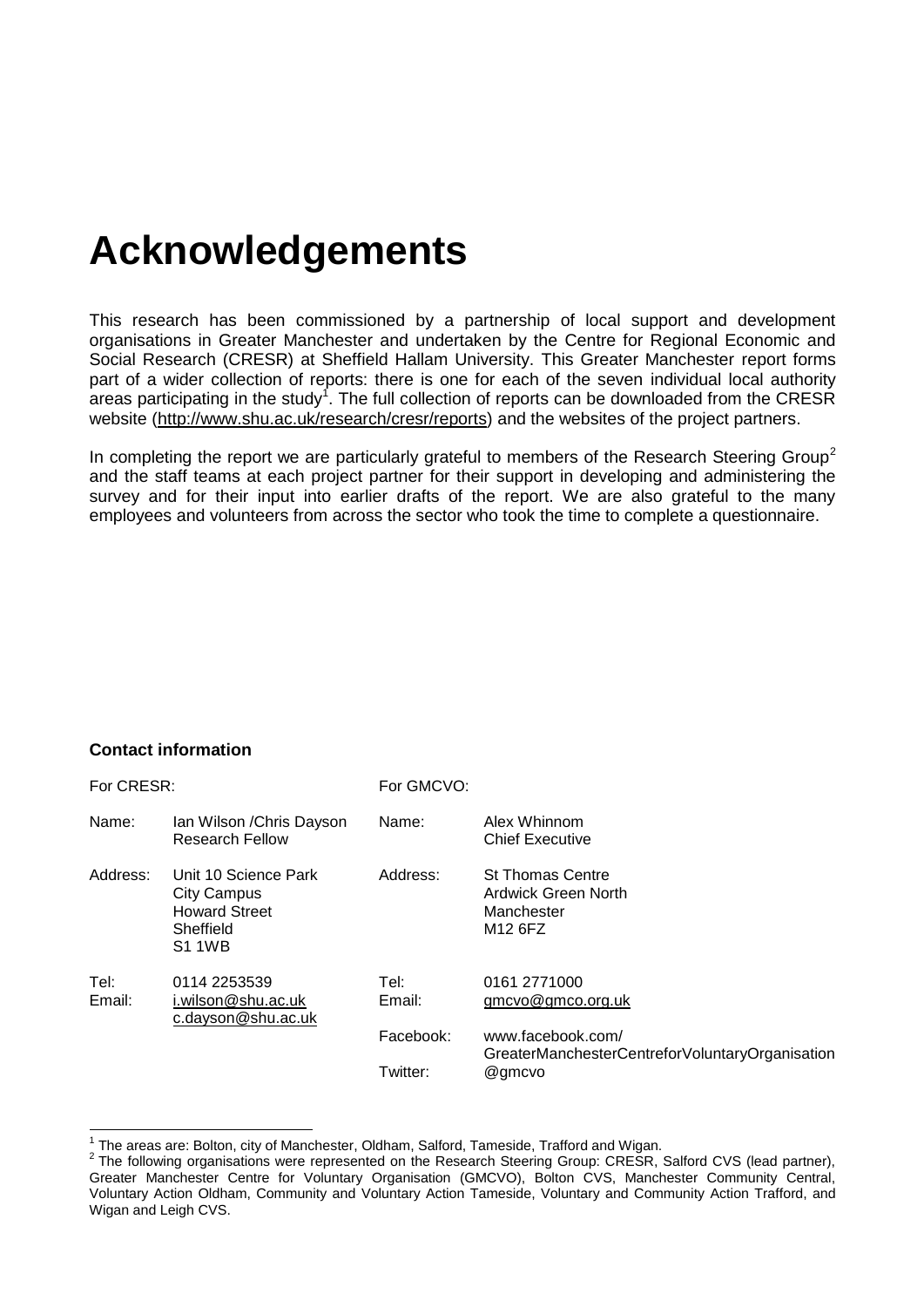# Acknowledgements

This research has been commissioned by a partnership of local support and development organisations in Greater Manchester and undertaken by the Centre for Regional Economic and Social Research (CRESR) at Sheffield Hallam University. This Greater Manchester report forms part of a wider collection of reports: there is one for each of the seven individual local authority areas participating in the study[1]. The full collection of reports can be downloaded from the CRESR website (http://www.shu.ac.uk/research/cresr/reports) and the websites of the project partners.

In completing the report we are particularly grateful to members of the Research Steering Group[2] and the staff teams at each project partner for their support in developing and administering the survey and for their input into earlier drafts of the report. We are also grateful to the many employees and volunteers from across the sector who took the time to complete a questionnaire.

**Contact information**

| For CRESR: | | For GMCVO: | |
|---|---|---|---|
| Name: | Ian Wilson /Chris Dayson<br>Research Fellow | Name: | Alex Whinnom<br>Chief Executive |
| Address: | Unit 10 Science Park<br>City Campus<br>Howard Street<br>Sheffield<br>S1 1WB | Address: | St Thomas Centre<br>Ardwick Green North<br>Manchester<br>M12 6FZ |
| Tel: | 0114 2253539 | Tel: | 0161 2771000 |
| Email: | i.wilson@shu.ac.uk<br>c.dayson@shu.ac.uk | Email: | gmcvo@gmco.org.uk |
| | | Facebook: | www.facebook.com/<br>GreaterManchesterCentreforVoluntaryOrganisation |
| | | Twitter: | @gmcvo |

---

[1] The areas are: Bolton, city of Manchester, Oldham, Salford, Tameside, Trafford and Wigan.

[2] The following organisations were represented on the Research Steering Group: CRESR, Salford CVS (lead partner), Greater Manchester Centre for Voluntary Organisation (GMCVO), Bolton CVS, Manchester Community Central, Voluntary Action Oldham, Community and Voluntary Action Tameside, Voluntary and Community Action Trafford, and Wigan and Leigh CVS.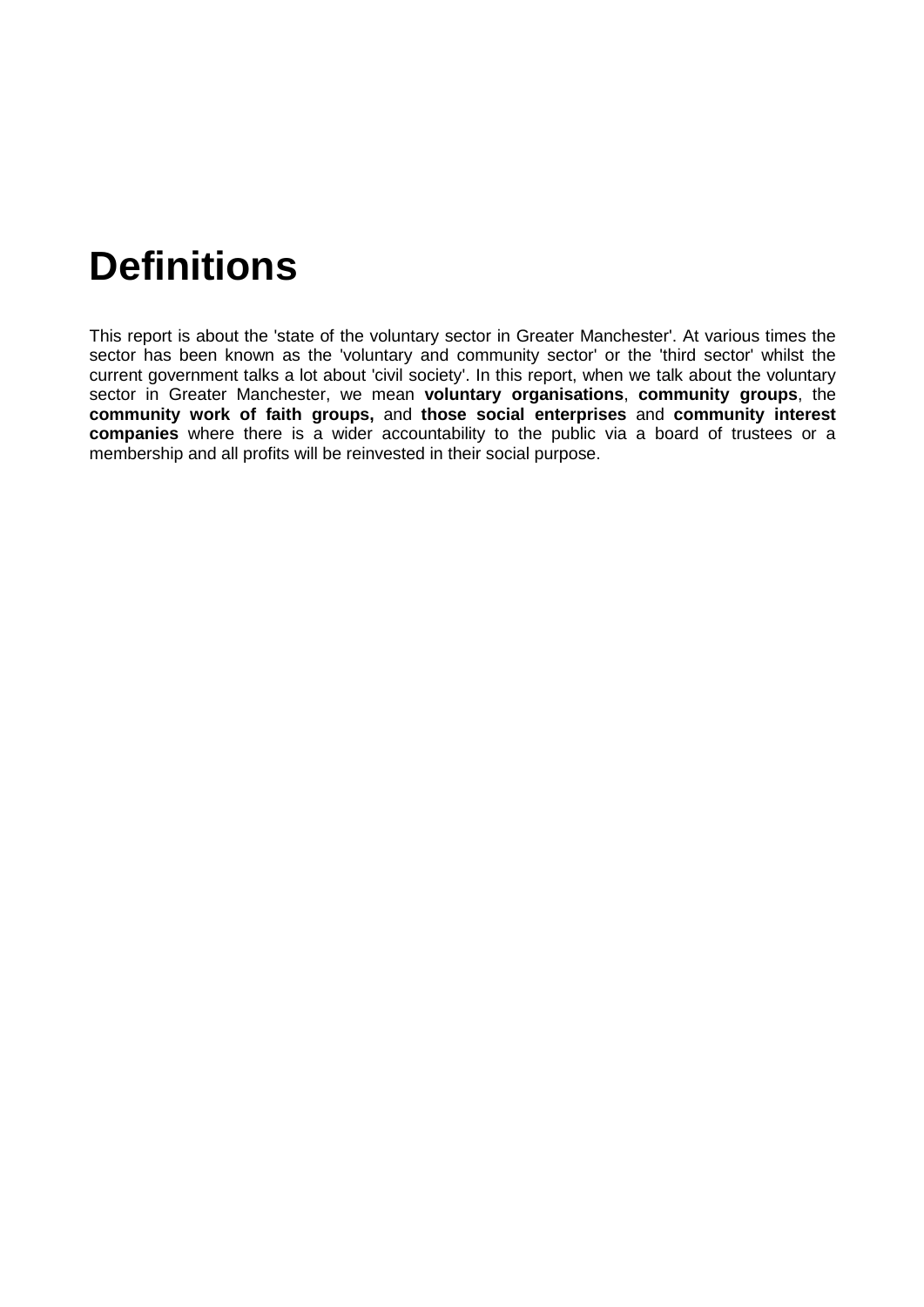# Definitions

This report is about the 'state of the voluntary sector in Greater Manchester'. At various times the sector has been known as the 'voluntary and community sector' or the 'third sector' whilst the current government talks a lot about 'civil society'. In this report, when we talk about the voluntary sector in Greater Manchester, we mean **voluntary organisations**, **community groups**, the **community work of faith groups,** and **those social enterprises** and **community interest companies** where there is a wider accountability to the public via a board of trustees or a membership and all profits will be reinvested in their social purpose.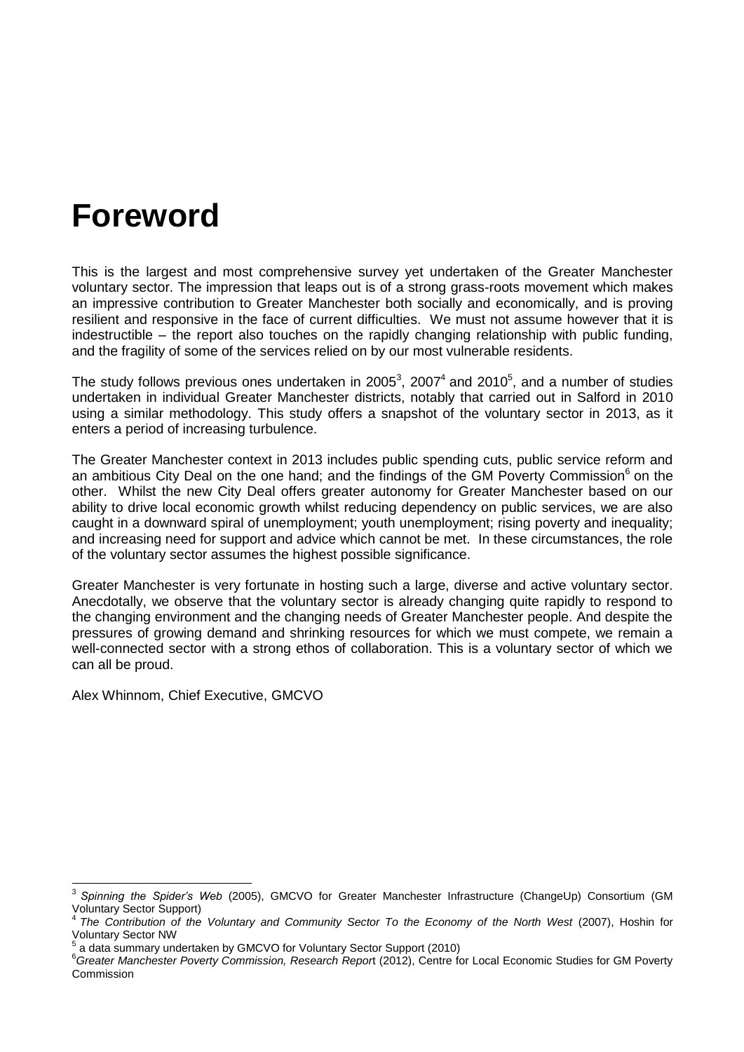# Foreword

This is the largest and most comprehensive survey yet undertaken of the Greater Manchester voluntary sector. The impression that leaps out is of a strong grass-roots movement which makes an impressive contribution to Greater Manchester both socially and economically, and is proving resilient and responsive in the face of current difficulties. We must not assume however that it is indestructible – the report also touches on the rapidly changing relationship with public funding, and the fragility of some of the services relied on by our most vulnerable residents.

The study follows previous ones undertaken in 2005[3], 2007[4] and 2010[5], and a number of studies undertaken in individual Greater Manchester districts, notably that carried out in Salford in 2010 using a similar methodology. This study offers a snapshot of the voluntary sector in 2013, as it enters a period of increasing turbulence.

The Greater Manchester context in 2013 includes public spending cuts, public service reform and an ambitious City Deal on the one hand; and the findings of the GM Poverty Commission[6] on the other. Whilst the new City Deal offers greater autonomy for Greater Manchester based on our ability to drive local economic growth whilst reducing dependency on public services, we are also caught in a downward spiral of unemployment; youth unemployment; rising poverty and inequality; and increasing need for support and advice which cannot be met. In these circumstances, the role of the voluntary sector assumes the highest possible significance.

Greater Manchester is very fortunate in hosting such a large, diverse and active voluntary sector. Anecdotally, we observe that the voluntary sector is already changing quite rapidly to respond to the changing environment and the changing needs of Greater Manchester people. And despite the pressures of growing demand and shrinking resources for which we must compete, we remain a well-connected sector with a strong ethos of collaboration. This is a voluntary sector of which we can all be proud.

Alex Whinnom, Chief Executive, GMCVO

---

[3] *Spinning the Spider's Web* (2005), GMCVO for Greater Manchester Infrastructure (ChangeUp) Consortium (GM Voluntary Sector Support)

[4] *The Contribution of the Voluntary and Community Sector To the Economy of the North West* (2007), Hoshin for Voluntary Sector NW

[5] a data summary undertaken by GMCVO for Voluntary Sector Support (2010)

[6] *Greater Manchester Poverty Commission, Research Report* (2012), Centre for Local Economic Studies for GM Poverty Commission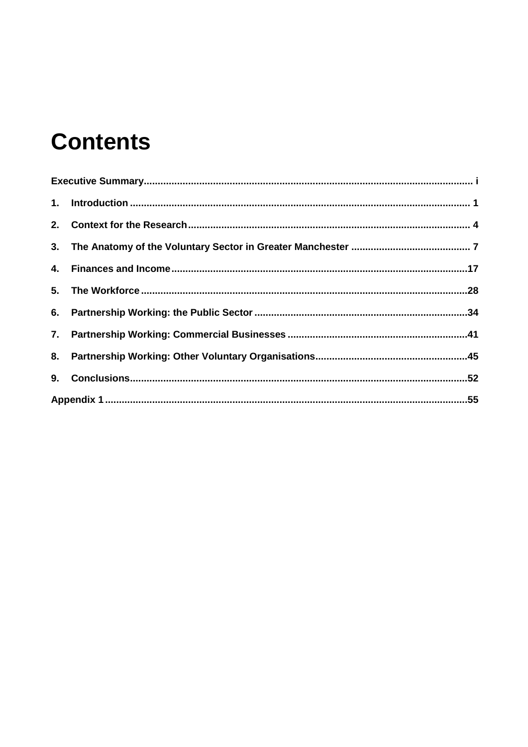# Contents

**Executive Summary** ..................................................................................................................... i

**1. Introduction** ........................................................................................................................ 1

**2. Context for the Research** .................................................................................................... 4

**3. The Anatomy of the Voluntary Sector in Greater Manchester** ........................................... 7

**4. Finances and Income** .........................................................................................................17

**5. The Workforce** ....................................................................................................................28

**6. Partnership Working: the Public Sector** ............................................................................34

**7. Partnership Working: Commercial Businesses** ................................................................41

**8. Partnership Working: Other Voluntary Organisations** ......................................................45

**9. Conclusions** ........................................................................................................................52

**Appendix 1** .................................................................................................................................55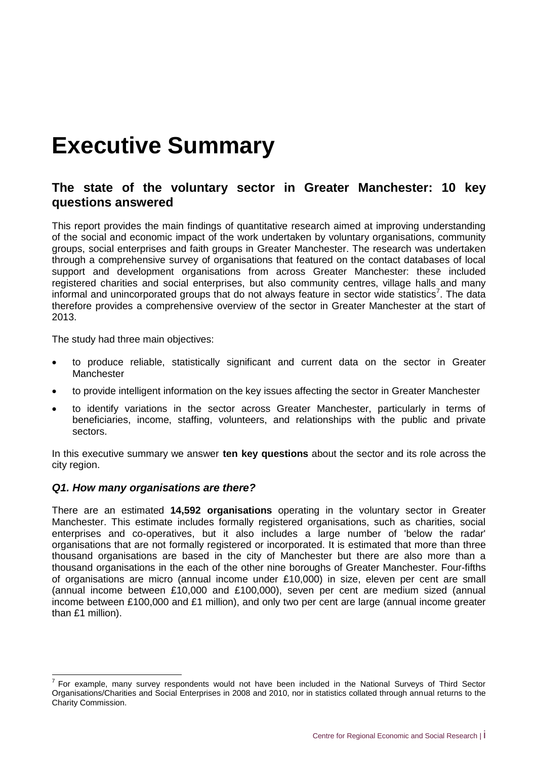# Executive Summary

## The state of the voluntary sector in Greater Manchester: 10 key questions answered

This report provides the main findings of quantitative research aimed at improving understanding of the social and economic impact of the work undertaken by voluntary organisations, community groups, social enterprises and faith groups in Greater Manchester. The research was undertaken through a comprehensive survey of organisations that featured on the contact databases of local support and development organisations from across Greater Manchester: these included registered charities and social enterprises, but also community centres, village halls and many informal and unincorporated groups that do not always feature in sector wide statistics[7]. The data therefore provides a comprehensive overview of the sector in Greater Manchester at the start of 2013.

The study had three main objectives:

- to produce reliable, statistically significant and current data on the sector in Greater Manchester
- to provide intelligent information on the key issues affecting the sector in Greater Manchester
- to identify variations in the sector across Greater Manchester, particularly in terms of beneficiaries, income, staffing, volunteers, and relationships with the public and private sectors.

In this executive summary we answer **ten key questions** about the sector and its role across the city region.

### *Q1. How many organisations are there?*

There are an estimated **14,592 organisations** operating in the voluntary sector in Greater Manchester. This estimate includes formally registered organisations, such as charities, social enterprises and co-operatives, but it also includes a large number of 'below the radar' organisations that are not formally registered or incorporated. It is estimated that more than three thousand organisations are based in the city of Manchester but there are also more than a thousand organisations in the each of the other nine boroughs of Greater Manchester. Four-fifths of organisations are micro (annual income under £10,000) in size, eleven per cent are small (annual income between £10,000 and £100,000), seven per cent are medium sized (annual income between £100,000 and £1 million), and only two per cent are large (annual income greater than £1 million).

[7] For example, many survey respondents would not have been included in the National Surveys of Third Sector Organisations/Charities and Social Enterprises in 2008 and 2010, nor in statistics collated through annual returns to the Charity Commission.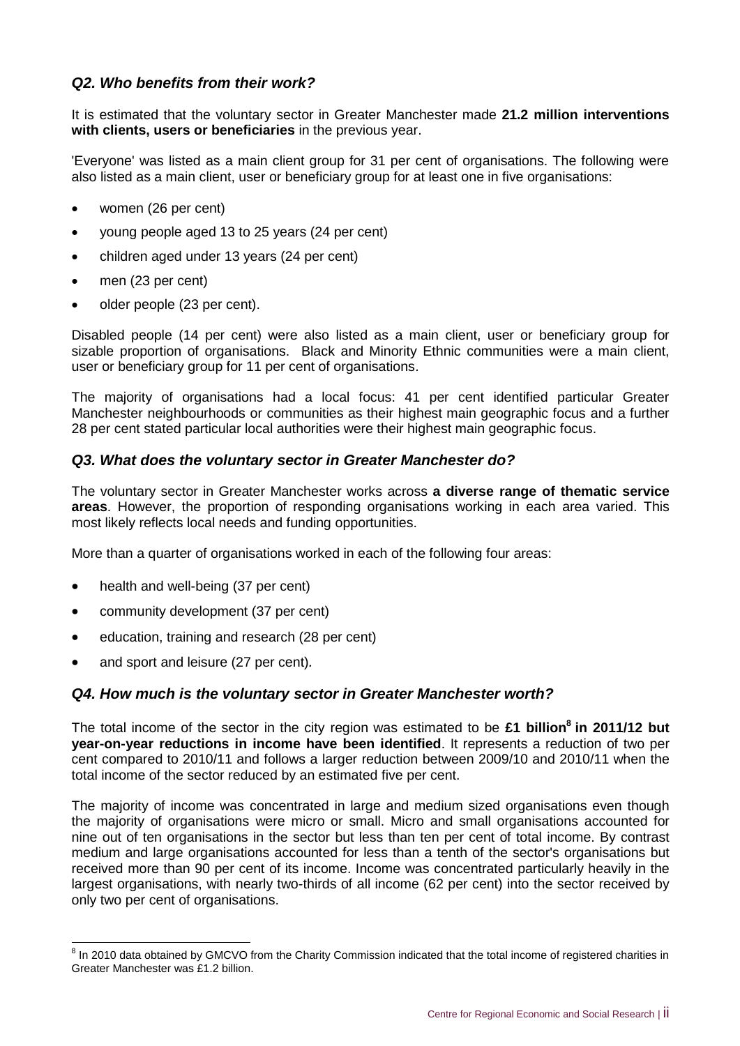### *Q2. Who benefits from their work?*

It is estimated that the voluntary sector in Greater Manchester made **21.2 million interventions with clients, users or beneficiaries** in the previous year.

'Everyone' was listed as a main client group for 31 per cent of organisations. The following were also listed as a main client, user or beneficiary group for at least one in five organisations:

- women (26 per cent)
- young people aged 13 to 25 years (24 per cent)
- children aged under 13 years (24 per cent)
- men (23 per cent)
- older people (23 per cent).

Disabled people (14 per cent) were also listed as a main client, user or beneficiary group for sizable proportion of organisations. Black and Minority Ethnic communities were a main client, user or beneficiary group for 11 per cent of organisations.

The majority of organisations had a local focus: 41 per cent identified particular Greater Manchester neighbourhoods or communities as their highest main geographic focus and a further 28 per cent stated particular local authorities were their highest main geographic focus.

### *Q3. What does the voluntary sector in Greater Manchester do?*

The voluntary sector in Greater Manchester works across **a diverse range of thematic service areas**. However, the proportion of responding organisations working in each area varied. This most likely reflects local needs and funding opportunities.

More than a quarter of organisations worked in each of the following four areas:

- health and well-being (37 per cent)
- community development (37 per cent)
- education, training and research (28 per cent)
- and sport and leisure (27 per cent).

### *Q4. How much is the voluntary sector in Greater Manchester worth?*

The total income of the sector in the city region was estimated to be **£1 billion[8] in 2011/12 but year-on-year reductions in income have been identified**. It represents a reduction of two per cent compared to 2010/11 and follows a larger reduction between 2009/10 and 2010/11 when the total income of the sector reduced by an estimated five per cent.

The majority of income was concentrated in large and medium sized organisations even though the majority of organisations were micro or small. Micro and small organisations accounted for nine out of ten organisations in the sector but less than ten per cent of total income. By contrast medium and large organisations accounted for less than a tenth of the sector's organisations but received more than 90 per cent of its income. Income was concentrated particularly heavily in the largest organisations, with nearly two-thirds of all income (62 per cent) into the sector received by only two per cent of organisations.

[8] In 2010 data obtained by GMCVO from the Charity Commission indicated that the total income of registered charities in Greater Manchester was £1.2 billion.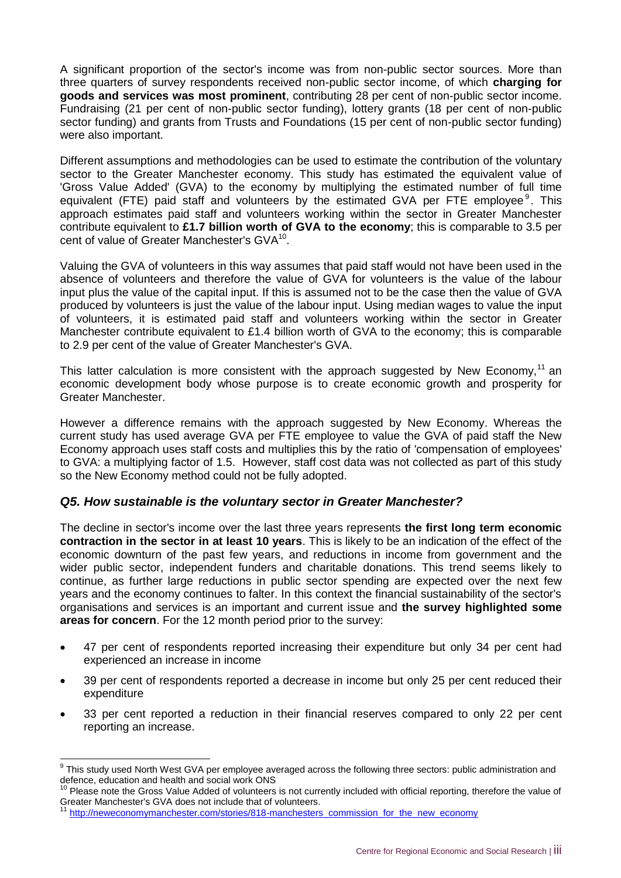A significant proportion of the sector's income was from non-public sector sources. More than three quarters of survey respondents received non-public sector income, of which **charging for goods and services was most prominent**, contributing 28 per cent of non-public sector income. Fundraising (21 per cent of non-public sector funding), lottery grants (18 per cent of non-public sector funding) and grants from Trusts and Foundations (15 per cent of non-public sector funding) were also important.

Different assumptions and methodologies can be used to estimate the contribution of the voluntary sector to the Greater Manchester economy. This study has estimated the equivalent value of 'Gross Value Added' (GVA) to the economy by multiplying the estimated number of full time equivalent (FTE) paid staff and volunteers by the estimated GVA per FTE employee[9]. This approach estimates paid staff and volunteers working within the sector in Greater Manchester contribute equivalent to **£1.7 billion worth of GVA to the economy**; this is comparable to 3.5 per cent of value of Greater Manchester's GVA[10].

Valuing the GVA of volunteers in this way assumes that paid staff would not have been used in the absence of volunteers and therefore the value of GVA for volunteers is the value of the labour input plus the value of the capital input. If this is assumed not to be the case then the value of GVA produced by volunteers is just the value of the labour input. Using median wages to value the input of volunteers, it is estimated paid staff and volunteers working within the sector in Greater Manchester contribute equivalent to £1.4 billion worth of GVA to the economy; this is comparable to 2.9 per cent of the value of Greater Manchester's GVA.

This latter calculation is more consistent with the approach suggested by New Economy,[11] an economic development body whose purpose is to create economic growth and prosperity for Greater Manchester.

However a difference remains with the approach suggested by New Economy. Whereas the current study has used average GVA per FTE employee to value the GVA of paid staff the New Economy approach uses staff costs and multiplies this by the ratio of 'compensation of employees' to GVA: a multiplying factor of 1.5. However, staff cost data was not collected as part of this study so the New Economy method could not be fully adopted.

### *Q5. How sustainable is the voluntary sector in Greater Manchester?*

The decline in sector's income over the last three years represents **the first long term economic contraction in the sector in at least 10 years**. This is likely to be an indication of the effect of the economic downturn of the past few years, and reductions in income from government and the wider public sector, independent funders and charitable donations. This trend seems likely to continue, as further large reductions in public sector spending are expected over the next few years and the economy continues to falter. In this context the financial sustainability of the sector's organisations and services is an important and current issue and **the survey highlighted some areas for concern**. For the 12 month period prior to the survey:

- 47 per cent of respondents reported increasing their expenditure but only 34 per cent had experienced an increase in income
- 39 per cent of respondents reported a decrease in income but only 25 per cent reduced their expenditure
- 33 per cent reported a reduction in their financial reserves compared to only 22 per cent reporting an increase.

---

[9] This study used North West GVA per employee averaged across the following three sectors: public administration and defence, education and health and social work ONS

[10] Please note the Gross Value Added of volunteers is not currently included with official reporting, therefore the value of Greater Manchester's GVA does not include that of volunteers.

[11] http://neweconomymanchester.com/stories/818-manchesters_commission_for_the_new_economy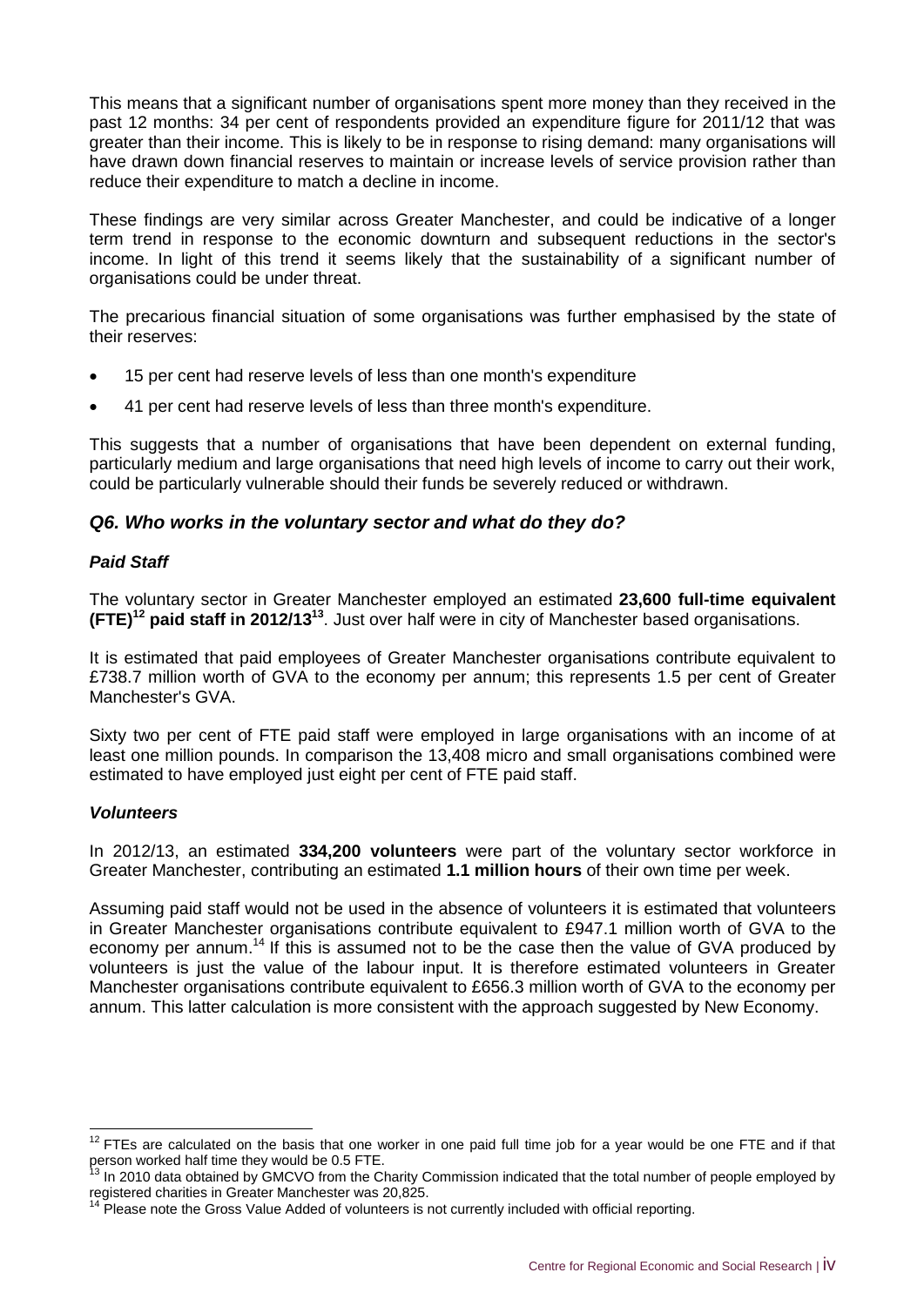This means that a significant number of organisations spent more money than they received in the past 12 months: 34 per cent of respondents provided an expenditure figure for 2011/12 that was greater than their income. This is likely to be in response to rising demand: many organisations will have drawn down financial reserves to maintain or increase levels of service provision rather than reduce their expenditure to match a decline in income.

These findings are very similar across Greater Manchester, and could be indicative of a longer term trend in response to the economic downturn and subsequent reductions in the sector's income. In light of this trend it seems likely that the sustainability of a significant number of organisations could be under threat.

The precarious financial situation of some organisations was further emphasised by the state of their reserves:

- 15 per cent had reserve levels of less than one month's expenditure
- 41 per cent had reserve levels of less than three month's expenditure.

This suggests that a number of organisations that have been dependent on external funding, particularly medium and large organisations that need high levels of income to carry out their work, could be particularly vulnerable should their funds be severely reduced or withdrawn.

### *Q6. Who works in the voluntary sector and what do they do?*

#### *Paid Staff*

The voluntary sector in Greater Manchester employed an estimated **23,600 full-time equivalent (FTE)[12] paid staff in 2012/13[13]**. Just over half were in city of Manchester based organisations.

It is estimated that paid employees of Greater Manchester organisations contribute equivalent to £738.7 million worth of GVA to the economy per annum; this represents 1.5 per cent of Greater Manchester's GVA.

Sixty two per cent of FTE paid staff were employed in large organisations with an income of at least one million pounds. In comparison the 13,408 micro and small organisations combined were estimated to have employed just eight per cent of FTE paid staff.

#### *Volunteers*

In 2012/13, an estimated **334,200 volunteers** were part of the voluntary sector workforce in Greater Manchester, contributing an estimated **1.1 million hours** of their own time per week.

Assuming paid staff would not be used in the absence of volunteers it is estimated that volunteers in Greater Manchester organisations contribute equivalent to £947.1 million worth of GVA to the economy per annum.[14] If this is assumed not to be the case then the value of GVA produced by volunteers is just the value of the labour input. It is therefore estimated volunteers in Greater Manchester organisations contribute equivalent to £656.3 million worth of GVA to the economy per annum. This latter calculation is more consistent with the approach suggested by New Economy.

---

[12] FTEs are calculated on the basis that one worker in one paid full time job for a year would be one FTE and if that person worked half time they would be 0.5 FTE.

[13] In 2010 data obtained by GMCVO from the Charity Commission indicated that the total number of people employed by registered charities in Greater Manchester was 20,825.

[14] Please note the Gross Value Added of volunteers is not currently included with official reporting.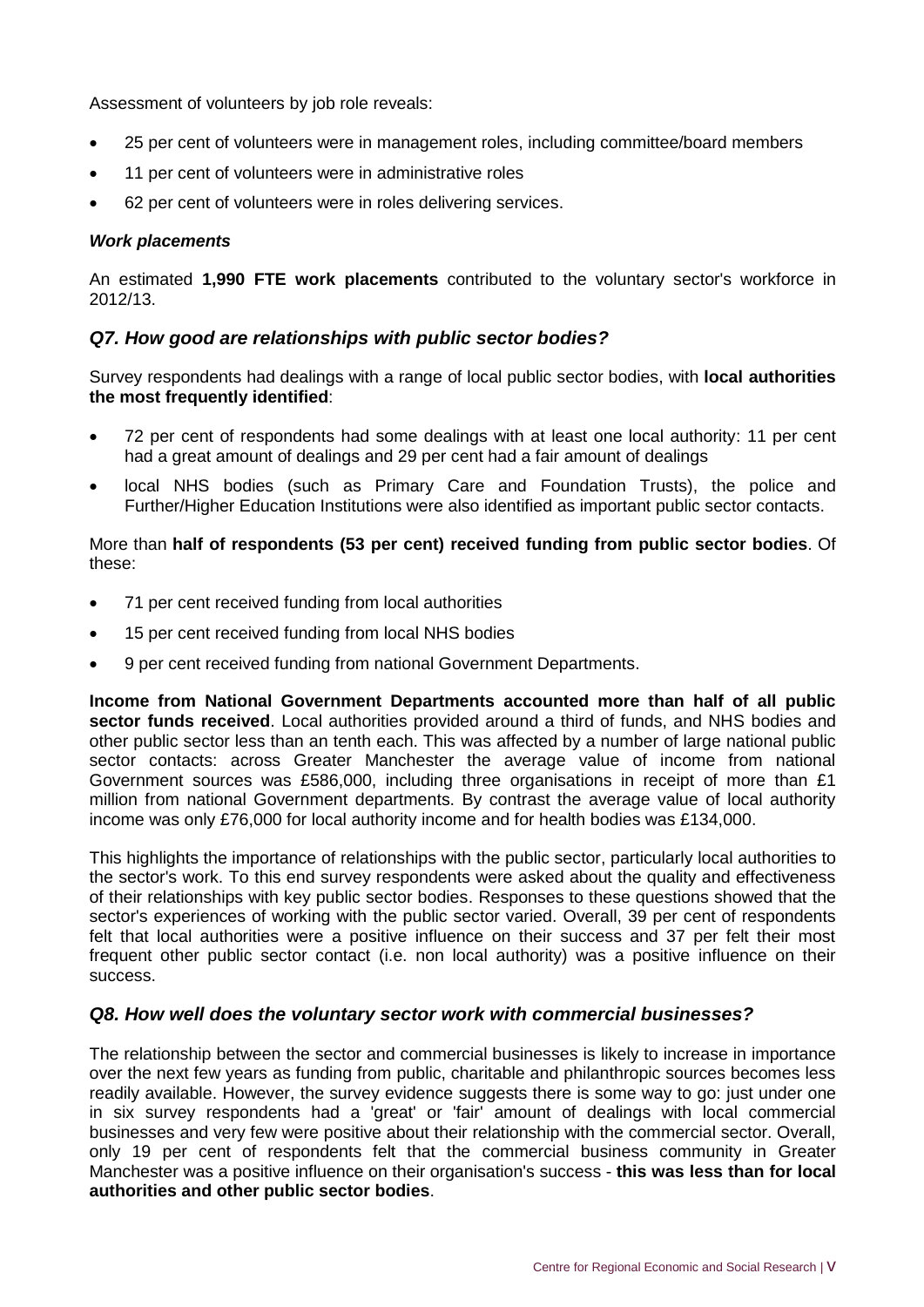Assessment of volunteers by job role reveals:

- 25 per cent of volunteers were in management roles, including committee/board members
- 11 per cent of volunteers were in administrative roles
- 62 per cent of volunteers were in roles delivering services.

***Work placements***

An estimated **1,990 FTE work placements** contributed to the voluntary sector's workforce in 2012/13.

## *Q7. How good are relationships with public sector bodies?*

Survey respondents had dealings with a range of local public sector bodies, with **local authorities the most frequently identified**:

- 72 per cent of respondents had some dealings with at least one local authority: 11 per cent had a great amount of dealings and 29 per cent had a fair amount of dealings
- local NHS bodies (such as Primary Care and Foundation Trusts), the police and Further/Higher Education Institutions were also identified as important public sector contacts.

More than **half of respondents (53 per cent) received funding from public sector bodies**. Of these:

- 71 per cent received funding from local authorities
- 15 per cent received funding from local NHS bodies
- 9 per cent received funding from national Government Departments.

**Income from National Government Departments accounted more than half of all public sector funds received**. Local authorities provided around a third of funds, and NHS bodies and other public sector less than an tenth each. This was affected by a number of large national public sector contacts: across Greater Manchester the average value of income from national Government sources was £586,000, including three organisations in receipt of more than £1 million from national Government departments. By contrast the average value of local authority income was only £76,000 for local authority income and for health bodies was £134,000.

This highlights the importance of relationships with the public sector, particularly local authorities to the sector's work. To this end survey respondents were asked about the quality and effectiveness of their relationships with key public sector bodies. Responses to these questions showed that the sector's experiences of working with the public sector varied. Overall, 39 per cent of respondents felt that local authorities were a positive influence on their success and 37 per felt their most frequent other public sector contact (i.e. non local authority) was a positive influence on their success.

## *Q8. How well does the voluntary sector work with commercial businesses?*

The relationship between the sector and commercial businesses is likely to increase in importance over the next few years as funding from public, charitable and philanthropic sources becomes less readily available. However, the survey evidence suggests there is some way to go: just under one in six survey respondents had a 'great' or 'fair' amount of dealings with local commercial businesses and very few were positive about their relationship with the commercial sector. Overall, only 19 per cent of respondents felt that the commercial business community in Greater Manchester was a positive influence on their organisation's success - **this was less than for local authorities and other public sector bodies**.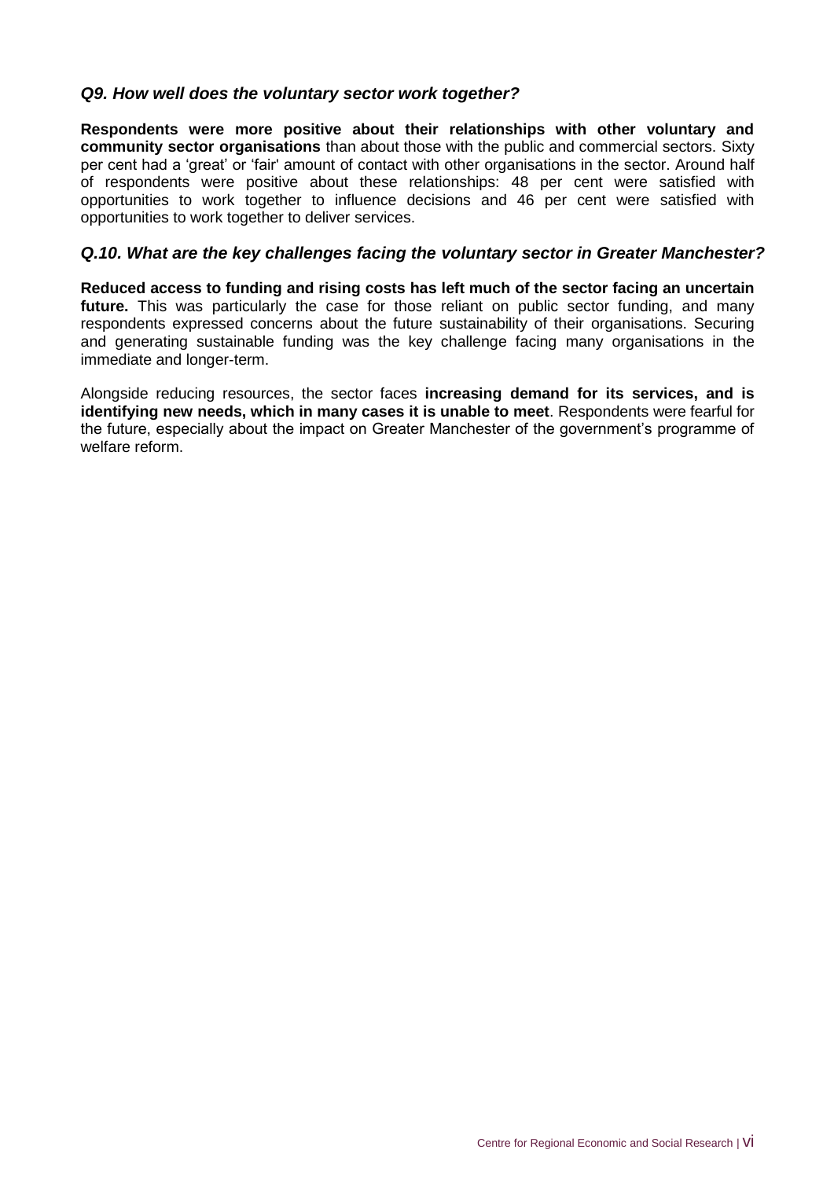### *Q9. How well does the voluntary sector work together?*

**Respondents were more positive about their relationships with other voluntary and community sector organisations** than about those with the public and commercial sectors. Sixty per cent had a 'great' or 'fair' amount of contact with other organisations in the sector. Around half of respondents were positive about these relationships: 48 per cent were satisfied with opportunities to work together to influence decisions and 46 per cent were satisfied with opportunities to work together to deliver services.

### *Q.10. What are the key challenges facing the voluntary sector in Greater Manchester?*

**Reduced access to funding and rising costs has left much of the sector facing an uncertain future.** This was particularly the case for those reliant on public sector funding, and many respondents expressed concerns about the future sustainability of their organisations. Securing and generating sustainable funding was the key challenge facing many organisations in the immediate and longer-term.

Alongside reducing resources, the sector faces **increasing demand for its services, and is identifying new needs, which in many cases it is unable to meet**. Respondents were fearful for the future, especially about the impact on Greater Manchester of the government's programme of welfare reform.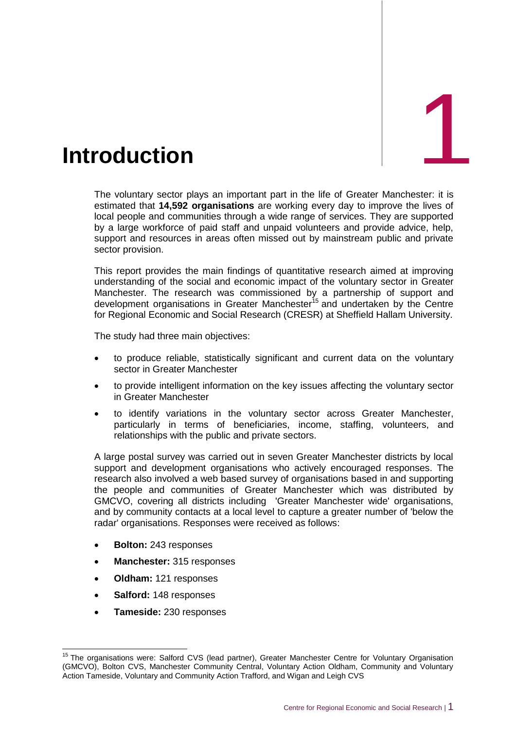# 1 Introduction

The voluntary sector plays an important part in the life of Greater Manchester: it is estimated that **14,592 organisations** are working every day to improve the lives of local people and communities through a wide range of services. They are supported by a large workforce of paid staff and unpaid volunteers and provide advice, help, support and resources in areas often missed out by mainstream public and private sector provision.

This report provides the main findings of quantitative research aimed at improving understanding of the social and economic impact of the voluntary sector in Greater Manchester. The research was commissioned by a partnership of support and development organisations in Greater Manchester[15] and undertaken by the Centre for Regional Economic and Social Research (CRESR) at Sheffield Hallam University.

The study had three main objectives:

- to produce reliable, statistically significant and current data on the voluntary sector in Greater Manchester
- to provide intelligent information on the key issues affecting the voluntary sector in Greater Manchester
- to identify variations in the voluntary sector across Greater Manchester, particularly in terms of beneficiaries, income, staffing, volunteers, and relationships with the public and private sectors.

A large postal survey was carried out in seven Greater Manchester districts by local support and development organisations who actively encouraged responses. The research also involved a web based survey of organisations based in and supporting the people and communities of Greater Manchester which was distributed by GMCVO, covering all districts including 'Greater Manchester wide' organisations, and by community contacts at a local level to capture a greater number of 'below the radar' organisations. Responses were received as follows:

- **Bolton:** 243 responses
- **Manchester:** 315 responses
- **Oldham:** 121 responses
- **Salford:** 148 responses
- **Tameside:** 230 responses

[15] The organisations were: Salford CVS (lead partner), Greater Manchester Centre for Voluntary Organisation (GMCVO), Bolton CVS, Manchester Community Central, Voluntary Action Oldham, Community and Voluntary Action Tameside, Voluntary and Community Action Trafford, and Wigan and Leigh CVS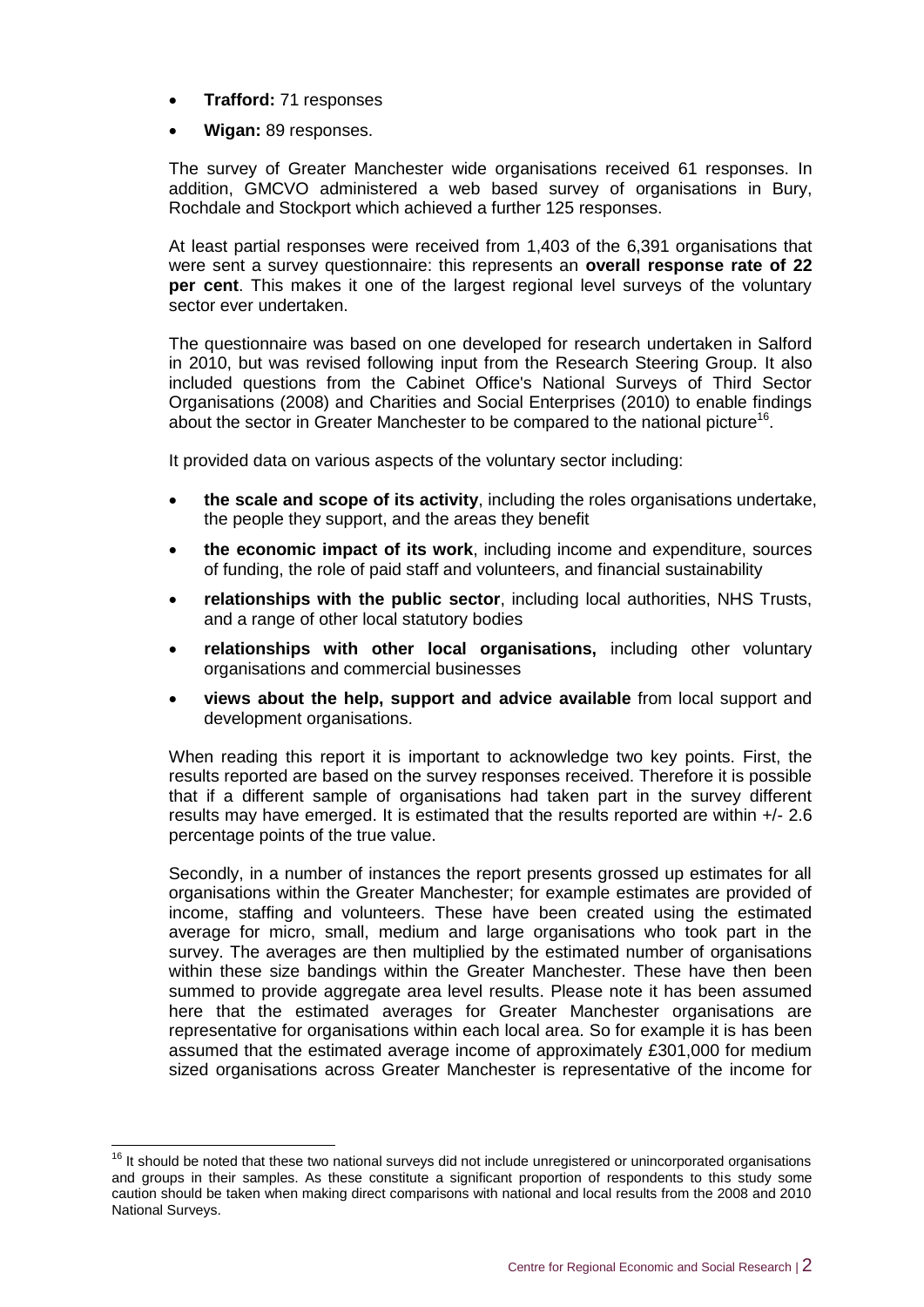- **Trafford:** 71 responses
- **Wigan:** 89 responses.

The survey of Greater Manchester wide organisations received 61 responses. In addition, GMCVO administered a web based survey of organisations in Bury, Rochdale and Stockport which achieved a further 125 responses.

At least partial responses were received from 1,403 of the 6,391 organisations that were sent a survey questionnaire: this represents an **overall response rate of 22 per cent**. This makes it one of the largest regional level surveys of the voluntary sector ever undertaken.

The questionnaire was based on one developed for research undertaken in Salford in 2010, but was revised following input from the Research Steering Group. It also included questions from the Cabinet Office's National Surveys of Third Sector Organisations (2008) and Charities and Social Enterprises (2010) to enable findings about the sector in Greater Manchester to be compared to the national picture[16].

It provided data on various aspects of the voluntary sector including:

- **the scale and scope of its activity**, including the roles organisations undertake, the people they support, and the areas they benefit
- **the economic impact of its work**, including income and expenditure, sources of funding, the role of paid staff and volunteers, and financial sustainability
- **relationships with the public sector**, including local authorities, NHS Trusts, and a range of other local statutory bodies
- **relationships with other local organisations,** including other voluntary organisations and commercial businesses
- **views about the help, support and advice available** from local support and development organisations.

When reading this report it is important to acknowledge two key points. First, the results reported are based on the survey responses received. Therefore it is possible that if a different sample of organisations had taken part in the survey different results may have emerged. It is estimated that the results reported are within +/- 2.6 percentage points of the true value.

Secondly, in a number of instances the report presents grossed up estimates for all organisations within the Greater Manchester; for example estimates are provided of income, staffing and volunteers. These have been created using the estimated average for micro, small, medium and large organisations who took part in the survey. The averages are then multiplied by the estimated number of organisations within these size bandings within the Greater Manchester. These have then been summed to provide aggregate area level results. Please note it has been assumed here that the estimated averages for Greater Manchester organisations are representative for organisations within each local area. So for example it is has been assumed that the estimated average income of approximately £301,000 for medium sized organisations across Greater Manchester is representative of the income for

[16] It should be noted that these two national surveys did not include unregistered or unincorporated organisations and groups in their samples. As these constitute a significant proportion of respondents to this study some caution should be taken when making direct comparisons with national and local results from the 2008 and 2010 National Surveys.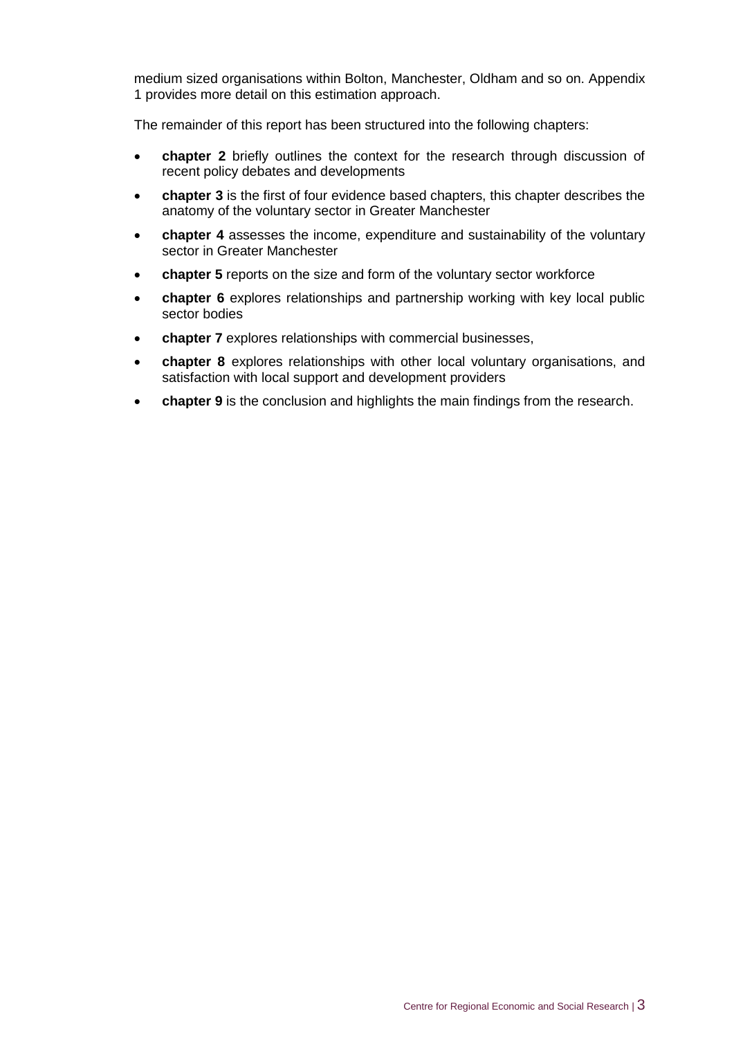medium sized organisations within Bolton, Manchester, Oldham and so on. Appendix 1 provides more detail on this estimation approach.

The remainder of this report has been structured into the following chapters:

- **chapter 2** briefly outlines the context for the research through discussion of recent policy debates and developments
- **chapter 3** is the first of four evidence based chapters, this chapter describes the anatomy of the voluntary sector in Greater Manchester
- **chapter 4** assesses the income, expenditure and sustainability of the voluntary sector in Greater Manchester
- **chapter 5** reports on the size and form of the voluntary sector workforce
- **chapter 6** explores relationships and partnership working with key local public sector bodies
- **chapter 7** explores relationships with commercial businesses,
- **chapter 8** explores relationships with other local voluntary organisations, and satisfaction with local support and development providers
- **chapter 9** is the conclusion and highlights the main findings from the research.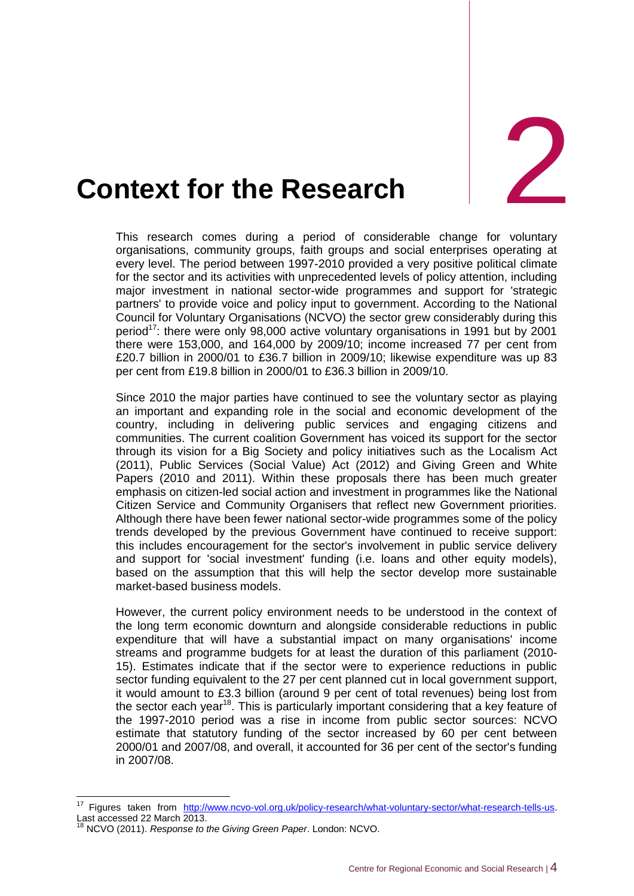# 2 Context for the Research

This research comes during a period of considerable change for voluntary organisations, community groups, faith groups and social enterprises operating at every level. The period between 1997-2010 provided a very positive political climate for the sector and its activities with unprecedented levels of policy attention, including major investment in national sector-wide programmes and support for 'strategic partners' to provide voice and policy input to government. According to the National Council for Voluntary Organisations (NCVO) the sector grew considerably during this period[17]: there were only 98,000 active voluntary organisations in 1991 but by 2001 there were 153,000, and 164,000 by 2009/10; income increased 77 per cent from £20.7 billion in 2000/01 to £36.7 billion in 2009/10; likewise expenditure was up 83 per cent from £19.8 billion in 2000/01 to £36.3 billion in 2009/10.

Since 2010 the major parties have continued to see the voluntary sector as playing an important and expanding role in the social and economic development of the country, including in delivering public services and engaging citizens and communities. The current coalition Government has voiced its support for the sector through its vision for a Big Society and policy initiatives such as the Localism Act (2011), Public Services (Social Value) Act (2012) and Giving Green and White Papers (2010 and 2011). Within these proposals there has been much greater emphasis on citizen-led social action and investment in programmes like the National Citizen Service and Community Organisers that reflect new Government priorities. Although there have been fewer national sector-wide programmes some of the policy trends developed by the previous Government have continued to receive support: this includes encouragement for the sector's involvement in public service delivery and support for 'social investment' funding (i.e. loans and other equity models), based on the assumption that this will help the sector develop more sustainable market-based business models.

However, the current policy environment needs to be understood in the context of the long term economic downturn and alongside considerable reductions in public expenditure that will have a substantial impact on many organisations' income streams and programme budgets for at least the duration of this parliament (2010-15). Estimates indicate that if the sector were to experience reductions in public sector funding equivalent to the 27 per cent planned cut in local government support, it would amount to £3.3 billion (around 9 per cent of total revenues) being lost from the sector each year[18]. This is particularly important considering that a key feature of the 1997-2010 period was a rise in income from public sector sources: NCVO estimate that statutory funding of the sector increased by 60 per cent between 2000/01 and 2007/08, and overall, it accounted for 36 per cent of the sector's funding in 2007/08.

---

[17] Figures taken from http://www.ncvo-vol.org.uk/policy-research/what-voluntary-sector/what-research-tells-us. Last accessed 22 March 2013.

[18] NCVO (2011). *Response to the Giving Green Paper*. London: NCVO.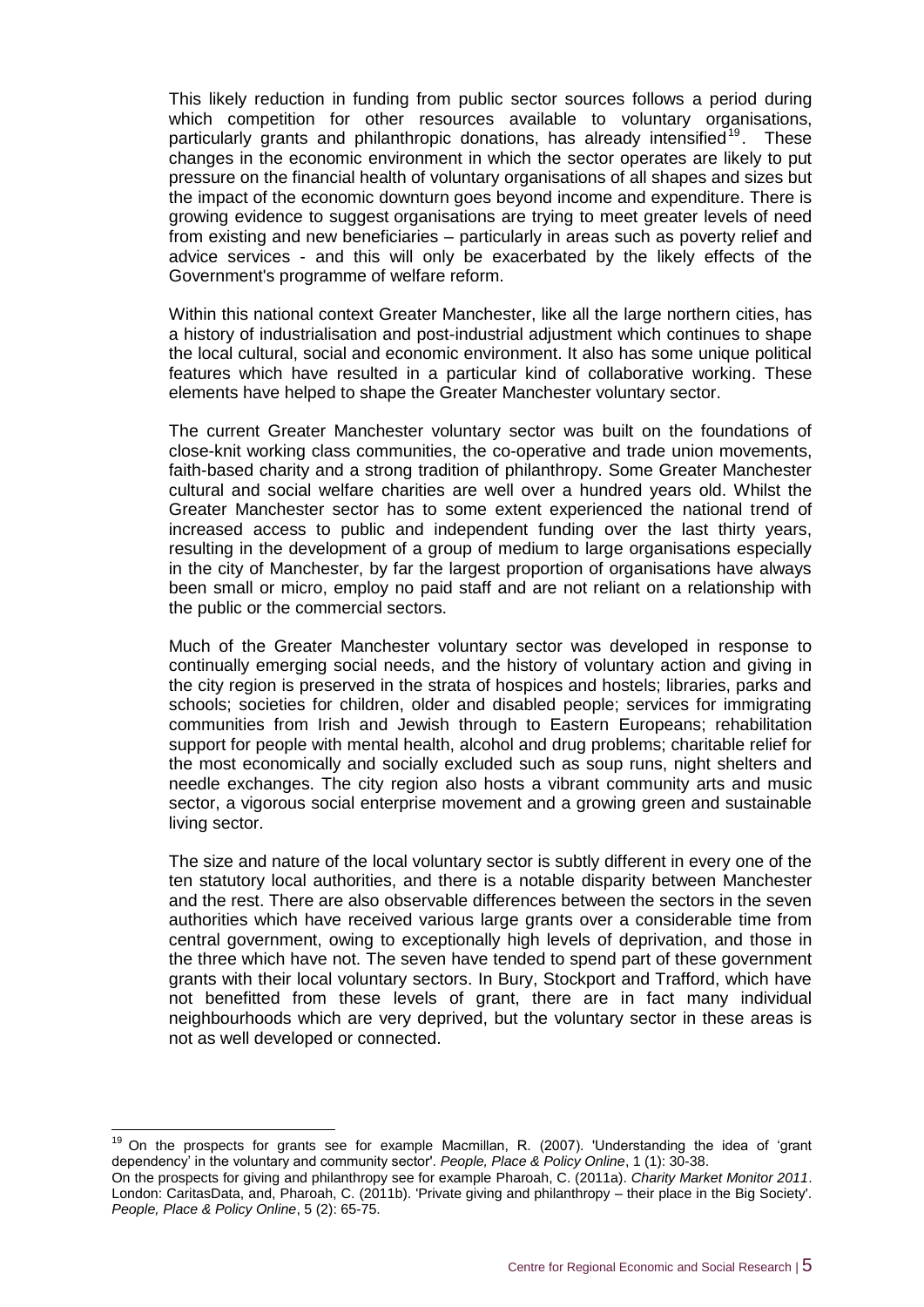This likely reduction in funding from public sector sources follows a period during which competition for other resources available to voluntary organisations, particularly grants and philanthropic donations, has already intensified[19]. These changes in the economic environment in which the sector operates are likely to put pressure on the financial health of voluntary organisations of all shapes and sizes but the impact of the economic downturn goes beyond income and expenditure. There is growing evidence to suggest organisations are trying to meet greater levels of need from existing and new beneficiaries – particularly in areas such as poverty relief and advice services - and this will only be exacerbated by the likely effects of the Government's programme of welfare reform.

Within this national context Greater Manchester, like all the large northern cities, has a history of industrialisation and post-industrial adjustment which continues to shape the local cultural, social and economic environment. It also has some unique political features which have resulted in a particular kind of collaborative working. These elements have helped to shape the Greater Manchester voluntary sector.

The current Greater Manchester voluntary sector was built on the foundations of close-knit working class communities, the co-operative and trade union movements, faith-based charity and a strong tradition of philanthropy. Some Greater Manchester cultural and social welfare charities are well over a hundred years old. Whilst the Greater Manchester sector has to some extent experienced the national trend of increased access to public and independent funding over the last thirty years, resulting in the development of a group of medium to large organisations especially in the city of Manchester, by far the largest proportion of organisations have always been small or micro, employ no paid staff and are not reliant on a relationship with the public or the commercial sectors.

Much of the Greater Manchester voluntary sector was developed in response to continually emerging social needs, and the history of voluntary action and giving in the city region is preserved in the strata of hospices and hostels; libraries, parks and schools; societies for children, older and disabled people; services for immigrating communities from Irish and Jewish through to Eastern Europeans; rehabilitation support for people with mental health, alcohol and drug problems; charitable relief for the most economically and socially excluded such as soup runs, night shelters and needle exchanges. The city region also hosts a vibrant community arts and music sector, a vigorous social enterprise movement and a growing green and sustainable living sector.

The size and nature of the local voluntary sector is subtly different in every one of the ten statutory local authorities, and there is a notable disparity between Manchester and the rest. There are also observable differences between the sectors in the seven authorities which have received various large grants over a considerable time from central government, owing to exceptionally high levels of deprivation, and those in the three which have not. The seven have tended to spend part of these government grants with their local voluntary sectors. In Bury, Stockport and Trafford, which have not benefitted from these levels of grant, there are in fact many individual neighbourhoods which are very deprived, but the voluntary sector in these areas is not as well developed or connected.

---

[19] On the prospects for grants see for example Macmillan, R. (2007). 'Understanding the idea of 'grant dependency' in the voluntary and community sector'. *People, Place & Policy Online*, 1 (1): 30-38.
On the prospects for giving and philanthropy see for example Pharoah, C. (2011a). *Charity Market Monitor 2011*. London: CaritasData, and, Pharoah, C. (2011b). 'Private giving and philanthropy – their place in the Big Society'. *People, Place & Policy Online*, 5 (2): 65-75.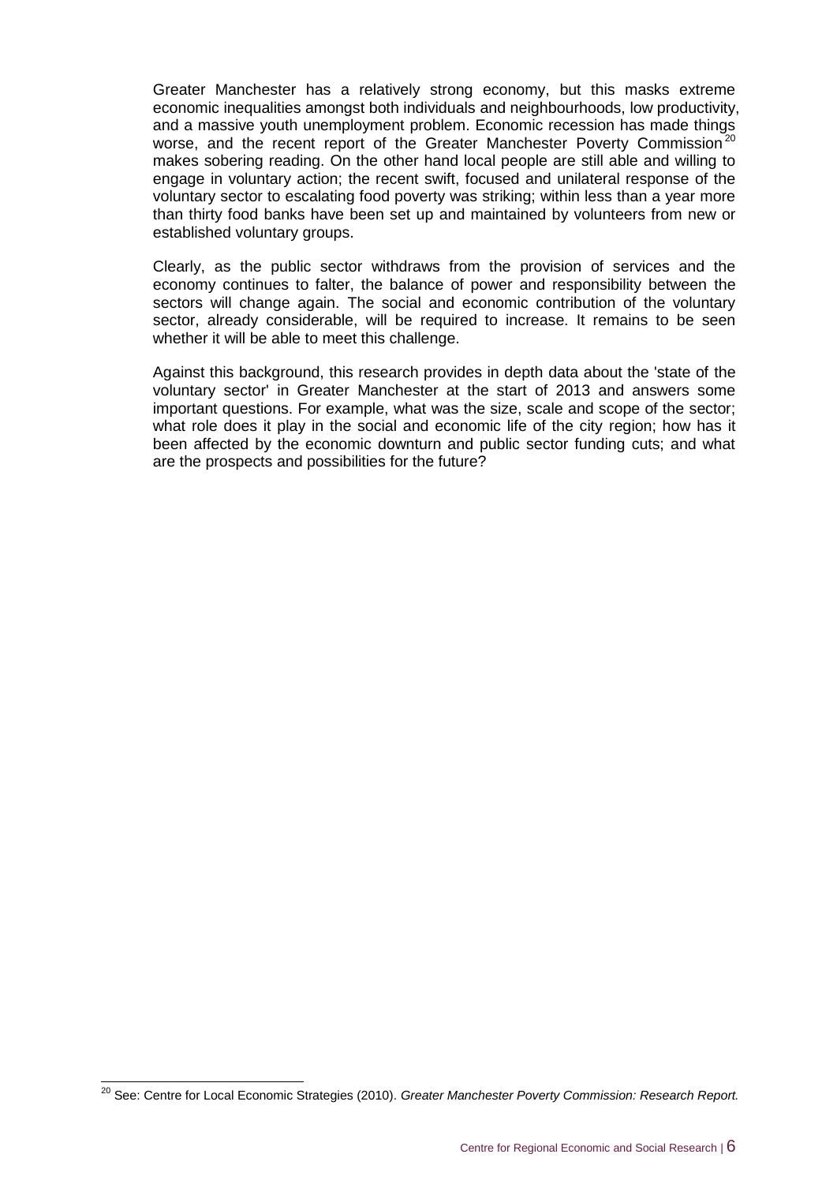Greater Manchester has a relatively strong economy, but this masks extreme economic inequalities amongst both individuals and neighbourhoods, low productivity, and a massive youth unemployment problem. Economic recession has made things worse, and the recent report of the Greater Manchester Poverty Commission[20] makes sobering reading. On the other hand local people are still able and willing to engage in voluntary action; the recent swift, focused and unilateral response of the voluntary sector to escalating food poverty was striking; within less than a year more than thirty food banks have been set up and maintained by volunteers from new or established voluntary groups.

Clearly, as the public sector withdraws from the provision of services and the economy continues to falter, the balance of power and responsibility between the sectors will change again. The social and economic contribution of the voluntary sector, already considerable, will be required to increase. It remains to be seen whether it will be able to meet this challenge.

Against this background, this research provides in depth data about the 'state of the voluntary sector' in Greater Manchester at the start of 2013 and answers some important questions. For example, what was the size, scale and scope of the sector; what role does it play in the social and economic life of the city region; how has it been affected by the economic downturn and public sector funding cuts; and what are the prospects and possibilities for the future?

---

[20] See: Centre for Local Economic Strategies (2010). *Greater Manchester Poverty Commission: Research Report.*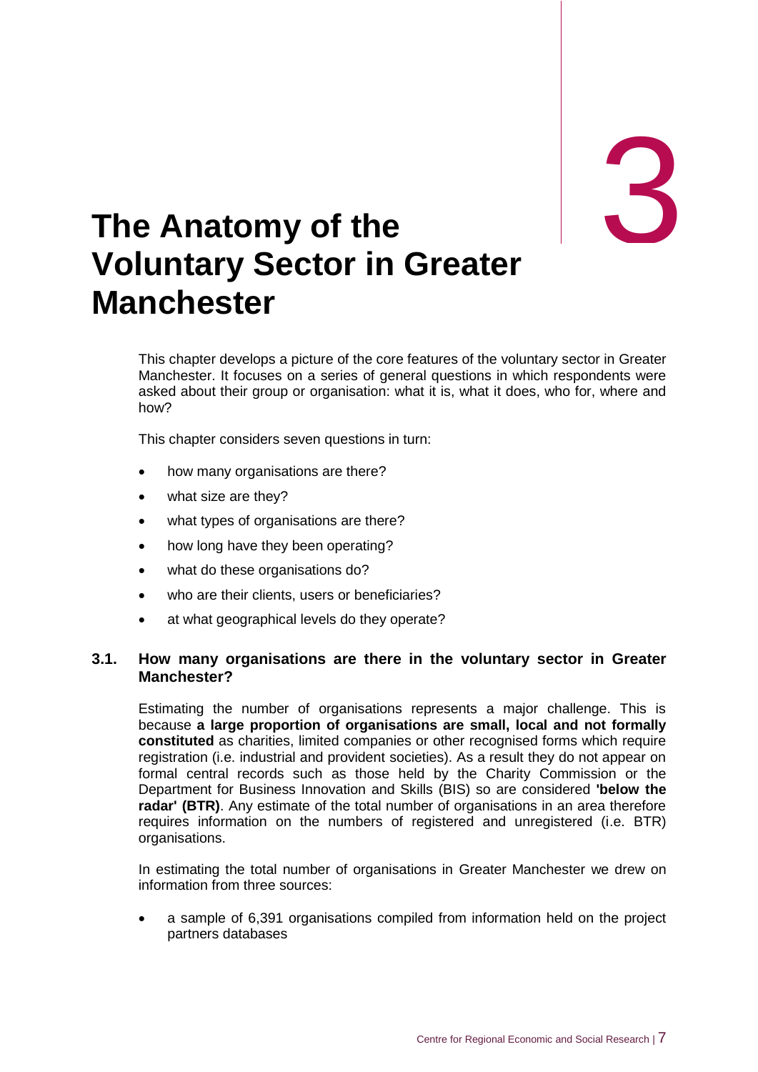# 3

# The Anatomy of the Voluntary Sector in Greater Manchester

This chapter develops a picture of the core features of the voluntary sector in Greater Manchester. It focuses on a series of general questions in which respondents were asked about their group or organisation: what it is, what it does, who for, where and how?

This chapter considers seven questions in turn:

- how many organisations are there?
- what size are they?
- what types of organisations are there?
- how long have they been operating?
- what do these organisations do?
- who are their clients, users or beneficiaries?
- at what geographical levels do they operate?

## 3.1. How many organisations are there in the voluntary sector in Greater Manchester?

Estimating the number of organisations represents a major challenge. This is because **a large proportion of organisations are small, local and not formally constituted** as charities, limited companies or other recognised forms which require registration (i.e. industrial and provident societies). As a result they do not appear on formal central records such as those held by the Charity Commission or the Department for Business Innovation and Skills (BIS) so are considered **'below the radar' (BTR)**. Any estimate of the total number of organisations in an area therefore requires information on the numbers of registered and unregistered (i.e. BTR) organisations.

In estimating the total number of organisations in Greater Manchester we drew on information from three sources:

- a sample of 6,391 organisations compiled from information held on the project partners databases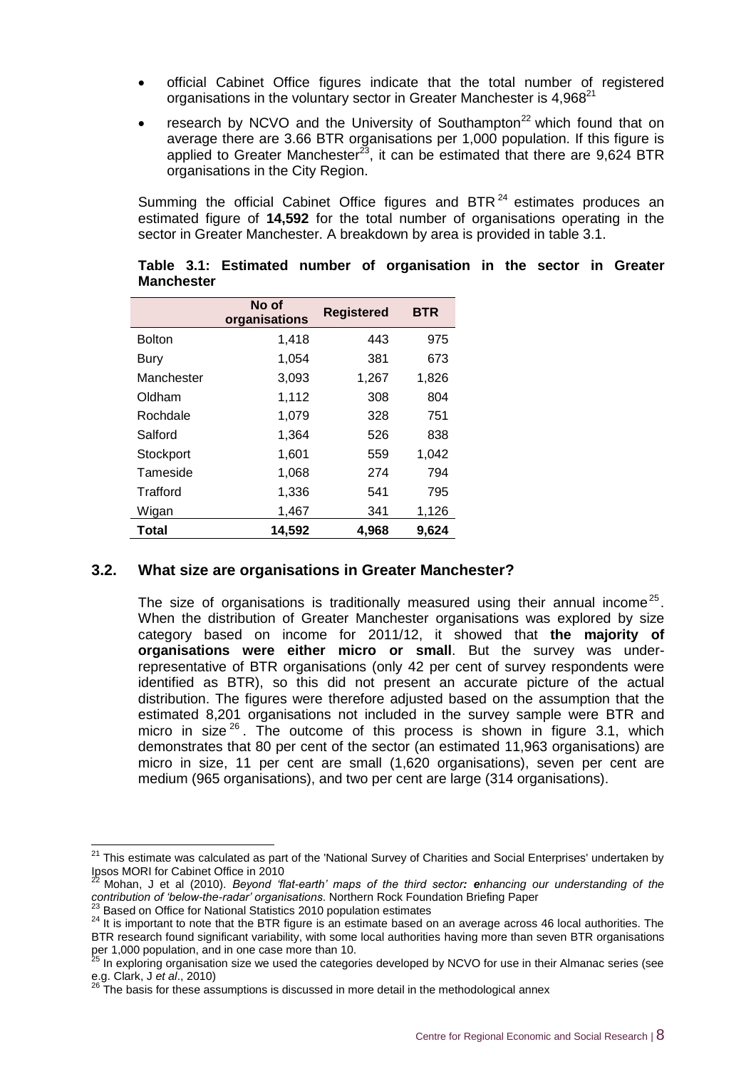- official Cabinet Office figures indicate that the total number of registered organisations in the voluntary sector in Greater Manchester is 4,968[21]
- research by NCVO and the University of Southampton[22] which found that on average there are 3.66 BTR organisations per 1,000 population. If this figure is applied to Greater Manchester[23], it can be estimated that there are 9,624 BTR organisations in the City Region.

Summing the official Cabinet Office figures and BTR[24] estimates produces an estimated figure of **14,592** for the total number of organisations operating in the sector in Greater Manchester. A breakdown by area is provided in table 3.1.

**Table 3.1: Estimated number of organisation in the sector in Greater Manchester**

| | No of organisations | Registered | BTR |
|---|---|---|---|
| Bolton | 1,418 | 443 | 975 |
| Bury | 1,054 | 381 | 673 |
| Manchester | 3,093 | 1,267 | 1,826 |
| Oldham | 1,112 | 308 | 804 |
| Rochdale | 1,079 | 328 | 751 |
| Salford | 1,364 | 526 | 838 |
| Stockport | 1,601 | 559 | 1,042 |
| Tameside | 1,068 | 274 | 794 |
| Trafford | 1,336 | 541 | 795 |
| Wigan | 1,467 | 341 | 1,126 |
| **Total** | **14,592** | **4,968** | **9,624** |

## 3.2. What size are organisations in Greater Manchester?

The size of organisations is traditionally measured using their annual income[25]. When the distribution of Greater Manchester organisations was explored by size category based on income for 2011/12, it showed that **the majority of organisations were either micro or small**. But the survey was under-representative of BTR organisations (only 42 per cent of survey respondents were identified as BTR), so this did not present an accurate picture of the actual distribution. The figures were therefore adjusted based on the assumption that the estimated 8,201 organisations not included in the survey sample were BTR and micro in size[26]. The outcome of this process is shown in figure 3.1, which demonstrates that 80 per cent of the sector (an estimated 11,963 organisations) are micro in size, 11 per cent are small (1,620 organisations), seven per cent are medium (965 organisations), and two per cent are large (314 organisations).

[21] This estimate was calculated as part of the 'National Survey of Charities and Social Enterprises' undertaken by Ipsos MORI for Cabinet Office in 2010

[22] Mohan, J et al (2010). *Beyond 'flat-earth' maps of the third sector: enhancing our understanding of the contribution of 'below-the-radar' organisations*. Northern Rock Foundation Briefing Paper

[23] Based on Office for National Statistics 2010 population estimates

[24] It is important to note that the BTR figure is an estimate based on an average across 46 local authorities. The BTR research found significant variability, with some local authorities having more than seven BTR organisations per 1,000 population, and in one case more than 10.

[25] In exploring organisation size we used the categories developed by NCVO for use in their Almanac series (see e.g. Clark, J *et al*., 2010)

[26] The basis for these assumptions is discussed in more detail in the methodological annex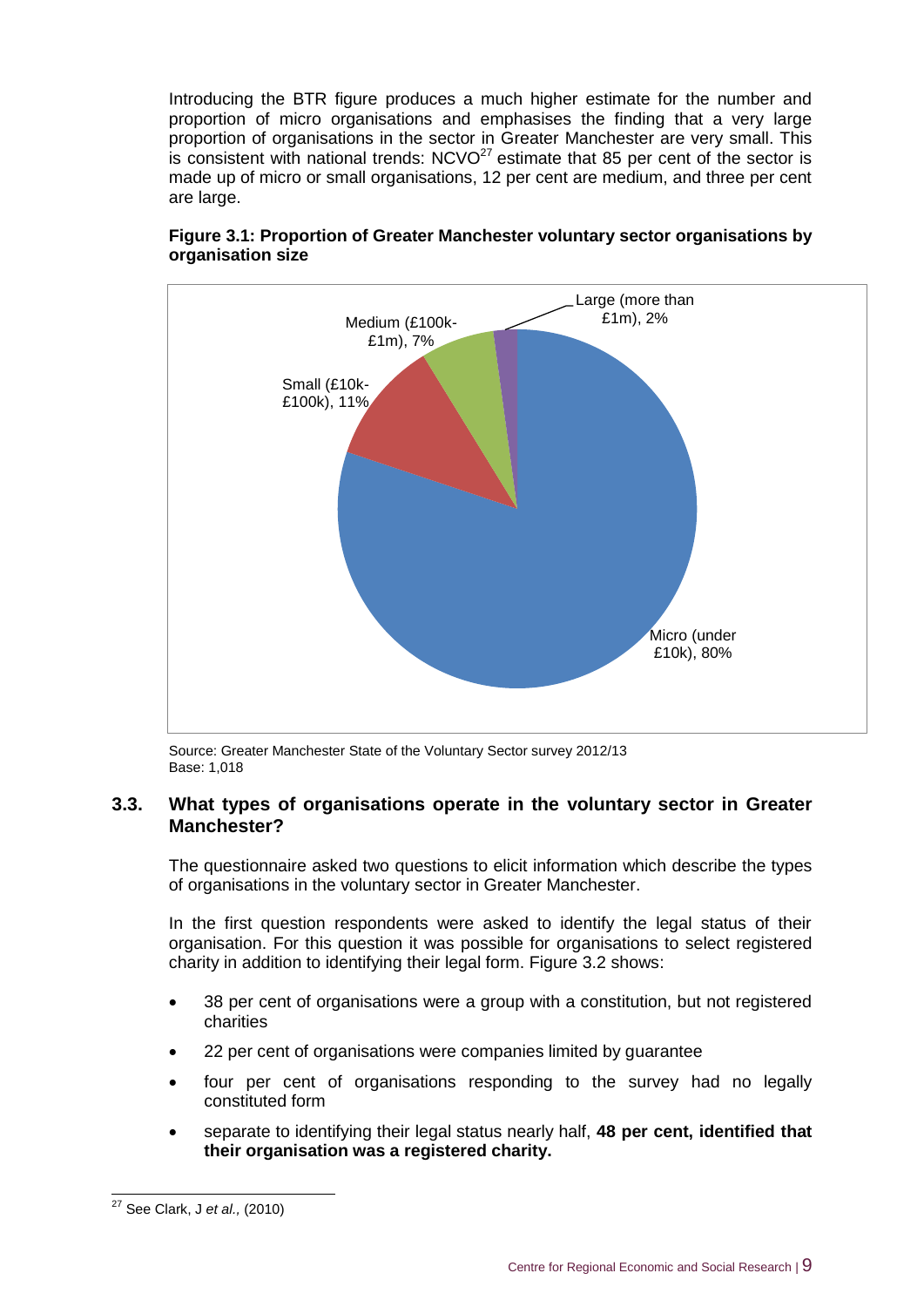Introducing the BTR figure produces a much higher estimate for the number and proportion of micro organisations and emphasises the finding that a very large proportion of organisations in the sector in Greater Manchester are very small. This is consistent with national trends: NCVO[27] estimate that 85 per cent of the sector is made up of micro or small organisations, 12 per cent are medium, and three per cent are large.

**Figure 3.1: Proportion of Greater Manchester voluntary sector organisations by organisation size**

Source: Greater Manchester State of the Voluntary Sector survey 2012/13
Base: 1,018

## 3.3. What types of organisations operate in the voluntary sector in Greater Manchester?

The questionnaire asked two questions to elicit information which describe the types of organisations in the voluntary sector in Greater Manchester.

In the first question respondents were asked to identify the legal status of their organisation. For this question it was possible for organisations to select registered charity in addition to identifying their legal form. Figure 3.2 shows:

- 38 per cent of organisations were a group with a constitution, but not registered charities
- 22 per cent of organisations were companies limited by guarantee
- four per cent of organisations responding to the survey had no legally constituted form
- separate to identifying their legal status nearly half, **48 per cent, identified that their organisation was a registered charity.**

---

[27] See Clark, J *et al.,* (2010)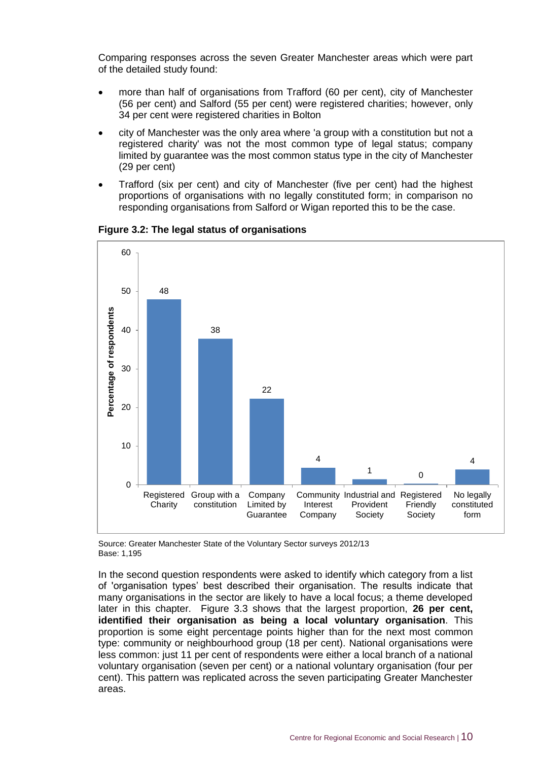Comparing responses across the seven Greater Manchester areas which were part of the detailed study found:

- more than half of organisations from Trafford (60 per cent), city of Manchester (56 per cent) and Salford (55 per cent) were registered charities; however, only 34 per cent were registered charities in Bolton
- city of Manchester was the only area where 'a group with a constitution but not a registered charity' was not the most common type of legal status; company limited by guarantee was the most common status type in the city of Manchester (29 per cent)
- Trafford (six per cent) and city of Manchester (five per cent) had the highest proportions of organisations with no legally constituted form; in comparison no responding organisations from Salford or Wigan reported this to be the case.

**Figure 3.2: The legal status of organisations**

| Legal status | Percentage of respondents |
|---|---|
| Registered Charity | 48 |
| Group with a constitution | 38 |
| Company Limited by Guarantee | 22 |
| Community Interest Company | 4 |
| Industrial and Provident Society | 1 |
| Registered Friendly Society | 0 |
| No legally constituted form | 4 |

Source: Greater Manchester State of the Voluntary Sector surveys 2012/13
Base: 1,195

In the second question respondents were asked to identify which category from a list of 'organisation types' best described their organisation. The results indicate that many organisations in the sector are likely to have a local focus; a theme developed later in this chapter. Figure 3.3 shows that the largest proportion, **26 per cent, identified their organisation as being a local voluntary organisation**. This proportion is some eight percentage points higher than for the next most common type: community or neighbourhood group (18 per cent). National organisations were less common: just 11 per cent of respondents were either a local branch of a national voluntary organisation (seven per cent) or a national voluntary organisation (four per cent). This pattern was replicated across the seven participating Greater Manchester areas.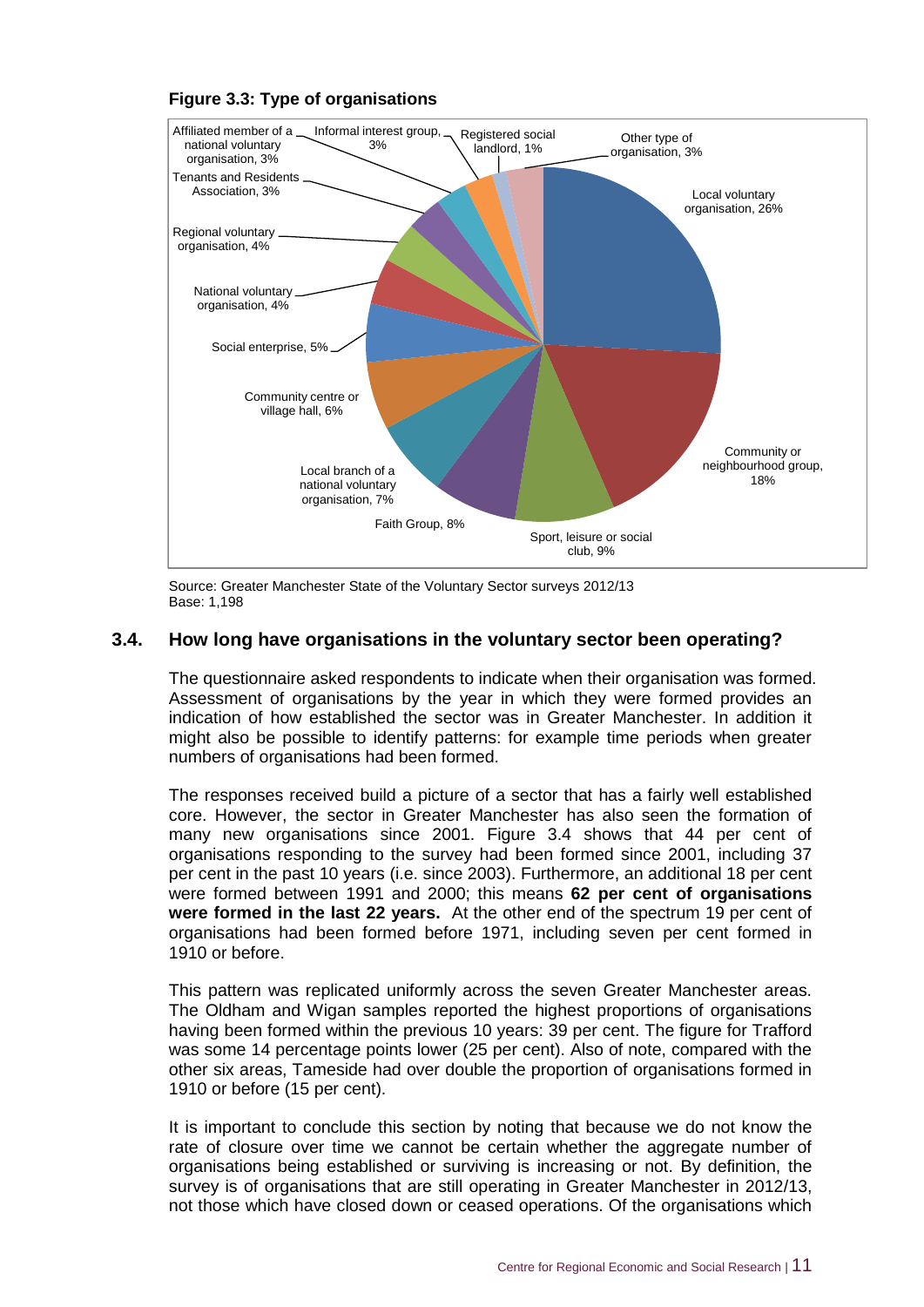**Figure 3.3: Type of organisations**

Source: Greater Manchester State of the Voluntary Sector surveys 2012/13
Base: 1,198

### 3.4. How long have organisations in the voluntary sector been operating?

The questionnaire asked respondents to indicate when their organisation was formed. Assessment of organisations by the year in which they were formed provides an indication of how established the sector was in Greater Manchester. In addition it might also be possible to identify patterns: for example time periods when greater numbers of organisations had been formed.

The responses received build a picture of a sector that has a fairly well established core. However, the sector in Greater Manchester has also seen the formation of many new organisations since 2001. Figure 3.4 shows that 44 per cent of organisations responding to the survey had been formed since 2001, including 37 per cent in the past 10 years (i.e. since 2003). Furthermore, an additional 18 per cent were formed between 1991 and 2000; this means **62 per cent of organisations were formed in the last 22 years.** At the other end of the spectrum 19 per cent of organisations had been formed before 1971, including seven per cent formed in 1910 or before.

This pattern was replicated uniformly across the seven Greater Manchester areas. The Oldham and Wigan samples reported the highest proportions of organisations having been formed within the previous 10 years: 39 per cent. The figure for Trafford was some 14 percentage points lower (25 per cent). Also of note, compared with the other six areas, Tameside had over double the proportion of organisations formed in 1910 or before (15 per cent).

It is important to conclude this section by noting that because we do not know the rate of closure over time we cannot be certain whether the aggregate number of organisations being established or surviving is increasing or not. By definition, the survey is of organisations that are still operating in Greater Manchester in 2012/13, not those which have closed down or ceased operations. Of the organisations which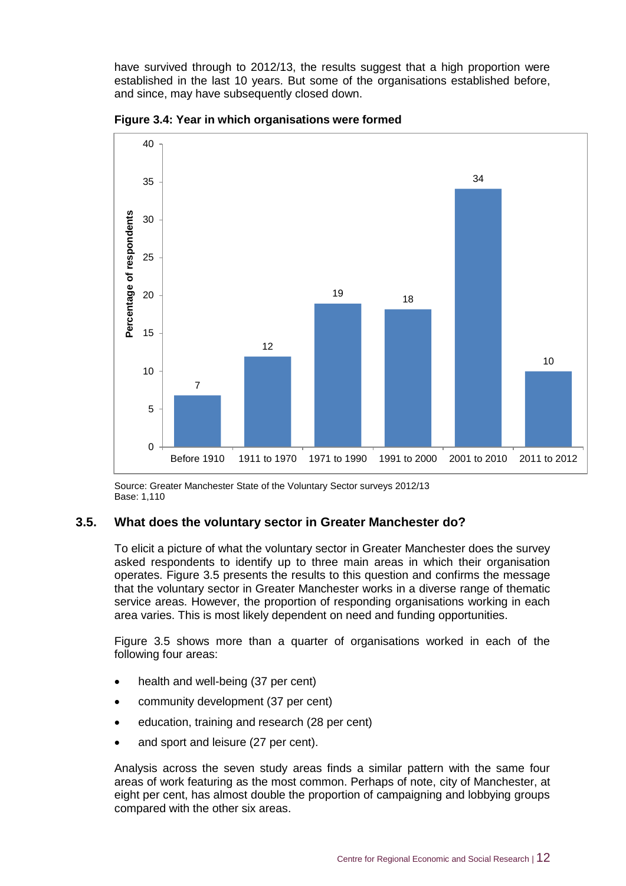have survived through to 2012/13, the results suggest that a high proportion were established in the last 10 years. But some of the organisations established before, and since, may have subsequently closed down.

**Figure 3.4: Year in which organisations were formed**

| Year formed | Percentage of respondents |
|---|---|
| Before 1910 | 7 |
| 1911 to 1970 | 12 |
| 1971 to 1990 | 19 |
| 1991 to 2000 | 18 |
| 2001 to 2010 | 34 |
| 2011 to 2012 | 10 |

Source: Greater Manchester State of the Voluntary Sector surveys 2012/13
Base: 1,110

## 3.5. What does the voluntary sector in Greater Manchester do?

To elicit a picture of what the voluntary sector in Greater Manchester does the survey asked respondents to identify up to three main areas in which their organisation operates. Figure 3.5 presents the results to this question and confirms the message that the voluntary sector in Greater Manchester works in a diverse range of thematic service areas. However, the proportion of responding organisations working in each area varies. This is most likely dependent on need and funding opportunities.

Figure 3.5 shows more than a quarter of organisations worked in each of the following four areas:

- health and well-being (37 per cent)
- community development (37 per cent)
- education, training and research (28 per cent)
- and sport and leisure (27 per cent).

Analysis across the seven study areas finds a similar pattern with the same four areas of work featuring as the most common. Perhaps of note, city of Manchester, at eight per cent, has almost double the proportion of campaigning and lobbying groups compared with the other six areas.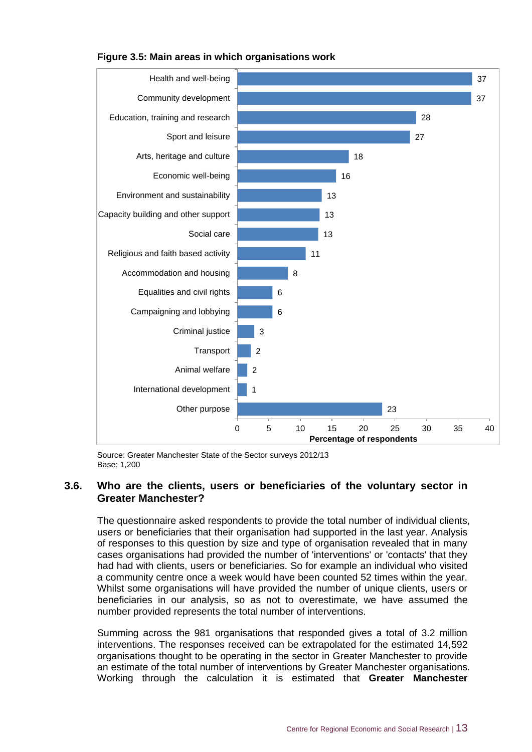**Figure 3.5: Main areas in which organisations work**

| Area | Percentage of respondents |
|---|---|
| Health and well-being | 37 |
| Community development | 37 |
| Education, training and research | 28 |
| Sport and leisure | 27 |
| Arts, heritage and culture | 18 |
| Economic well-being | 16 |
| Environment and sustainability | 13 |
| Capacity building and other support | 13 |
| Social care | 13 |
| Religious and faith based activity | 11 |
| Accommodation and housing | 8 |
| Equalities and civil rights | 6 |
| Campaigning and lobbying | 6 |
| Criminal justice | 3 |
| Transport | 2 |
| Animal welfare | 2 |
| International development | 1 |
| Other purpose | 23 |

Source: Greater Manchester State of the Sector surveys 2012/13
Base: 1,200

## 3.6. Who are the clients, users or beneficiaries of the voluntary sector in Greater Manchester?

The questionnaire asked respondents to provide the total number of individual clients, users or beneficiaries that their organisation had supported in the last year. Analysis of responses to this question by size and type of organisation revealed that in many cases organisations had provided the number of 'interventions' or 'contacts' that they had had with clients, users or beneficiaries. So for example an individual who visited a community centre once a week would have been counted 52 times within the year. Whilst some organisations will have provided the number of unique clients, users or beneficiaries in our analysis, so as not to overestimate, we have assumed the number provided represents the total number of interventions.

Summing across the 981 organisations that responded gives a total of 3.2 million interventions. The responses received can be extrapolated for the estimated 14,592 organisations thought to be operating in the sector in Greater Manchester to provide an estimate of the total number of interventions by Greater Manchester organisations. Working through the calculation it is estimated that **Greater Manchester**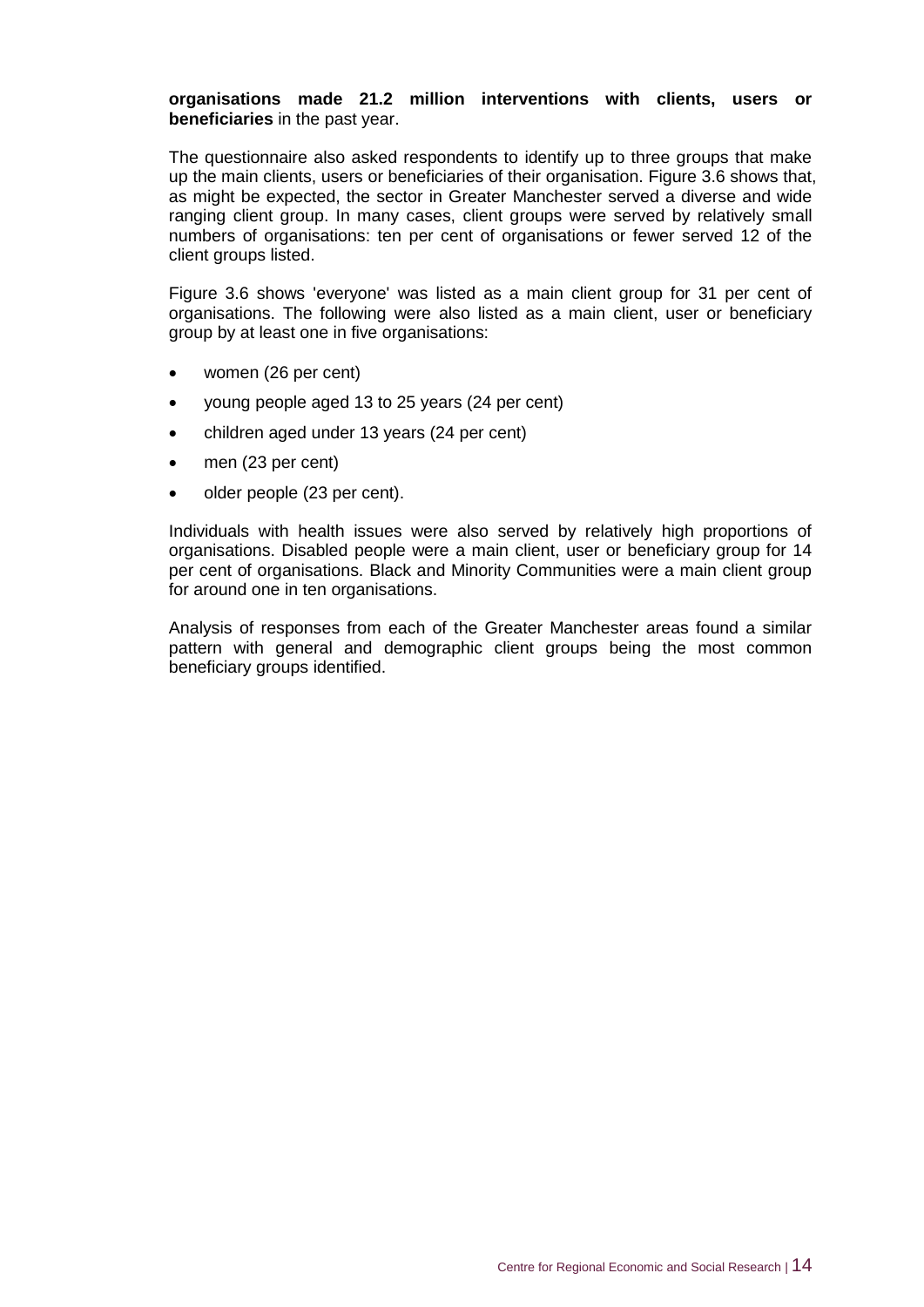**organisations made 21.2 million interventions with clients, users or beneficiaries** in the past year.

The questionnaire also asked respondents to identify up to three groups that make up the main clients, users or beneficiaries of their organisation. Figure 3.6 shows that, as might be expected, the sector in Greater Manchester served a diverse and wide ranging client group. In many cases, client groups were served by relatively small numbers of organisations: ten per cent of organisations or fewer served 12 of the client groups listed.

Figure 3.6 shows 'everyone' was listed as a main client group for 31 per cent of organisations. The following were also listed as a main client, user or beneficiary group by at least one in five organisations:

- women (26 per cent)
- young people aged 13 to 25 years (24 per cent)
- children aged under 13 years (24 per cent)
- men (23 per cent)
- older people (23 per cent).

Individuals with health issues were also served by relatively high proportions of organisations. Disabled people were a main client, user or beneficiary group for 14 per cent of organisations. Black and Minority Communities were a main client group for around one in ten organisations.

Analysis of responses from each of the Greater Manchester areas found a similar pattern with general and demographic client groups being the most common beneficiary groups identified.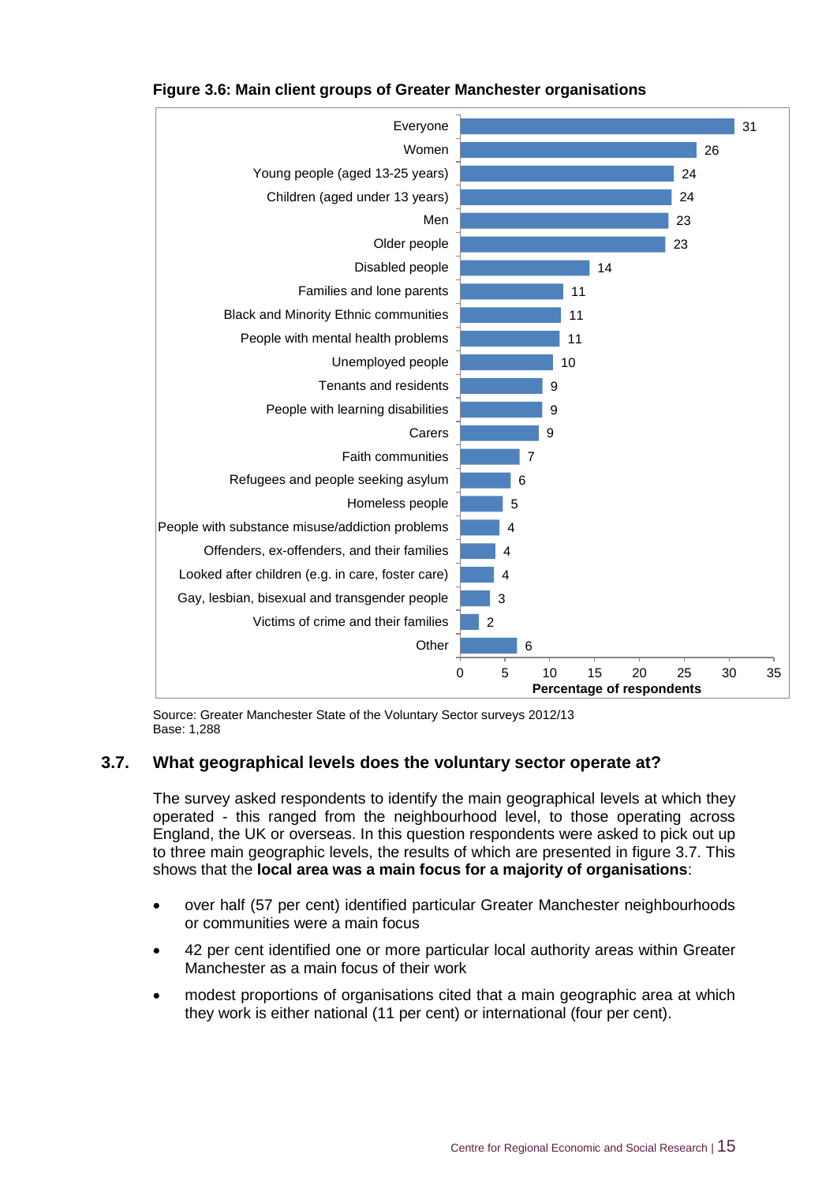**Figure 3.6: Main client groups of Greater Manchester organisations**

| Client group | Percentage of respondents |
|---|---|
| Everyone | 31 |
| Women | 26 |
| Young people (aged 13-25 years) | 24 |
| Children (aged under 13 years) | 24 |
| Men | 23 |
| Older people | 23 |
| Disabled people | 14 |
| Families and lone parents | 11 |
| Black and Minority Ethnic communities | 11 |
| People with mental health problems | 11 |
| Unemployed people | 10 |
| Tenants and residents | 9 |
| People with learning disabilities | 9 |
| Carers | 9 |
| Faith communities | 7 |
| Refugees and people seeking asylum | 6 |
| Homeless people | 5 |
| People with substance misuse/addiction problems | 4 |
| Offenders, ex-offenders, and their families | 4 |
| Looked after children (e.g. in care, foster care) | 4 |
| Gay, lesbian, bisexual and transgender people | 3 |
| Victims of crime and their families | 2 |
| Other | 6 |

Source: Greater Manchester State of the Voluntary Sector surveys 2012/13
Base: 1,288

## 3.7. What geographical levels does the voluntary sector operate at?

The survey asked respondents to identify the main geographical levels at which they operated - this ranged from the neighbourhood level, to those operating across England, the UK or overseas. In this question respondents were asked to pick out up to three main geographic levels, the results of which are presented in figure 3.7. This shows that the **local area was a main focus for a majority of organisations**:

- over half (57 per cent) identified particular Greater Manchester neighbourhoods or communities were a main focus
- 42 per cent identified one or more particular local authority areas within Greater Manchester as a main focus of their work
- modest proportions of organisations cited that a main geographic area at which they work is either national (11 per cent) or international (four per cent).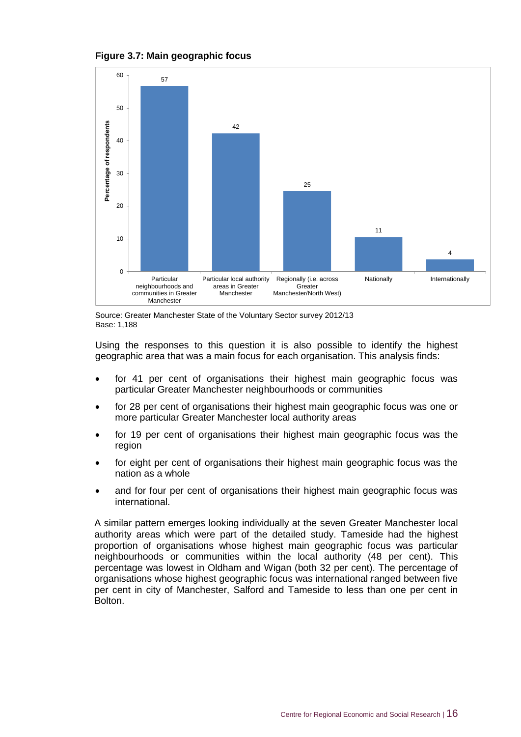**Figure 3.7: Main geographic focus**

| Main geographic focus | Percentage of respondents |
|---|---|
| Particular neighbourhoods and communities in Greater Manchester | 57 |
| Particular local authority areas in Greater Manchester | 42 |
| Regionally (i.e. across Greater Manchester/North West) | 25 |
| Nationally | 11 |
| Internationally | 4 |

Source: Greater Manchester State of the Voluntary Sector survey 2012/13
Base: 1,188

Using the responses to this question it is also possible to identify the highest geographic area that was a main focus for each organisation. This analysis finds:

- for 41 per cent of organisations their highest main geographic focus was particular Greater Manchester neighbourhoods or communities
- for 28 per cent of organisations their highest main geographic focus was one or more particular Greater Manchester local authority areas
- for 19 per cent of organisations their highest main geographic focus was the region
- for eight per cent of organisations their highest main geographic focus was the nation as a whole
- and for four per cent of organisations their highest main geographic focus was international.

A similar pattern emerges looking individually at the seven Greater Manchester local authority areas which were part of the detailed study. Tameside had the highest proportion of organisations whose highest main geographic focus was particular neighbourhoods or communities within the local authority (48 per cent). This percentage was lowest in Oldham and Wigan (both 32 per cent). The percentage of organisations whose highest geographic focus was international ranged between five per cent in city of Manchester, Salford and Tameside to less than one per cent in Bolton.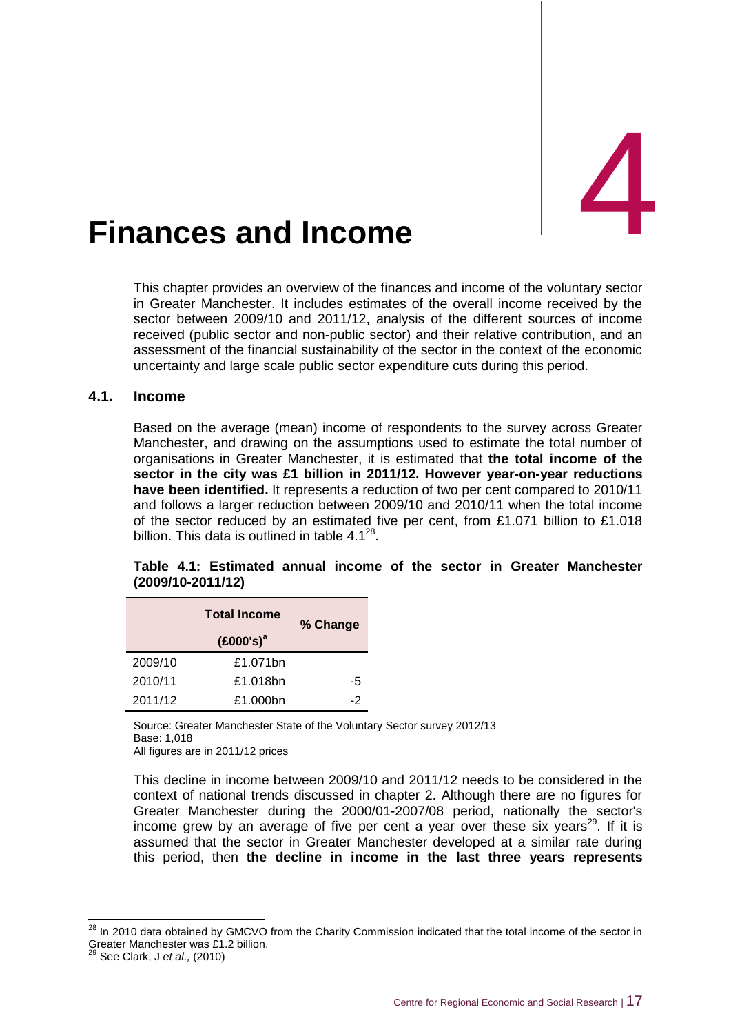# 4 Finances and Income

This chapter provides an overview of the finances and income of the voluntary sector in Greater Manchester. It includes estimates of the overall income received by the sector between 2009/10 and 2011/12, analysis of the different sources of income received (public sector and non-public sector) and their relative contribution, and an assessment of the financial sustainability of the sector in the context of the economic uncertainty and large scale public sector expenditure cuts during this period.

## 4.1. Income

Based on the average (mean) income of respondents to the survey across Greater Manchester, and drawing on the assumptions used to estimate the total number of organisations in Greater Manchester, it is estimated that **the total income of the sector in the city was £1 billion in 2011/12. However year-on-year reductions have been identified.** It represents a reduction of two per cent compared to 2010/11 and follows a larger reduction between 2009/10 and 2010/11 when the total income of the sector reduced by an estimated five per cent, from £1.071 billion to £1.018 billion. This data is outlined in table 4.1[28].

**Table 4.1: Estimated annual income of the sector in Greater Manchester (2009/10-2011/12)**

| | Total Income (£000's)[a] | % Change |
|---|---|---|
| 2009/10 | £1.071bn | |
| 2010/11 | £1.018bn | -5 |
| 2011/12 | £1.000bn | -2 |

Source: Greater Manchester State of the Voluntary Sector survey 2012/13
Base: 1,018
All figures are in 2011/12 prices

This decline in income between 2009/10 and 2011/12 needs to be considered in the context of national trends discussed in chapter 2. Although there are no figures for Greater Manchester during the 2000/01-2007/08 period, nationally the sector's income grew by an average of five per cent a year over these six years[29]. If it is assumed that the sector in Greater Manchester developed at a similar rate during this period, then **the decline in income in the last three years represents**

[28] In 2010 data obtained by GMCVO from the Charity Commission indicated that the total income of the sector in Greater Manchester was £1.2 billion.

[29] See Clark, J *et al.,* (2010)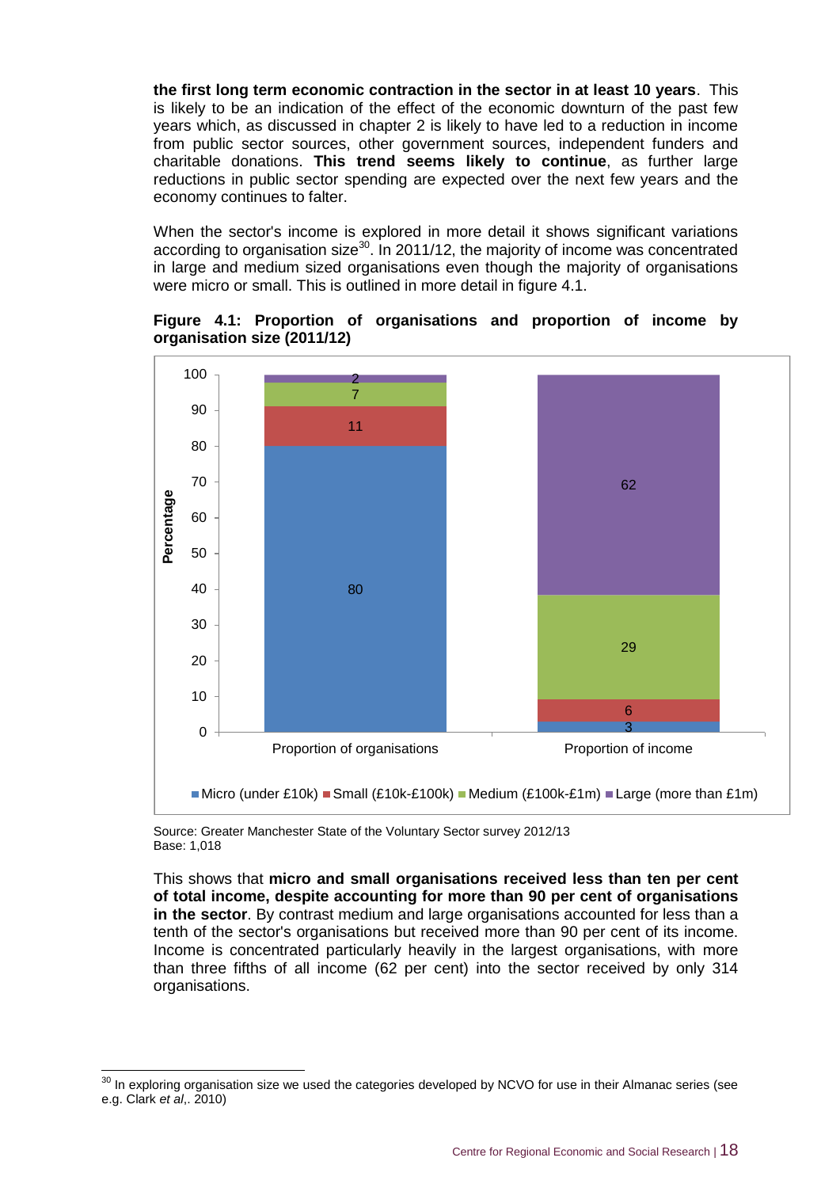**the first long term economic contraction in the sector in at least 10 years**. This is likely to be an indication of the effect of the economic downturn of the past few years which, as discussed in chapter 2 is likely to have led to a reduction in income from public sector sources, other government sources, independent funders and charitable donations. **This trend seems likely to continue**, as further large reductions in public sector spending are expected over the next few years and the economy continues to falter.

When the sector's income is explored in more detail it shows significant variations according to organisation size[30]. In 2011/12, the majority of income was concentrated in large and medium sized organisations even though the majority of organisations were micro or small. This is outlined in more detail in figure 4.1.

**Figure 4.1: Proportion of organisations and proportion of income by organisation size (2011/12)**

| | Proportion of organisations | Proportion of income |
|---|---|---|
| Micro (under £10k) | 80 | 3 |
| Small (£10k-£100k) | 11 | 6 |
| Medium (£100k-£1m) | 7 | 29 |
| Large (more than £1m) | 2 | 62 |

Source: Greater Manchester State of the Voluntary Sector survey 2012/13
Base: 1,018

This shows that **micro and small organisations received less than ten per cent of total income, despite accounting for more than 90 per cent of organisations in the sector**. By contrast medium and large organisations accounted for less than a tenth of the sector's organisations but received more than 90 per cent of its income. Income is concentrated particularly heavily in the largest organisations, with more than three fifths of all income (62 per cent) into the sector received by only 314 organisations.

[30] In exploring organisation size we used the categories developed by NCVO for use in their Almanac series (see e.g. Clark *et al*,. 2010)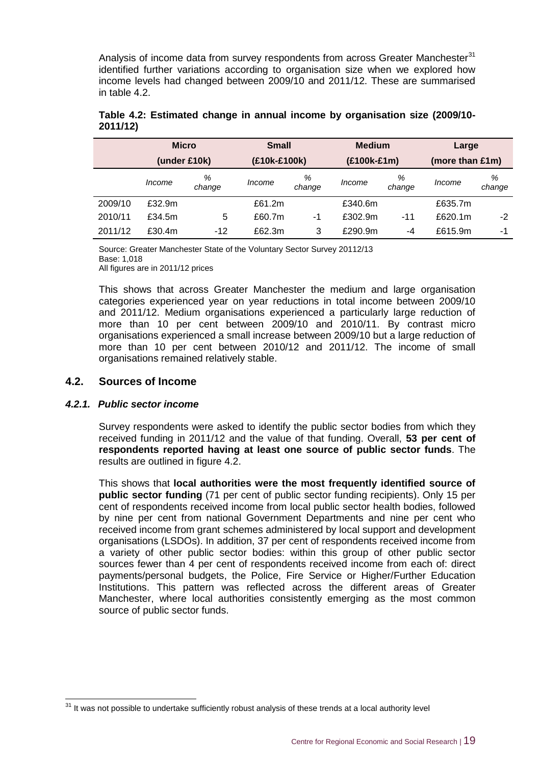Analysis of income data from survey respondents from across Greater Manchester[31] identified further variations according to organisation size when we explored how income levels had changed between 2009/10 and 2011/12. These are summarised in table 4.2.

**Table 4.2: Estimated change in annual income by organisation size (2009/10-2011/12)**

| | Micro (under £10k) | | Small (£10k-£100k) | | Medium (£100k-£1m) | | Large (more than £1m) | |
|---|---|---|---|---|---|---|---|---|
| | *Income* | *% change* | *Income* | *% change* | *Income* | *% change* | *Income* | *% change* |
| 2009/10 | £32.9m | | £61.2m | | £340.6m | | £635.7m | |
| 2010/11 | £34.5m | 5 | £60.7m | -1 | £302.9m | -11 | £620.1m | -2 |
| 2011/12 | £30.4m | -12 | £62.3m | 3 | £290.9m | -4 | £615.9m | -1 |

Source: Greater Manchester State of the Voluntary Sector Survey 20112/13
Base: 1,018
All figures are in 2011/12 prices

This shows that across Greater Manchester the medium and large organisation categories experienced year on year reductions in total income between 2009/10 and 2011/12. Medium organisations experienced a particularly large reduction of more than 10 per cent between 2009/10 and 2010/11. By contrast micro organisations experienced a small increase between 2009/10 but a large reduction of more than 10 per cent between 2010/12 and 2011/12. The income of small organisations remained relatively stable.

## 4.2. Sources of Income

### *4.2.1. Public sector income*

Survey respondents were asked to identify the public sector bodies from which they received funding in 2011/12 and the value of that funding. Overall, **53 per cent of respondents reported having at least one source of public sector funds**. The results are outlined in figure 4.2.

This shows that **local authorities were the most frequently identified source of public sector funding** (71 per cent of public sector funding recipients). Only 15 per cent of respondents received income from local public sector health bodies, followed by nine per cent from national Government Departments and nine per cent who received income from grant schemes administered by local support and development organisations (LSDOs). In addition, 37 per cent of respondents received income from a variety of other public sector bodies: within this group of other public sector sources fewer than 4 per cent of respondents received income from each of: direct payments/personal budgets, the Police, Fire Service or Higher/Further Education Institutions. This pattern was reflected across the different areas of Greater Manchester, where local authorities consistently emerging as the most common source of public sector funds.

[31] It was not possible to undertake sufficiently robust analysis of these trends at a local authority level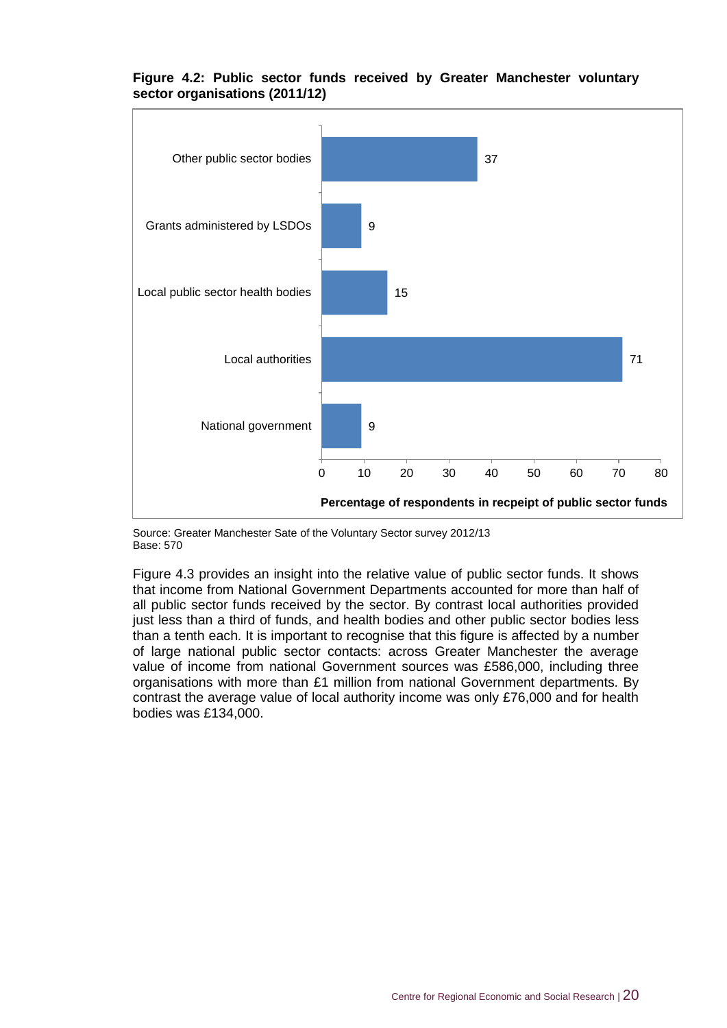**Figure 4.2: Public sector funds received by Greater Manchester voluntary sector organisations (2011/12)**

| Funding source | Percentage of respondents in recpeipt of public sector funds |
|---|---|
| Other public sector bodies | 37 |
| Grants administered by LSDOs | 9 |
| Local public sector health bodies | 15 |
| Local authorities | 71 |
| National government | 9 |

Source: Greater Manchester Sate of the Voluntary Sector survey 2012/13
Base: 570

Figure 4.3 provides an insight into the relative value of public sector funds. It shows that income from National Government Departments accounted for more than half of all public sector funds received by the sector. By contrast local authorities provided just less than a third of funds, and health bodies and other public sector bodies less than a tenth each. It is important to recognise that this figure is affected by a number of large national public sector contacts: across Greater Manchester the average value of income from national Government sources was £586,000, including three organisations with more than £1 million from national Government departments. By contrast the average value of local authority income was only £76,000 and for health bodies was £134,000.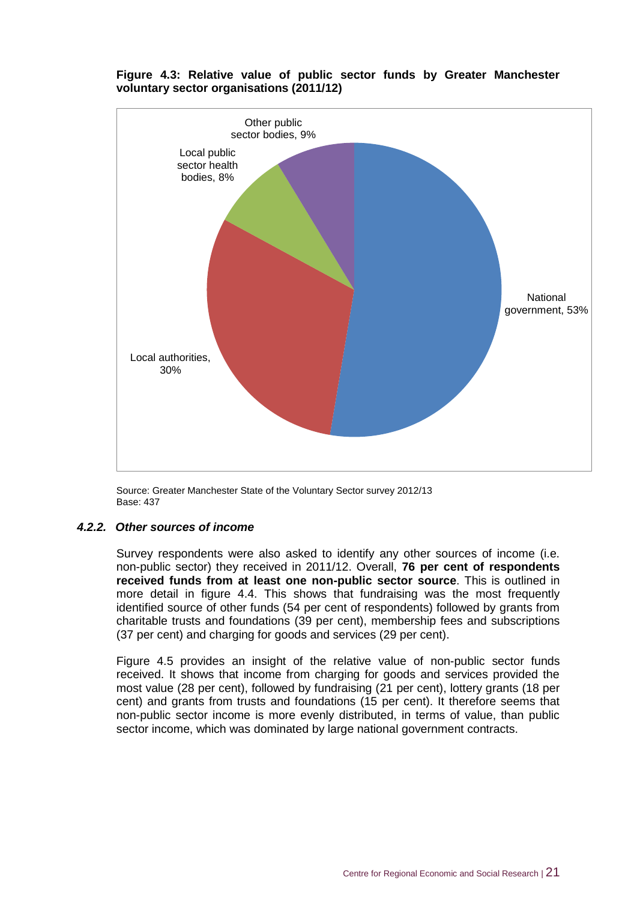**Figure 4.3: Relative value of public sector funds by Greater Manchester voluntary sector organisations (2011/12)**

Other public sector bodies, 9%

Local public sector health bodies, 8%

National government, 53%

Local authorities, 30%

Source: Greater Manchester State of the Voluntary Sector survey 2012/13
Base: 437

### *4.2.2. Other sources of income*

Survey respondents were also asked to identify any other sources of income (i.e. non-public sector) they received in 2011/12. Overall, **76 per cent of respondents received funds from at least one non-public sector source**. This is outlined in more detail in figure 4.4. This shows that fundraising was the most frequently identified source of other funds (54 per cent of respondents) followed by grants from charitable trusts and foundations (39 per cent), membership fees and subscriptions (37 per cent) and charging for goods and services (29 per cent).

Figure 4.5 provides an insight of the relative value of non-public sector funds received. It shows that income from charging for goods and services provided the most value (28 per cent), followed by fundraising (21 per cent), lottery grants (18 per cent) and grants from trusts and foundations (15 per cent). It therefore seems that non-public sector income is more evenly distributed, in terms of value, than public sector income, which was dominated by large national government contracts.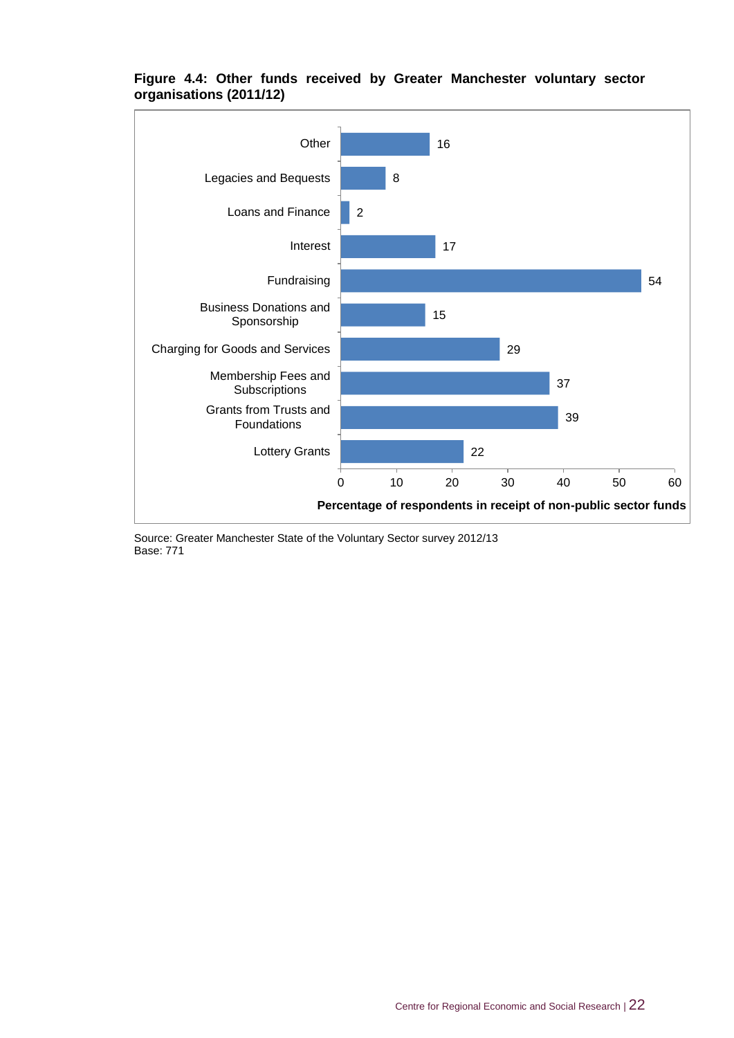**Figure 4.4: Other funds received by Greater Manchester voluntary sector organisations (2011/12)**

| Fund type | Percentage of respondents in receipt of non-public sector funds |
|---|---|
| Other | 16 |
| Legacies and Bequests | 8 |
| Loans and Finance | 2 |
| Interest | 17 |
| Fundraising | 54 |
| Business Donations and Sponsorship | 15 |
| Charging for Goods and Services | 29 |
| Membership Fees and Subscriptions | 37 |
| Grants from Trusts and Foundations | 39 |
| Lottery Grants | 22 |

Source: Greater Manchester State of the Voluntary Sector survey 2012/13
Base: 771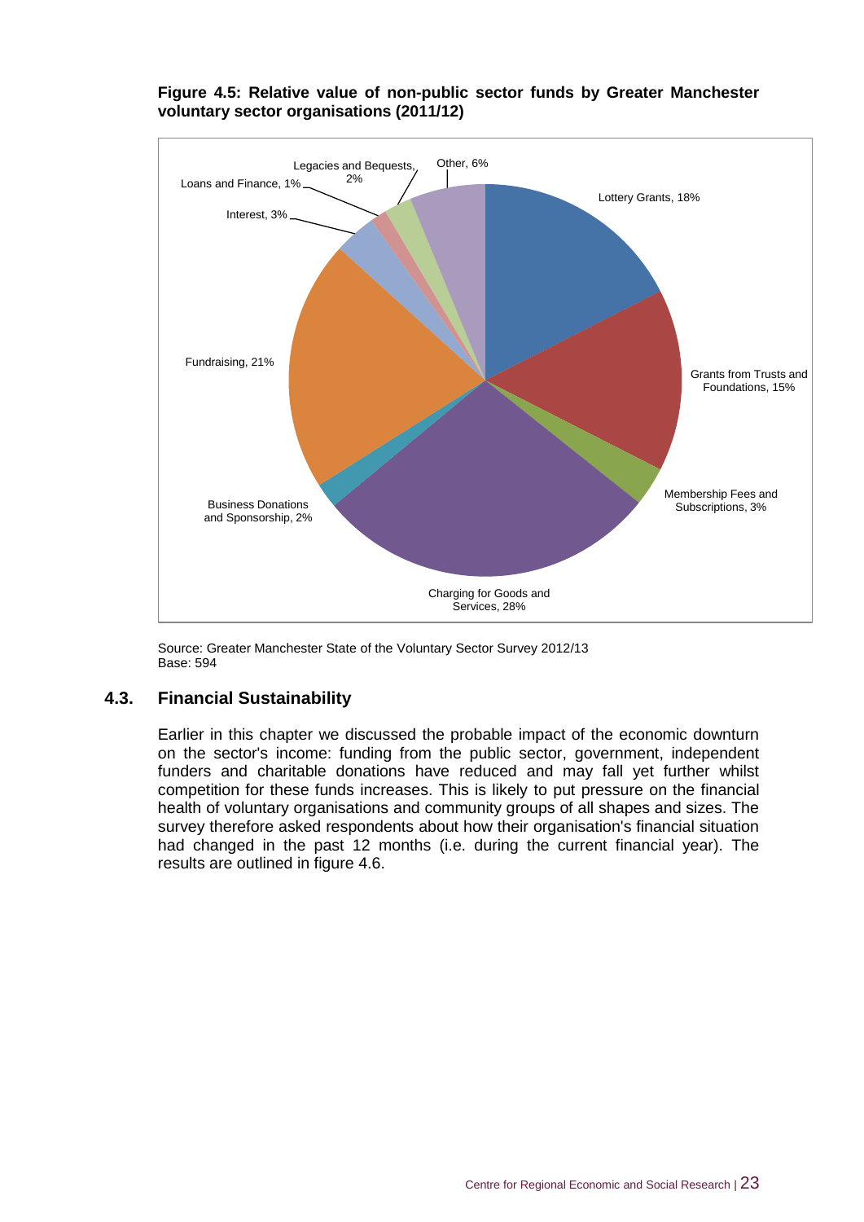**Figure 4.5: Relative value of non-public sector funds by Greater Manchester voluntary sector organisations (2011/12)**

Source: Greater Manchester State of the Voluntary Sector Survey 2012/13
Base: 594

## 4.3. Financial Sustainability

Earlier in this chapter we discussed the probable impact of the economic downturn on the sector's income: funding from the public sector, government, independent funders and charitable donations have reduced and may fall yet further whilst competition for these funds increases. This is likely to put pressure on the financial health of voluntary organisations and community groups of all shapes and sizes. The survey therefore asked respondents about how their organisation's financial situation had changed in the past 12 months (i.e. during the current financial year). The results are outlined in figure 4.6.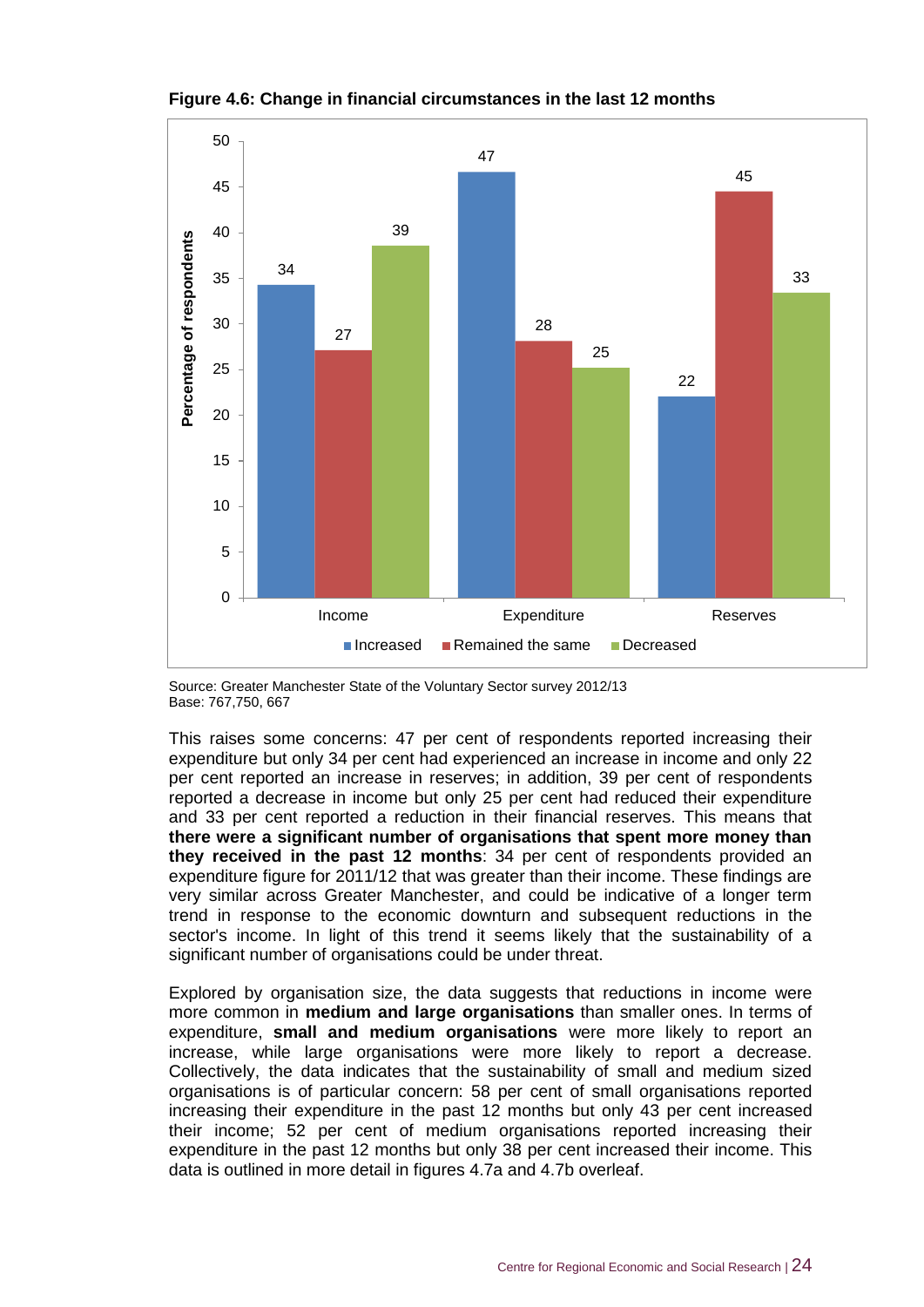**Figure 4.6: Change in financial circumstances in the last 12 months**

| | Increased | Remained the same | Decreased |
|---|---|---|---|
| Income | 34 | 27 | 39 |
| Expenditure | 47 | 28 | 25 |
| Reserves | 22 | 45 | 33 |

Source: Greater Manchester State of the Voluntary Sector survey 2012/13
Base: 767,750, 667

This raises some concerns: 47 per cent of respondents reported increasing their expenditure but only 34 per cent had experienced an increase in income and only 22 per cent reported an increase in reserves; in addition, 39 per cent of respondents reported a decrease in income but only 25 per cent had reduced their expenditure and 33 per cent reported a reduction in their financial reserves. This means that **there were a significant number of organisations that spent more money than they received in the past 12 months**: 34 per cent of respondents provided an expenditure figure for 2011/12 that was greater than their income. These findings are very similar across Greater Manchester, and could be indicative of a longer term trend in response to the economic downturn and subsequent reductions in the sector's income. In light of this trend it seems likely that the sustainability of a significant number of organisations could be under threat.

Explored by organisation size, the data suggests that reductions in income were more common in **medium and large organisations** than smaller ones. In terms of expenditure, **small and medium organisations** were more likely to report an increase, while large organisations were more likely to report a decrease. Collectively, the data indicates that the sustainability of small and medium sized organisations is of particular concern: 58 per cent of small organisations reported increasing their expenditure in the past 12 months but only 43 per cent increased their income; 52 per cent of medium organisations reported increasing their expenditure in the past 12 months but only 38 per cent increased their income. This data is outlined in more detail in figures 4.7a and 4.7b overleaf.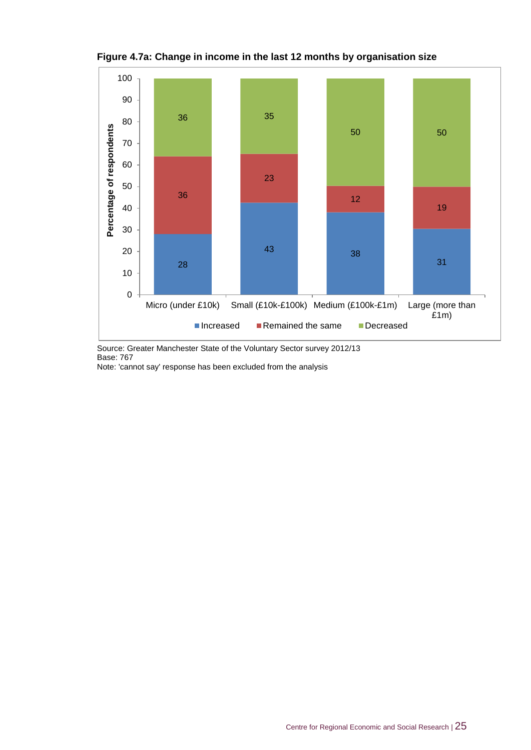**Figure 4.7a: Change in income in the last 12 months by organisation size**

| | Increased | Remained the same | Decreased |
|---|---|---|---|
| Micro (under £10k) | 28 | 36 | 36 |
| Small (£10k-£100k) | 43 | 23 | 35 |
| Medium (£100k-£1m) | 38 | 12 | 50 |
| Large (more than £1m) | 31 | 19 | 50 |

Source: Greater Manchester State of the Voluntary Sector survey 2012/13
Base: 767
Note: 'cannot say' response has been excluded from the analysis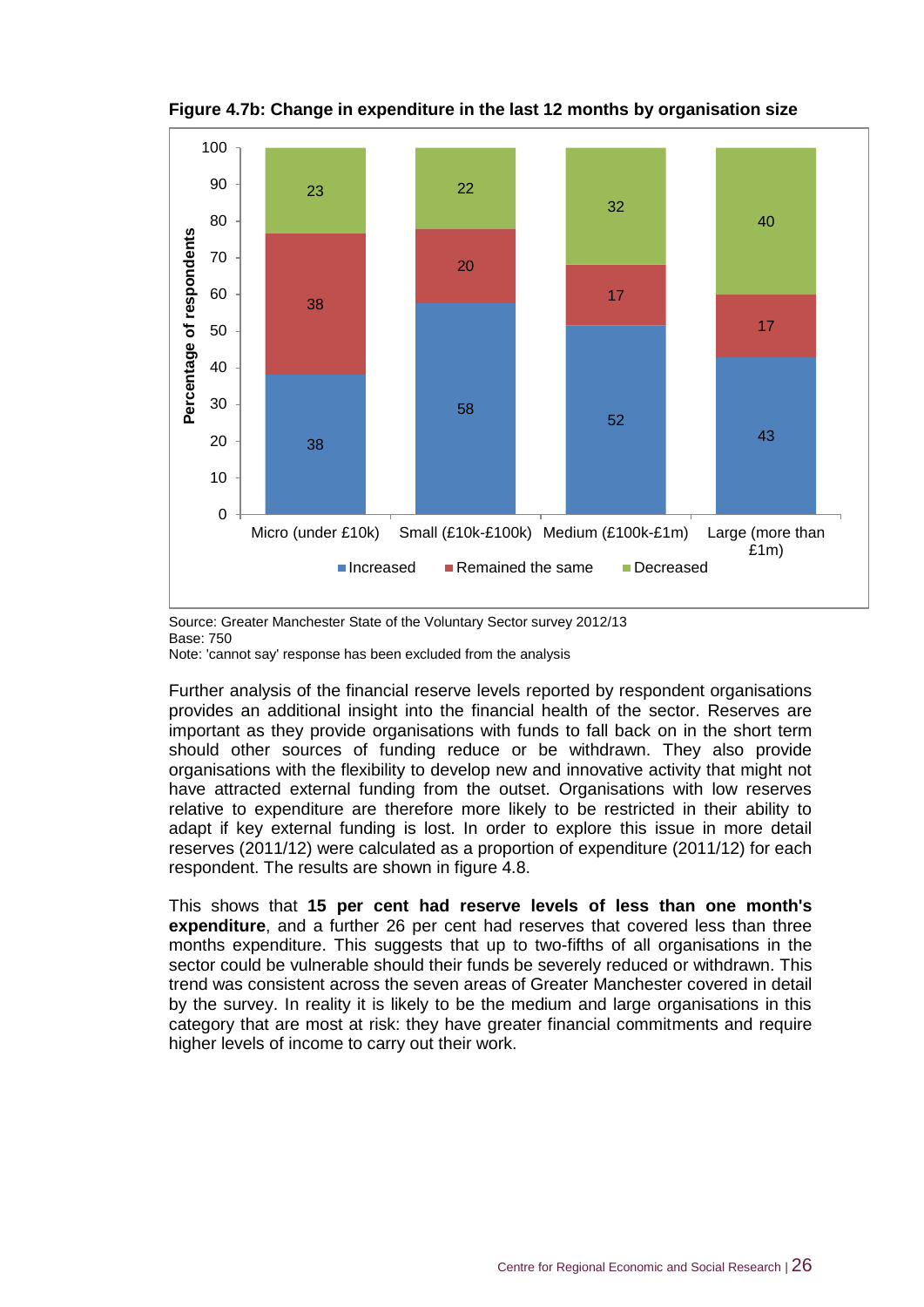**Figure 4.7b: Change in expenditure in the last 12 months by organisation size**

| Organisation size | Increased | Remained the same | Decreased |
|---|---|---|---|
| Micro (under £10k) | 38 | 38 | 23 |
| Small (£10k-£100k) | 58 | 20 | 22 |
| Medium (£100k-£1m) | 52 | 17 | 32 |
| Large (more than £1m) | 43 | 17 | 40 |

Source: Greater Manchester State of the Voluntary Sector survey 2012/13
Base: 750
Note: 'cannot say' response has been excluded from the analysis

Further analysis of the financial reserve levels reported by respondent organisations provides an additional insight into the financial health of the sector. Reserves are important as they provide organisations with funds to fall back on in the short term should other sources of funding reduce or be withdrawn. They also provide organisations with the flexibility to develop new and innovative activity that might not have attracted external funding from the outset. Organisations with low reserves relative to expenditure are therefore more likely to be restricted in their ability to adapt if key external funding is lost. In order to explore this issue in more detail reserves (2011/12) were calculated as a proportion of expenditure (2011/12) for each respondent. The results are shown in figure 4.8.

This shows that **15 per cent had reserve levels of less than one month's expenditure**, and a further 26 per cent had reserves that covered less than three months expenditure. This suggests that up to two-fifths of all organisations in the sector could be vulnerable should their funds be severely reduced or withdrawn. This trend was consistent across the seven areas of Greater Manchester covered in detail by the survey. In reality it is likely to be the medium and large organisations in this category that are most at risk: they have greater financial commitments and require higher levels of income to carry out their work.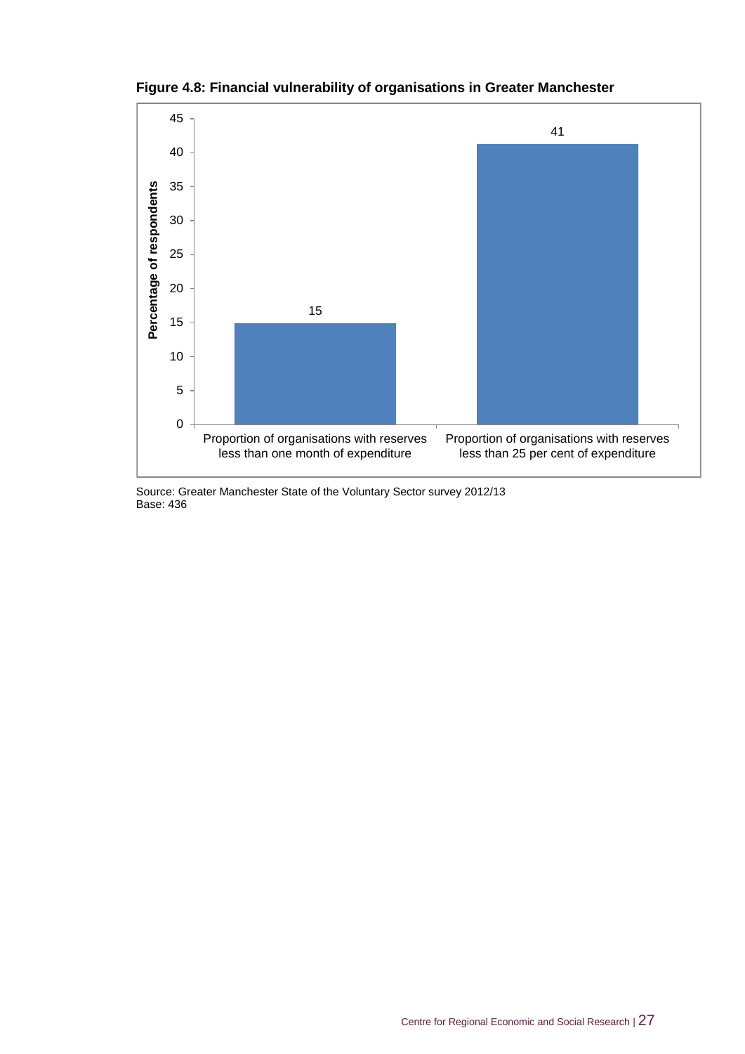**Figure 4.8: Financial vulnerability of organisations in Greater Manchester**

| | Percentage of respondents |
|---|---|
| Proportion of organisations with reserves less than one month of expenditure | 15 |
| Proportion of organisations with reserves less than 25 per cent of expenditure | 41 |

Source: Greater Manchester State of the Voluntary Sector survey 2012/13
Base: 436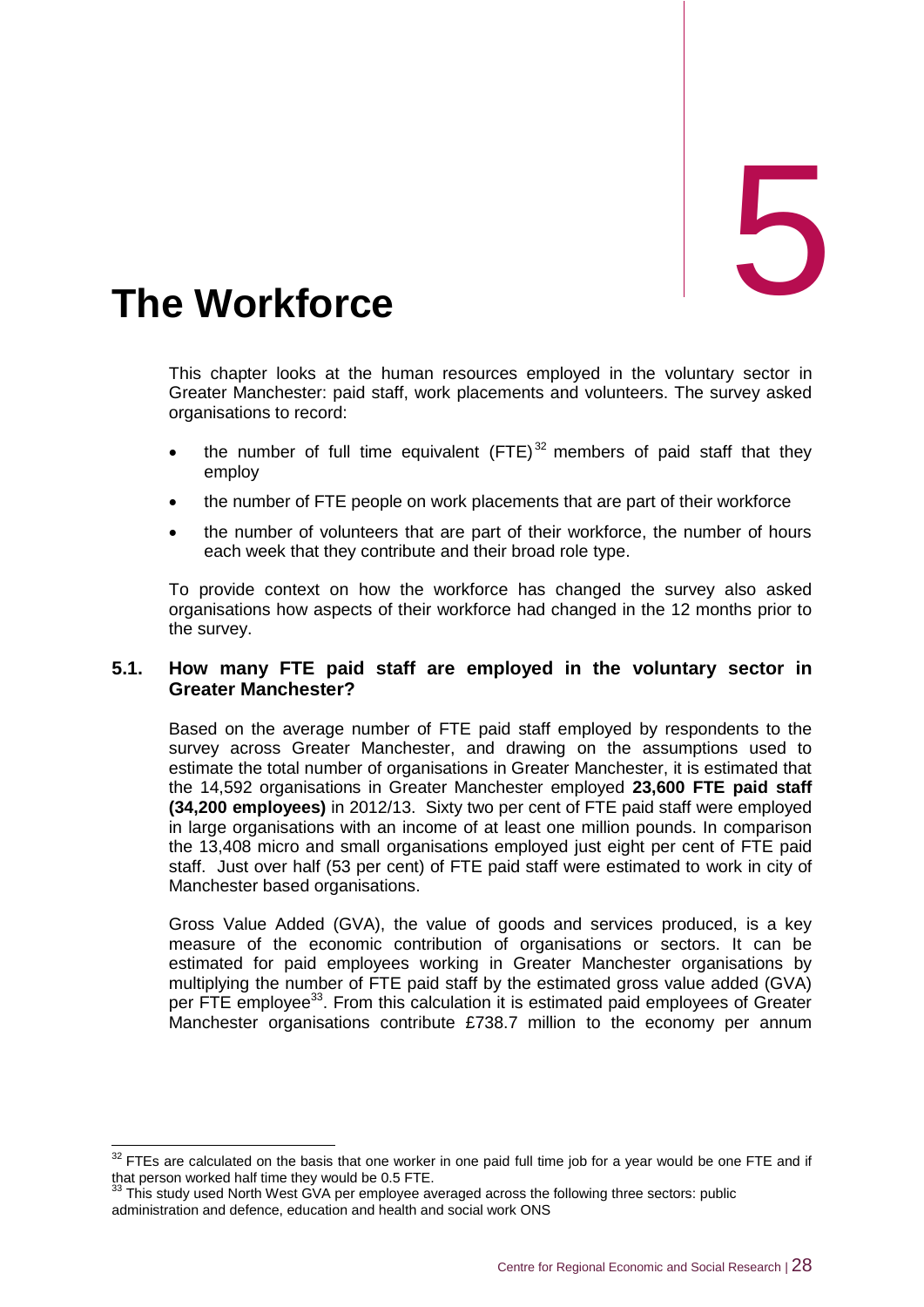# 5

# The Workforce

This chapter looks at the human resources employed in the voluntary sector in Greater Manchester: paid staff, work placements and volunteers. The survey asked organisations to record:

- the number of full time equivalent (FTE)[32] members of paid staff that they employ
- the number of FTE people on work placements that are part of their workforce
- the number of volunteers that are part of their workforce, the number of hours each week that they contribute and their broad role type.

To provide context on how the workforce has changed the survey also asked organisations how aspects of their workforce had changed in the 12 months prior to the survey.

## 5.1. How many FTE paid staff are employed in the voluntary sector in Greater Manchester?

Based on the average number of FTE paid staff employed by respondents to the survey across Greater Manchester, and drawing on the assumptions used to estimate the total number of organisations in Greater Manchester, it is estimated that the 14,592 organisations in Greater Manchester employed **23,600 FTE paid staff (34,200 employees)** in 2012/13. Sixty two per cent of FTE paid staff were employed in large organisations with an income of at least one million pounds. In comparison the 13,408 micro and small organisations employed just eight per cent of FTE paid staff. Just over half (53 per cent) of FTE paid staff were estimated to work in city of Manchester based organisations.

Gross Value Added (GVA), the value of goods and services produced, is a key measure of the economic contribution of organisations or sectors. It can be estimated for paid employees working in Greater Manchester organisations by multiplying the number of FTE paid staff by the estimated gross value added (GVA) per FTE employee[33]. From this calculation it is estimated paid employees of Greater Manchester organisations contribute £738.7 million to the economy per annum

[32] FTEs are calculated on the basis that one worker in one paid full time job for a year would be one FTE and if that person worked half time they would be 0.5 FTE.

[33] This study used North West GVA per employee averaged across the following three sectors: public administration and defence, education and health and social work ONS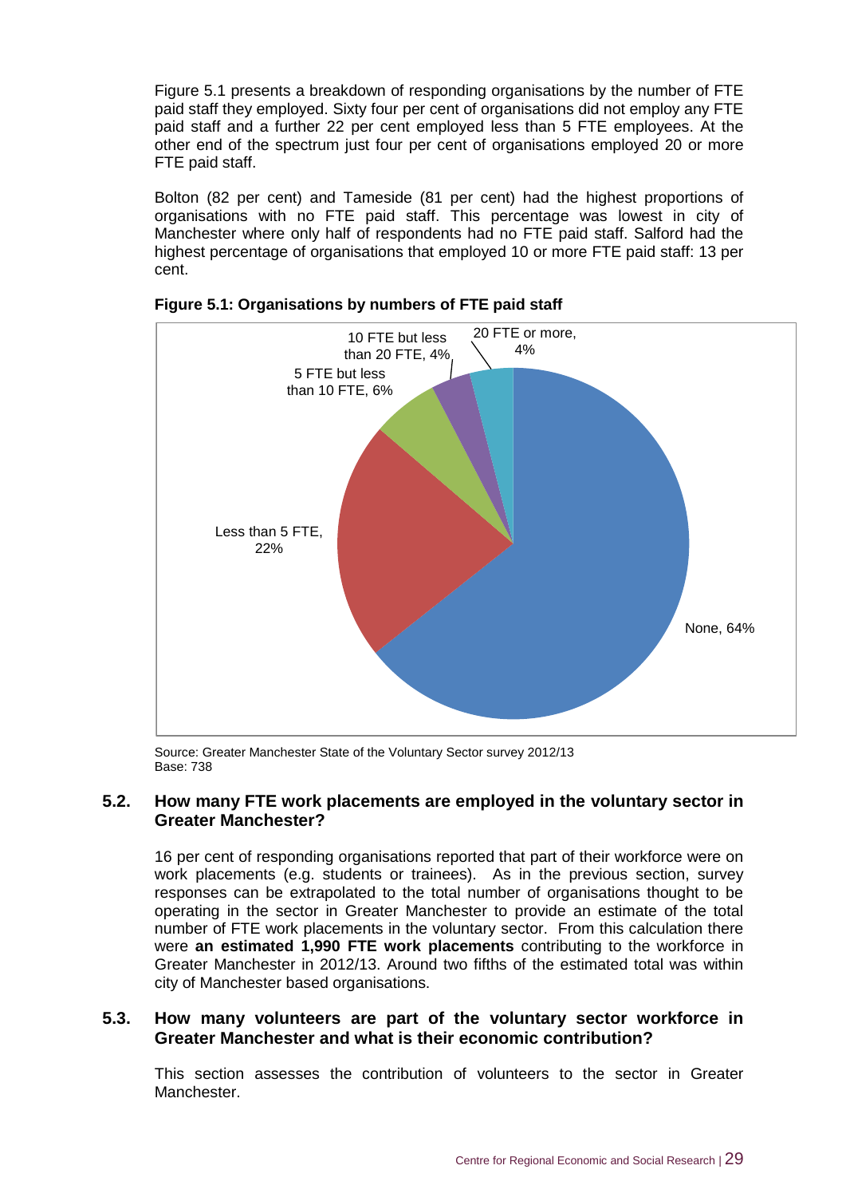Figure 5.1 presents a breakdown of responding organisations by the number of FTE paid staff they employed. Sixty four per cent of organisations did not employ any FTE paid staff and a further 22 per cent employed less than 5 FTE employees. At the other end of the spectrum just four per cent of organisations employed 20 or more FTE paid staff.

Bolton (82 per cent) and Tameside (81 per cent) had the highest proportions of organisations with no FTE paid staff. This percentage was lowest in city of Manchester where only half of respondents had no FTE paid staff. Salford had the highest percentage of organisations that employed 10 or more FTE paid staff: 13 per cent.

**Figure 5.1: Organisations by numbers of FTE paid staff**

| Category | Percentage |
|---|---|
| None | 64% |
| Less than 5 FTE | 22% |
| 5 FTE but less than 10 FTE | 6% |
| 10 FTE but less than 20 FTE | 4% |
| 20 FTE or more | 4% |

Source: Greater Manchester State of the Voluntary Sector survey 2012/13
Base: 738

## 5.2. How many FTE work placements are employed in the voluntary sector in Greater Manchester?

16 per cent of responding organisations reported that part of their workforce were on work placements (e.g. students or trainees). As in the previous section, survey responses can be extrapolated to the total number of organisations thought to be operating in the sector in Greater Manchester to provide an estimate of the total number of FTE work placements in the voluntary sector. From this calculation there were **an estimated 1,990 FTE work placements** contributing to the workforce in Greater Manchester in 2012/13. Around two fifths of the estimated total was within city of Manchester based organisations.

## 5.3. How many volunteers are part of the voluntary sector workforce in Greater Manchester and what is their economic contribution?

This section assesses the contribution of volunteers to the sector in Greater Manchester.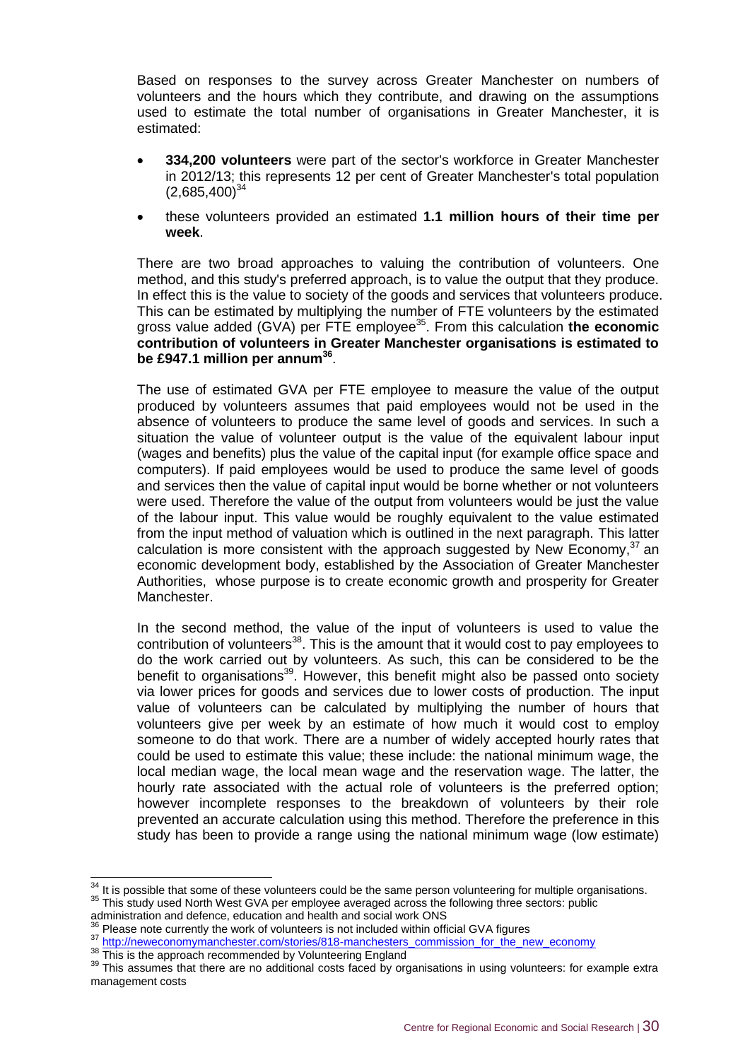Based on responses to the survey across Greater Manchester on numbers of volunteers and the hours which they contribute, and drawing on the assumptions used to estimate the total number of organisations in Greater Manchester, it is estimated:

- **334,200 volunteers** were part of the sector's workforce in Greater Manchester in 2012/13; this represents 12 per cent of Greater Manchester's total population (2,685,400)[34]
- these volunteers provided an estimated **1.1 million hours of their time per week**.

There are two broad approaches to valuing the contribution of volunteers. One method, and this study's preferred approach, is to value the output that they produce. In effect this is the value to society of the goods and services that volunteers produce. This can be estimated by multiplying the number of FTE volunteers by the estimated gross value added (GVA) per FTE employee[35]. From this calculation **the economic contribution of volunteers in Greater Manchester organisations is estimated to be £947.1 million per annum[36]**.

The use of estimated GVA per FTE employee to measure the value of the output produced by volunteers assumes that paid employees would not be used in the absence of volunteers to produce the same level of goods and services. In such a situation the value of volunteer output is the value of the equivalent labour input (wages and benefits) plus the value of the capital input (for example office space and computers). If paid employees would be used to produce the same level of goods and services then the value of capital input would be borne whether or not volunteers were used. Therefore the value of the output from volunteers would be just the value of the labour input. This value would be roughly equivalent to the value estimated from the input method of valuation which is outlined in the next paragraph. This latter calculation is more consistent with the approach suggested by New Economy,[37] an economic development body, established by the Association of Greater Manchester Authorities, whose purpose is to create economic growth and prosperity for Greater Manchester.

In the second method, the value of the input of volunteers is used to value the contribution of volunteers[38]. This is the amount that it would cost to pay employees to do the work carried out by volunteers. As such, this can be considered to be the benefit to organisations[39]. However, this benefit might also be passed onto society via lower prices for goods and services due to lower costs of production. The input value of volunteers can be calculated by multiplying the number of hours that volunteers give per week by an estimate of how much it would cost to employ someone to do that work. There are a number of widely accepted hourly rates that could be used to estimate this value; these include: the national minimum wage, the local median wage, the local mean wage and the reservation wage. The latter, the hourly rate associated with the actual role of volunteers is the preferred option; however incomplete responses to the breakdown of volunteers by their role prevented an accurate calculation using this method. Therefore the preference in this study has been to provide a range using the national minimum wage (low estimate)

---

[34] It is possible that some of these volunteers could be the same person volunteering for multiple organisations.

[35] This study used North West GVA per employee averaged across the following three sectors: public administration and defence, education and health and social work ONS

[36] Please note currently the work of volunteers is not included within official GVA figures

[37] http://neweconomymanchester.com/stories/818-manchesters_commission_for_the_new_economy

[38] This is the approach recommended by Volunteering England

[39] This assumes that there are no additional costs faced by organisations in using volunteers: for example extra management costs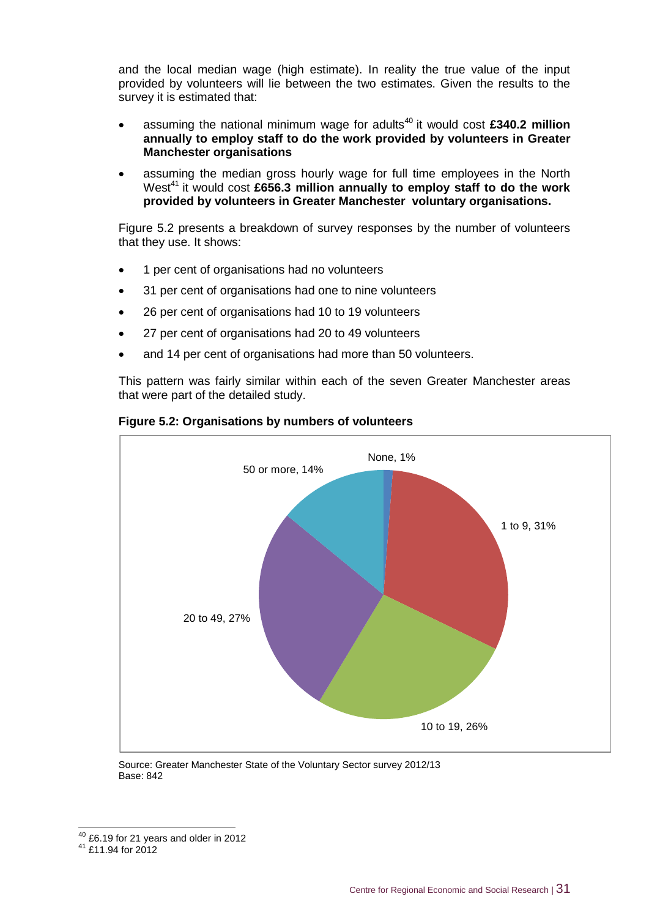and the local median wage (high estimate). In reality the true value of the input provided by volunteers will lie between the two estimates. Given the results to the survey it is estimated that:

- assuming the national minimum wage for adults[40] it would cost **£340.2 million annually to employ staff to do the work provided by volunteers in Greater Manchester organisations**
- assuming the median gross hourly wage for full time employees in the North West[41] it would cost **£656.3 million annually to employ staff to do the work provided by volunteers in Greater Manchester voluntary organisations.**

Figure 5.2 presents a breakdown of survey responses by the number of volunteers that they use. It shows:

- 1 per cent of organisations had no volunteers
- 31 per cent of organisations had one to nine volunteers
- 26 per cent of organisations had 10 to 19 volunteers
- 27 per cent of organisations had 20 to 49 volunteers
- and 14 per cent of organisations had more than 50 volunteers.

This pattern was fairly similar within each of the seven Greater Manchester areas that were part of the detailed study.

**Figure 5.2: Organisations by numbers of volunteers**

| Number of volunteers | Per cent |
|---|---|
| None | 1% |
| 1 to 9 | 31% |
| 10 to 19 | 26% |
| 20 to 49 | 27% |
| 50 or more | 14% |

Source: Greater Manchester State of the Voluntary Sector survey 2012/13
Base: 842

[40] £6.19 for 21 years and older in 2012
[41] £11.94 for 2012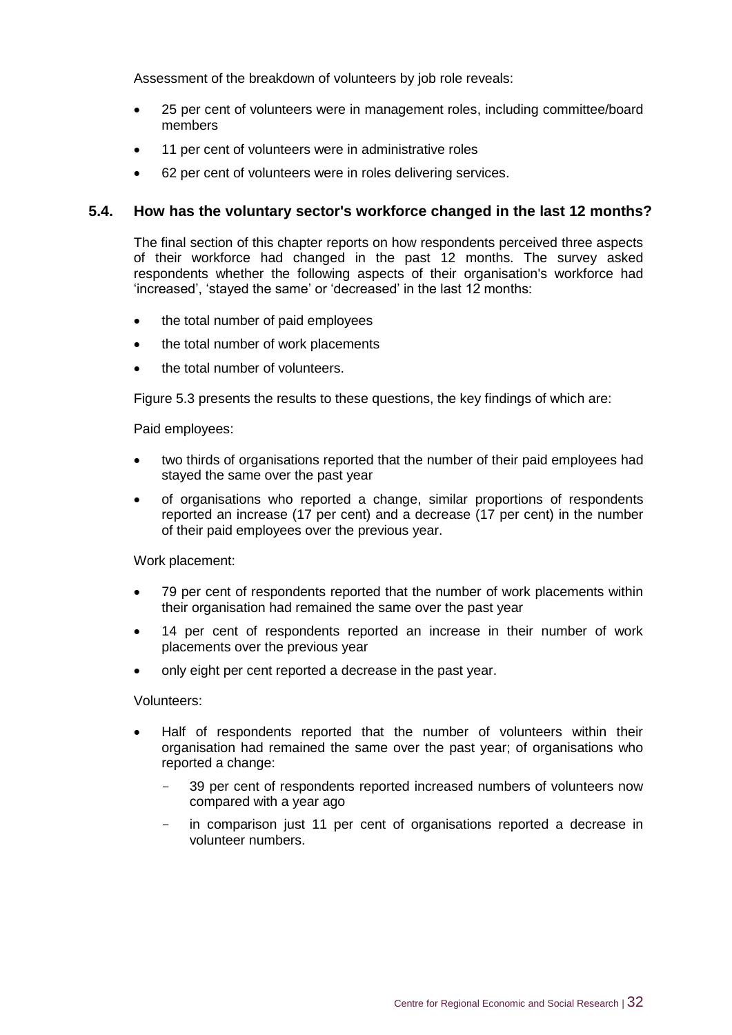Assessment of the breakdown of volunteers by job role reveals:

- 25 per cent of volunteers were in management roles, including committee/board members
- 11 per cent of volunteers were in administrative roles
- 62 per cent of volunteers were in roles delivering services.

## 5.4. How has the voluntary sector's workforce changed in the last 12 months?

The final section of this chapter reports on how respondents perceived three aspects of their workforce had changed in the past 12 months. The survey asked respondents whether the following aspects of their organisation's workforce had 'increased', 'stayed the same' or 'decreased' in the last 12 months:

- the total number of paid employees
- the total number of work placements
- the total number of volunteers.

Figure 5.3 presents the results to these questions, the key findings of which are:

Paid employees:

- two thirds of organisations reported that the number of their paid employees had stayed the same over the past year
- of organisations who reported a change, similar proportions of respondents reported an increase (17 per cent) and a decrease (17 per cent) in the number of their paid employees over the previous year.

Work placement:

- 79 per cent of respondents reported that the number of work placements within their organisation had remained the same over the past year
- 14 per cent of respondents reported an increase in their number of work placements over the previous year
- only eight per cent reported a decrease in the past year.

Volunteers:

- Half of respondents reported that the number of volunteers within their organisation had remained the same over the past year; of organisations who reported a change:
  - 39 per cent of respondents reported increased numbers of volunteers now compared with a year ago
  - in comparison just 11 per cent of organisations reported a decrease in volunteer numbers.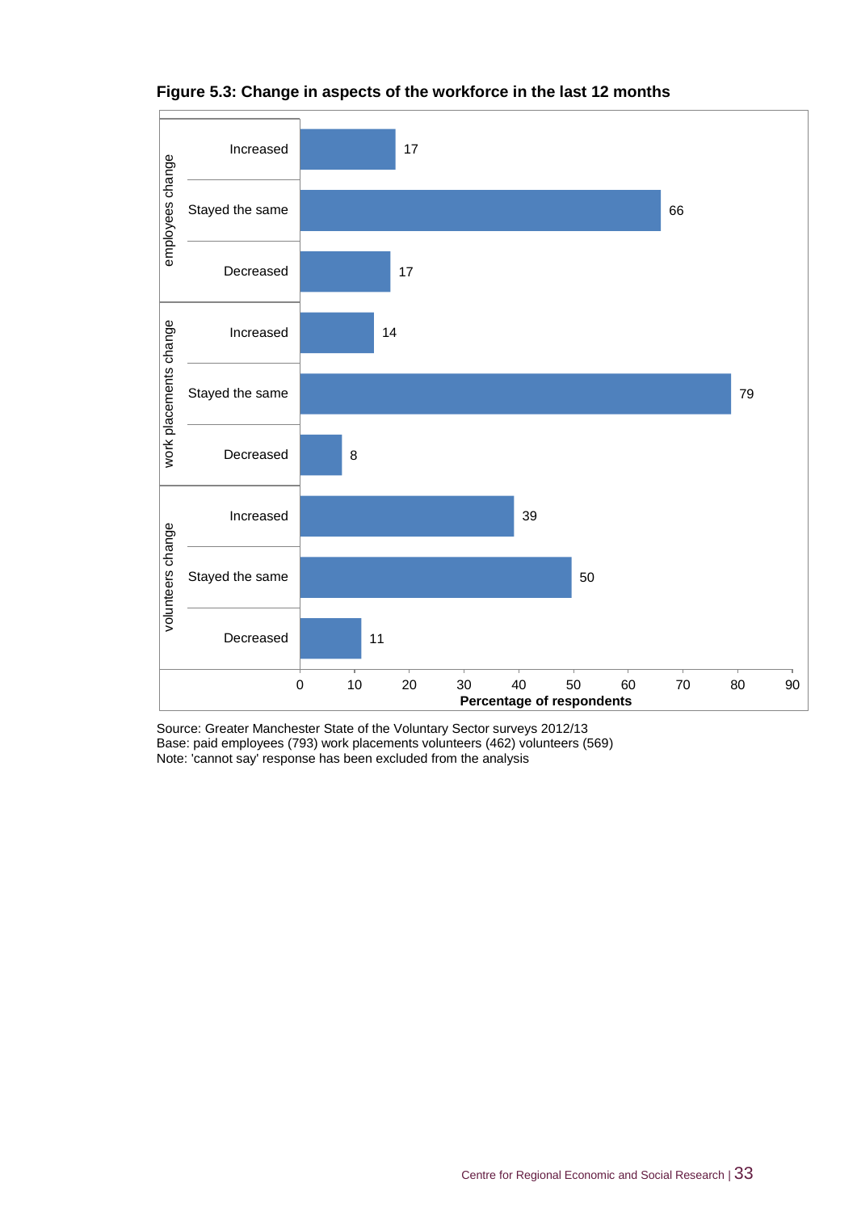**Figure 5.3: Change in aspects of the workforce in the last 12 months**

| | | Percentage of respondents |
|---|---|---|
| employees change | Increased | 17 |
| | Stayed the same | 66 |
| | Decreased | 17 |
| work placements change | Increased | 14 |
| | Stayed the same | 79 |
| | Decreased | 8 |
| volunteers change | Increased | 39 |
| | Stayed the same | 50 |
| | Decreased | 11 |

Source: Greater Manchester State of the Voluntary Sector surveys 2012/13
Base: paid employees (793) work placements volunteers (462) volunteers (569)
Note: 'cannot say' response has been excluded from the analysis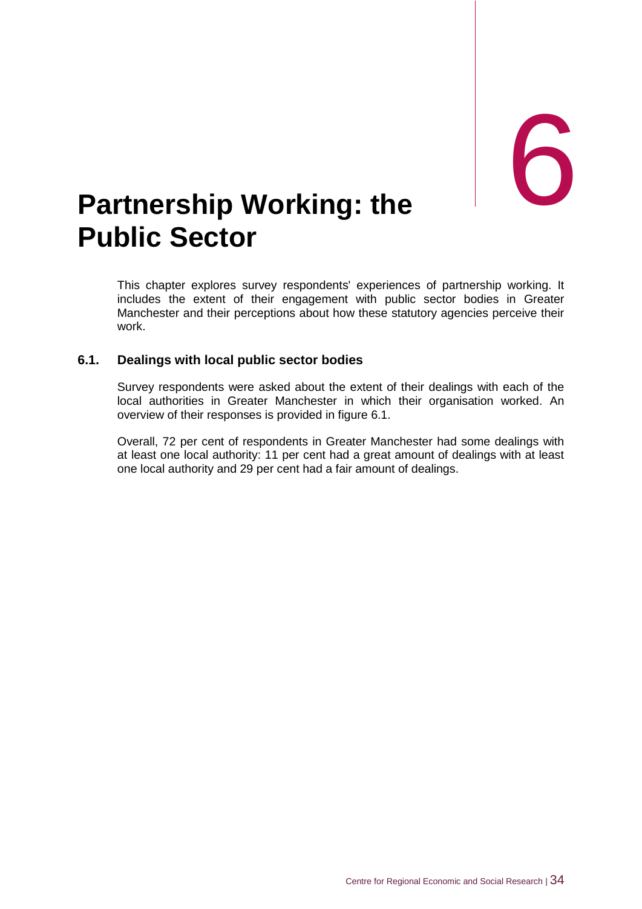# 6 Partnership Working: the Public Sector

This chapter explores survey respondents' experiences of partnership working. It includes the extent of their engagement with public sector bodies in Greater Manchester and their perceptions about how these statutory agencies perceive their work.

## 6.1. Dealings with local public sector bodies

Survey respondents were asked about the extent of their dealings with each of the local authorities in Greater Manchester in which their organisation worked. An overview of their responses is provided in figure 6.1.

Overall, 72 per cent of respondents in Greater Manchester had some dealings with at least one local authority: 11 per cent had a great amount of dealings with at least one local authority and 29 per cent had a fair amount of dealings.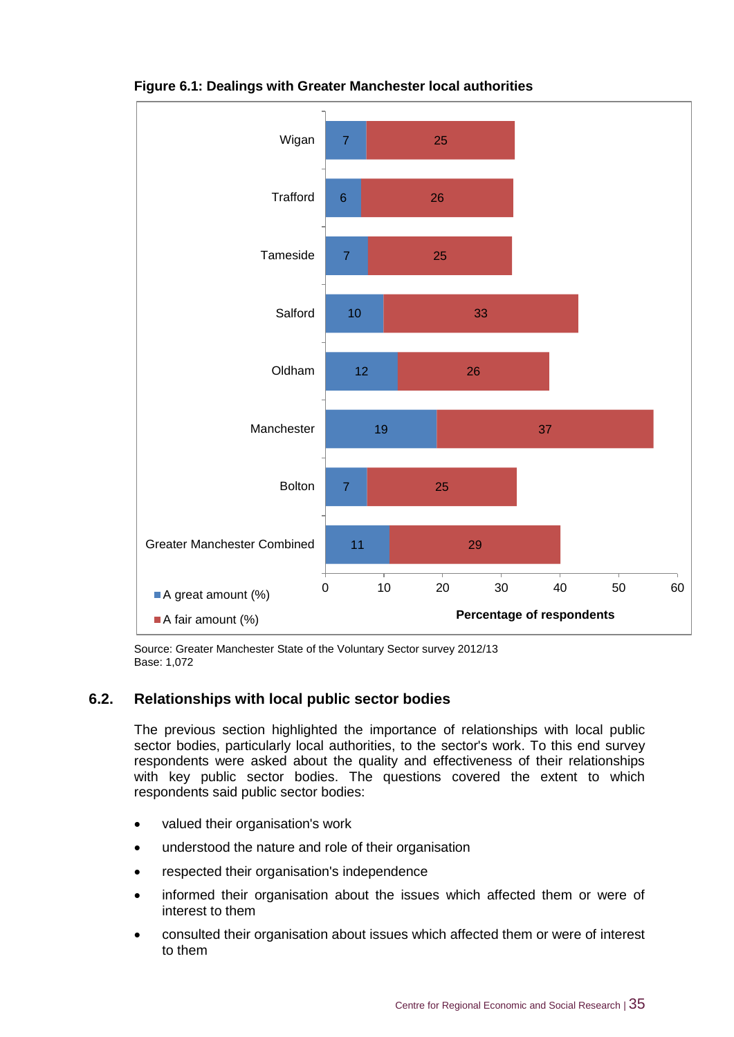**Figure 6.1: Dealings with Greater Manchester local authorities**

| | A great amount (%) | A fair amount (%) |
|---|---|---|
| Wigan | 7 | 25 |
| Trafford | 6 | 26 |
| Tameside | 7 | 25 |
| Salford | 10 | 33 |
| Oldham | 12 | 26 |
| Manchester | 19 | 37 |
| Bolton | 7 | 25 |
| Greater Manchester Combined | 11 | 29 |

Percentage of respondents

Source: Greater Manchester State of the Voluntary Sector survey 2012/13
Base: 1,072

## 6.2. Relationships with local public sector bodies

The previous section highlighted the importance of relationships with local public sector bodies, particularly local authorities, to the sector's work. To this end survey respondents were asked about the quality and effectiveness of their relationships with key public sector bodies. The questions covered the extent to which respondents said public sector bodies:

- valued their organisation's work
- understood the nature and role of their organisation
- respected their organisation's independence
- informed their organisation about the issues which affected them or were of interest to them
- consulted their organisation about issues which affected them or were of interest to them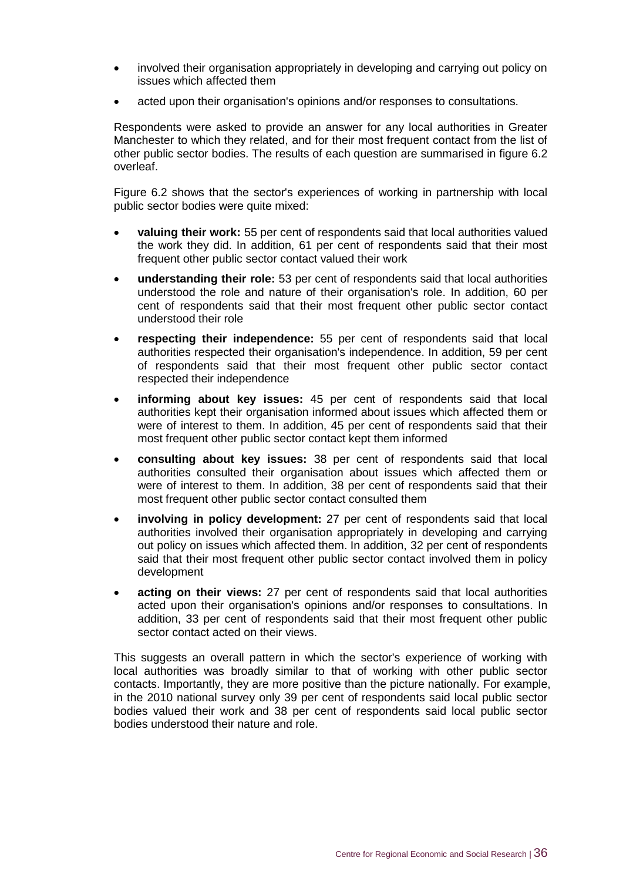- involved their organisation appropriately in developing and carrying out policy on issues which affected them
- acted upon their organisation's opinions and/or responses to consultations.

Respondents were asked to provide an answer for any local authorities in Greater Manchester to which they related, and for their most frequent contact from the list of other public sector bodies. The results of each question are summarised in figure 6.2 overleaf.

Figure 6.2 shows that the sector's experiences of working in partnership with local public sector bodies were quite mixed:

- **valuing their work:** 55 per cent of respondents said that local authorities valued the work they did. In addition, 61 per cent of respondents said that their most frequent other public sector contact valued their work
- **understanding their role:** 53 per cent of respondents said that local authorities understood the role and nature of their organisation's role. In addition, 60 per cent of respondents said that their most frequent other public sector contact understood their role
- **respecting their independence:** 55 per cent of respondents said that local authorities respected their organisation's independence. In addition, 59 per cent of respondents said that their most frequent other public sector contact respected their independence
- **informing about key issues:** 45 per cent of respondents said that local authorities kept their organisation informed about issues which affected them or were of interest to them. In addition, 45 per cent of respondents said that their most frequent other public sector contact kept them informed
- **consulting about key issues:** 38 per cent of respondents said that local authorities consulted their organisation about issues which affected them or were of interest to them. In addition, 38 per cent of respondents said that their most frequent other public sector contact consulted them
- **involving in policy development:** 27 per cent of respondents said that local authorities involved their organisation appropriately in developing and carrying out policy on issues which affected them. In addition, 32 per cent of respondents said that their most frequent other public sector contact involved them in policy development
- **acting on their views:** 27 per cent of respondents said that local authorities acted upon their organisation's opinions and/or responses to consultations. In addition, 33 per cent of respondents said that their most frequent other public sector contact acted on their views.

This suggests an overall pattern in which the sector's experience of working with local authorities was broadly similar to that of working with other public sector contacts. Importantly, they are more positive than the picture nationally. For example, in the 2010 national survey only 39 per cent of respondents said local public sector bodies valued their work and 38 per cent of respondents said local public sector bodies understood their nature and role.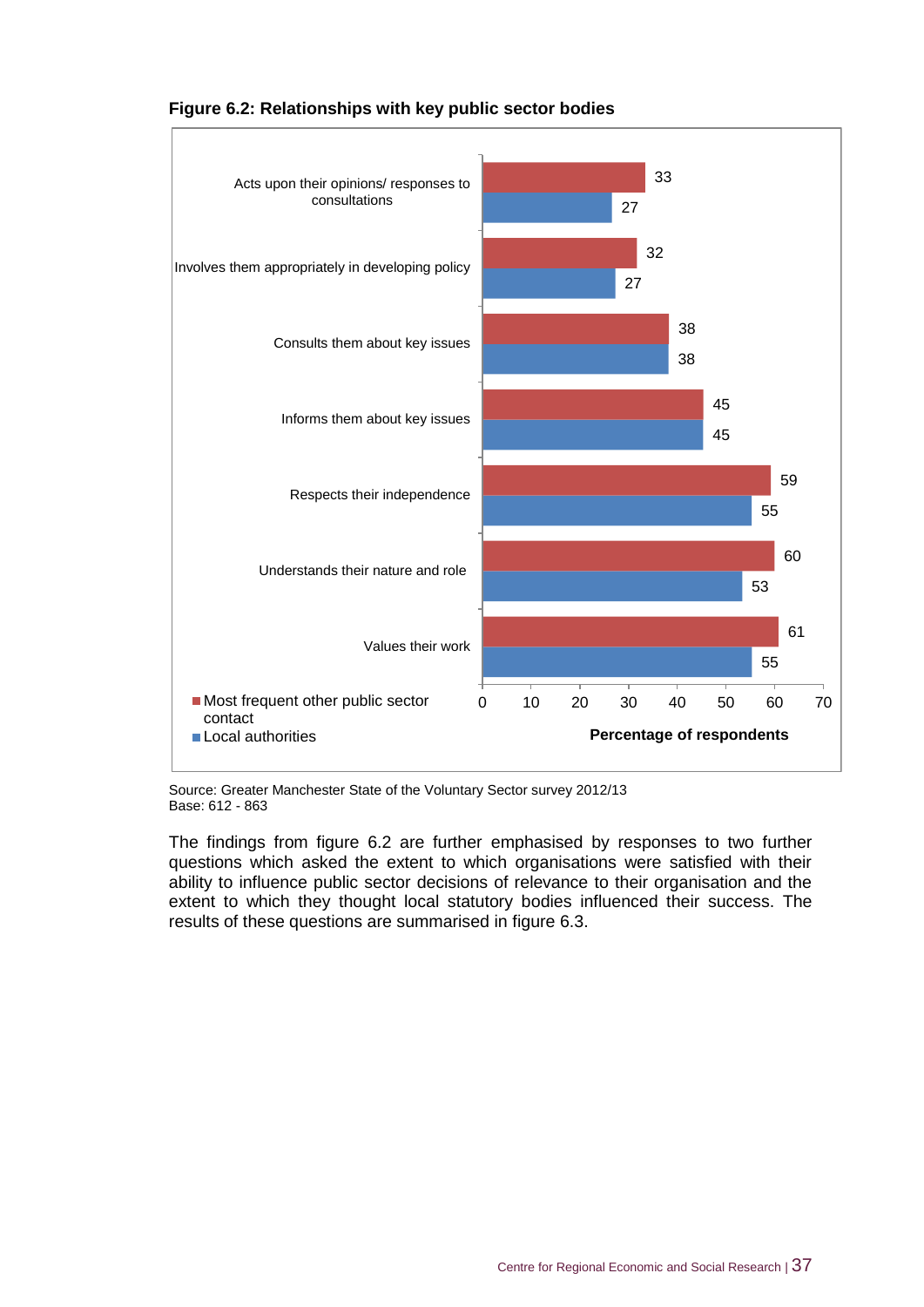**Figure 6.2: Relationships with key public sector bodies**

| | Most frequent other public sector contact | Local authorities |
|---|---|---|
| Acts upon their opinions/ responses to consultations | 33 | 27 |
| Involves them appropriately in developing policy | 32 | 27 |
| Consults them about key issues | 38 | 38 |
| Informs them about key issues | 45 | 45 |
| Respects their independence | 59 | 55 |
| Understands their nature and role | 60 | 53 |
| Values their work | 61 | 55 |

Percentage of respondents

Source: Greater Manchester State of the Voluntary Sector survey 2012/13
Base: 612 - 863

The findings from figure 6.2 are further emphasised by responses to two further questions which asked the extent to which organisations were satisfied with their ability to influence public sector decisions of relevance to their organisation and the extent to which they thought local statutory bodies influenced their success. The results of these questions are summarised in figure 6.3.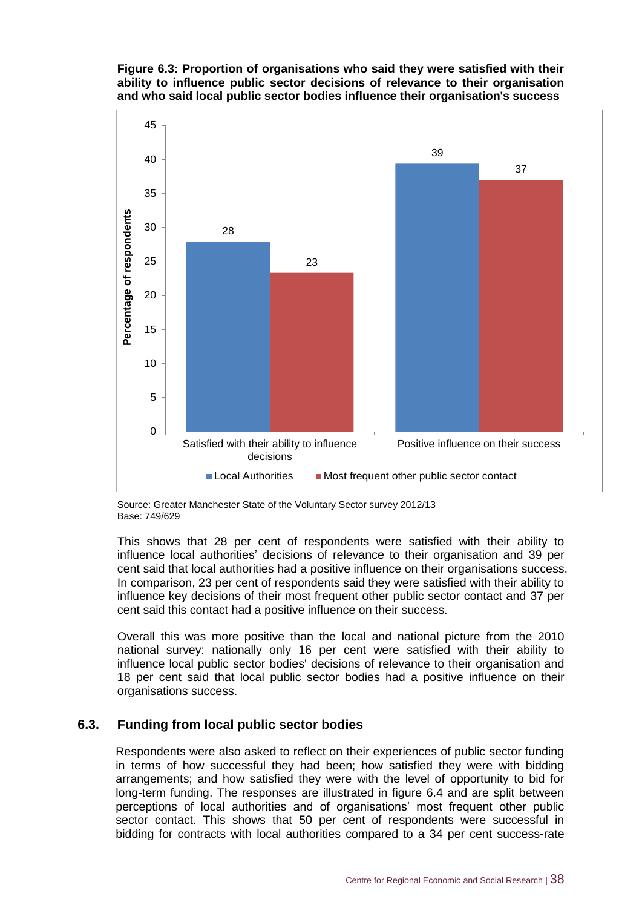**Figure 6.3: Proportion of organisations who said they were satisfied with their ability to influence public sector decisions of relevance to their organisation and who said local public sector bodies influence their organisation's success**

| | Local Authorities | Most frequent other public sector contact |
|---|---|---|
| Satisfied with their ability to influence decisions | 28 | 23 |
| Positive influence on their success | 39 | 37 |

Source: Greater Manchester State of the Voluntary Sector survey 2012/13
Base: 749/629

This shows that 28 per cent of respondents were satisfied with their ability to influence local authorities' decisions of relevance to their organisation and 39 per cent said that local authorities had a positive influence on their organisations success. In comparison, 23 per cent of respondents said they were satisfied with their ability to influence key decisions of their most frequent other public sector contact and 37 per cent said this contact had a positive influence on their success.

Overall this was more positive than the local and national picture from the 2010 national survey: nationally only 16 per cent were satisfied with their ability to influence local public sector bodies' decisions of relevance to their organisation and 18 per cent said that local public sector bodies had a positive influence on their organisations success.

## 6.3. Funding from local public sector bodies

Respondents were also asked to reflect on their experiences of public sector funding in terms of how successful they had been; how satisfied they were with bidding arrangements; and how satisfied they were with the level of opportunity to bid for long-term funding. The responses are illustrated in figure 6.4 and are split between perceptions of local authorities and of organisations' most frequent other public sector contact. This shows that 50 per cent of respondents were successful in bidding for contracts with local authorities compared to a 34 per cent success-rate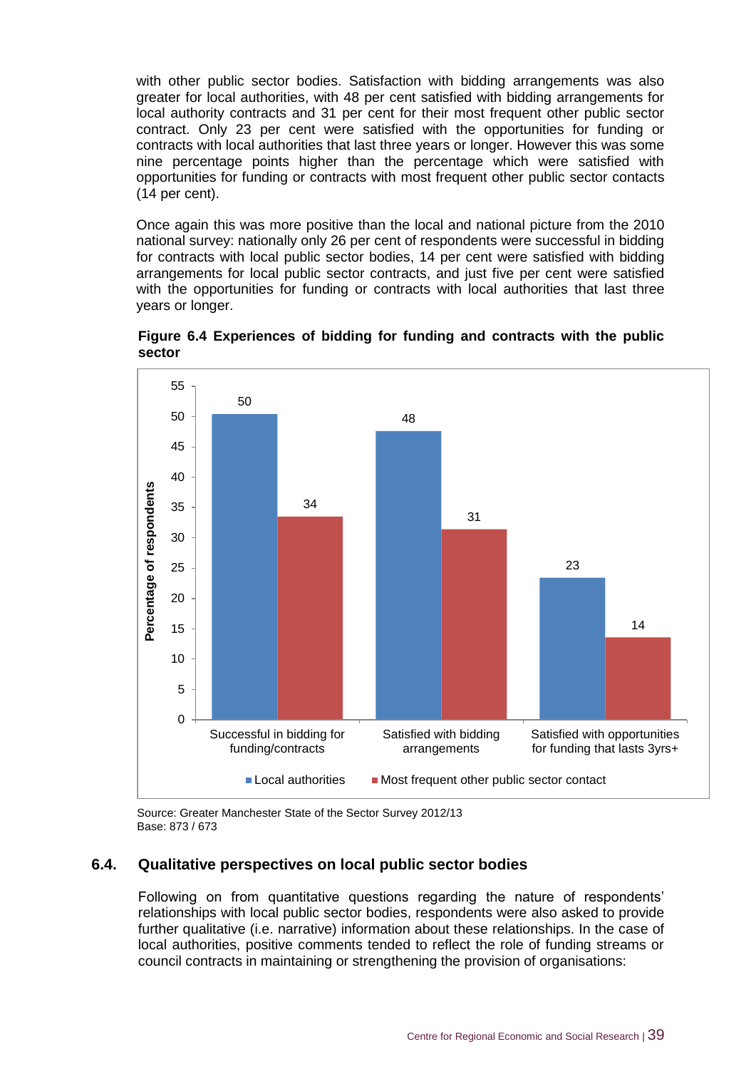with other public sector bodies. Satisfaction with bidding arrangements was also greater for local authorities, with 48 per cent satisfied with bidding arrangements for local authority contracts and 31 per cent for their most frequent other public sector contract. Only 23 per cent were satisfied with the opportunities for funding or contracts with local authorities that last three years or longer. However this was some nine percentage points higher than the percentage which were satisfied with opportunities for funding or contracts with most frequent other public sector contacts (14 per cent).

Once again this was more positive than the local and national picture from the 2010 national survey: nationally only 26 per cent of respondents were successful in bidding for contracts with local public sector bodies, 14 per cent were satisfied with bidding arrangements for local public sector contracts, and just five per cent were satisfied with the opportunities for funding or contracts with local authorities that last three years or longer.

**Figure 6.4 Experiences of bidding for funding and contracts with the public sector**

| Percentage of respondents | Local authorities | Most frequent other public sector contact |
|---|---|---|
| Successful in bidding for funding/contracts | 50 | 34 |
| Satisfied with bidding arrangements | 48 | 31 |
| Satisfied with opportunities for funding that lasts 3yrs+ | 23 | 14 |

Source: Greater Manchester State of the Sector Survey 2012/13
Base: 873 / 673

## 6.4. Qualitative perspectives on local public sector bodies

Following on from quantitative questions regarding the nature of respondents' relationships with local public sector bodies, respondents were also asked to provide further qualitative (i.e. narrative) information about these relationships. In the case of local authorities, positive comments tended to reflect the role of funding streams or council contracts in maintaining or strengthening the provision of organisations: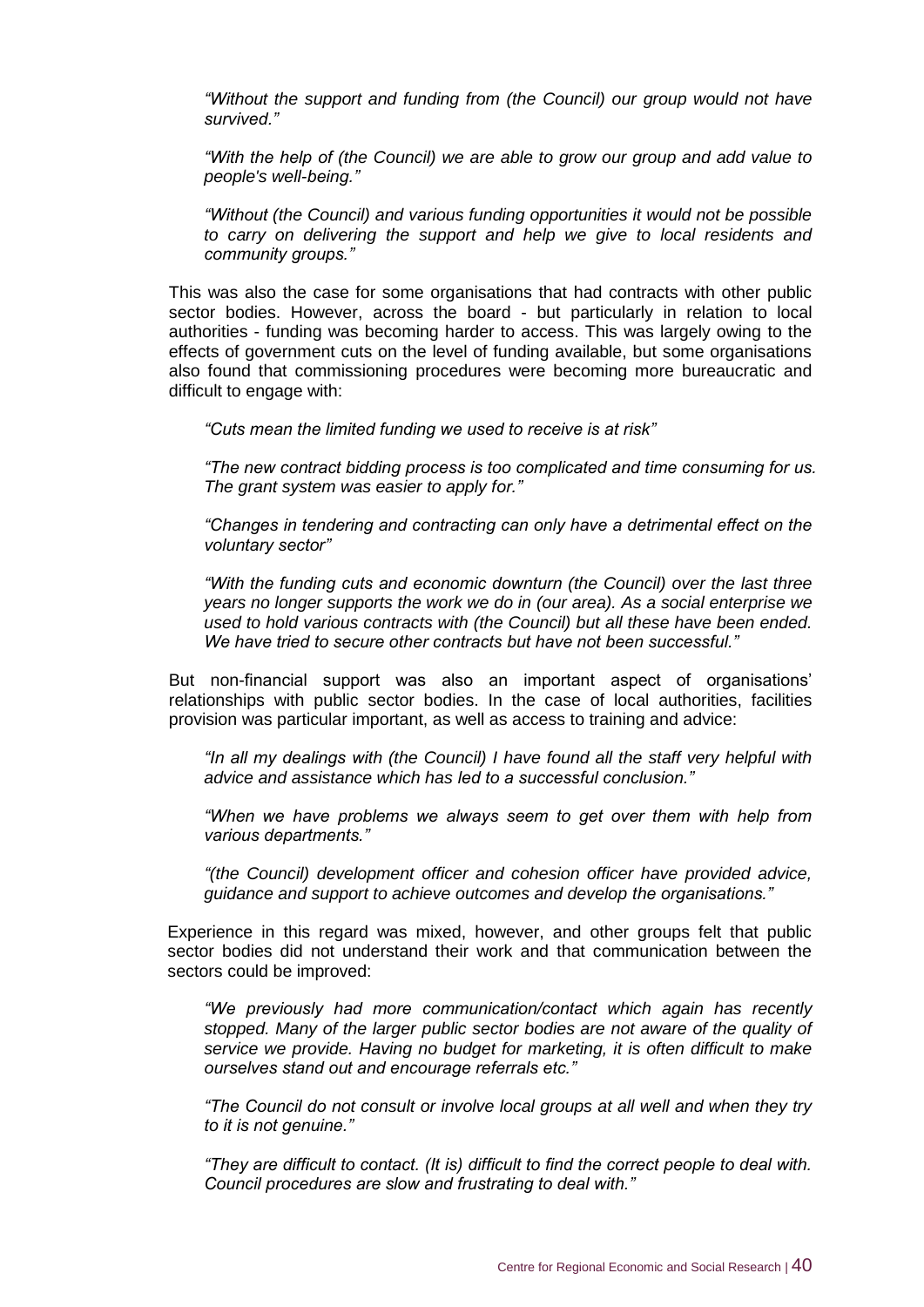> *"Without the support and funding from (the Council) our group would not have survived."*

> *"With the help of (the Council) we are able to grow our group and add value to people's well-being."*

> *"Without (the Council) and various funding opportunities it would not be possible to carry on delivering the support and help we give to local residents and community groups."*

This was also the case for some organisations that had contracts with other public sector bodies. However, across the board - but particularly in relation to local authorities - funding was becoming harder to access. This was largely owing to the effects of government cuts on the level of funding available, but some organisations also found that commissioning procedures were becoming more bureaucratic and difficult to engage with:

> *"Cuts mean the limited funding we used to receive is at risk"*

> *"The new contract bidding process is too complicated and time consuming for us. The grant system was easier to apply for."*

> *"Changes in tendering and contracting can only have a detrimental effect on the voluntary sector"*

> *"With the funding cuts and economic downturn (the Council) over the last three years no longer supports the work we do in (our area). As a social enterprise we used to hold various contracts with (the Council) but all these have been ended. We have tried to secure other contracts but have not been successful."*

But non-financial support was also an important aspect of organisations' relationships with public sector bodies. In the case of local authorities, facilities provision was particular important, as well as access to training and advice:

> *"In all my dealings with (the Council) I have found all the staff very helpful with advice and assistance which has led to a successful conclusion."*

> *"When we have problems we always seem to get over them with help from various departments."*

> *"(the Council) development officer and cohesion officer have provided advice, guidance and support to achieve outcomes and develop the organisations."*

Experience in this regard was mixed, however, and other groups felt that public sector bodies did not understand their work and that communication between the sectors could be improved:

> *"We previously had more communication/contact which again has recently stopped. Many of the larger public sector bodies are not aware of the quality of service we provide. Having no budget for marketing, it is often difficult to make ourselves stand out and encourage referrals etc."*

> *"The Council do not consult or involve local groups at all well and when they try to it is not genuine."*

> *"They are difficult to contact. (It is) difficult to find the correct people to deal with. Council procedures are slow and frustrating to deal with."*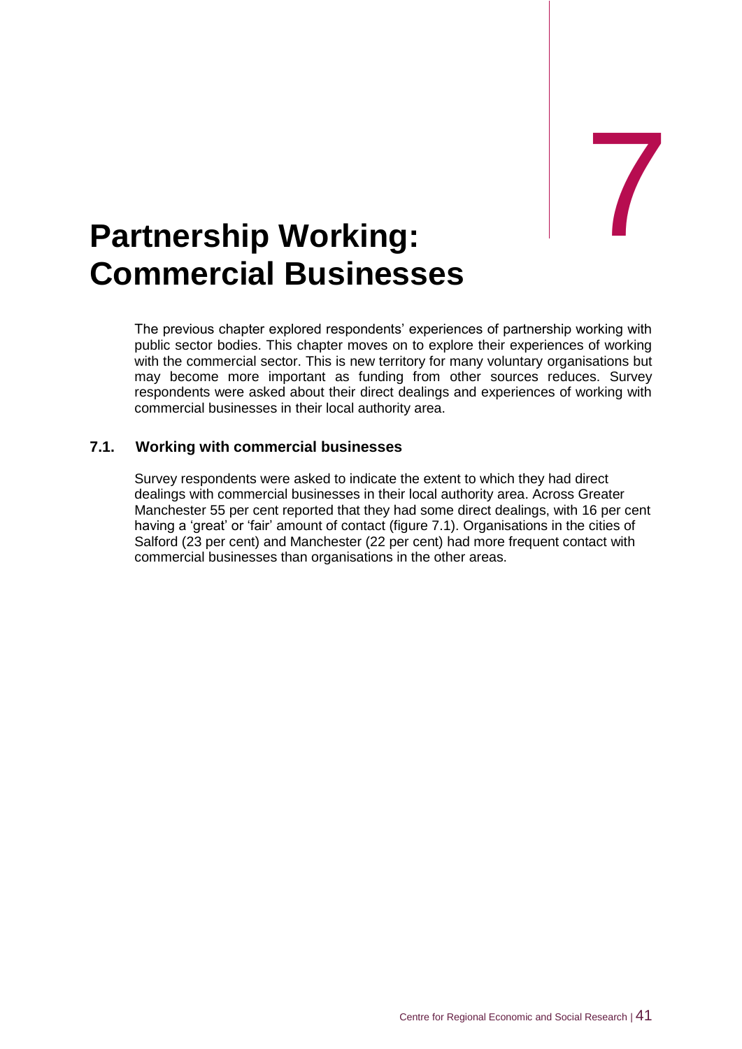# 7 Partnership Working: Commercial Businesses

The previous chapter explored respondents' experiences of partnership working with public sector bodies. This chapter moves on to explore their experiences of working with the commercial sector. This is new territory for many voluntary organisations but may become more important as funding from other sources reduces. Survey respondents were asked about their direct dealings and experiences of working with commercial businesses in their local authority area.

## 7.1. Working with commercial businesses

Survey respondents were asked to indicate the extent to which they had direct dealings with commercial businesses in their local authority area. Across Greater Manchester 55 per cent reported that they had some direct dealings, with 16 per cent having a 'great' or 'fair' amount of contact (figure 7.1). Organisations in the cities of Salford (23 per cent) and Manchester (22 per cent) had more frequent contact with commercial businesses than organisations in the other areas.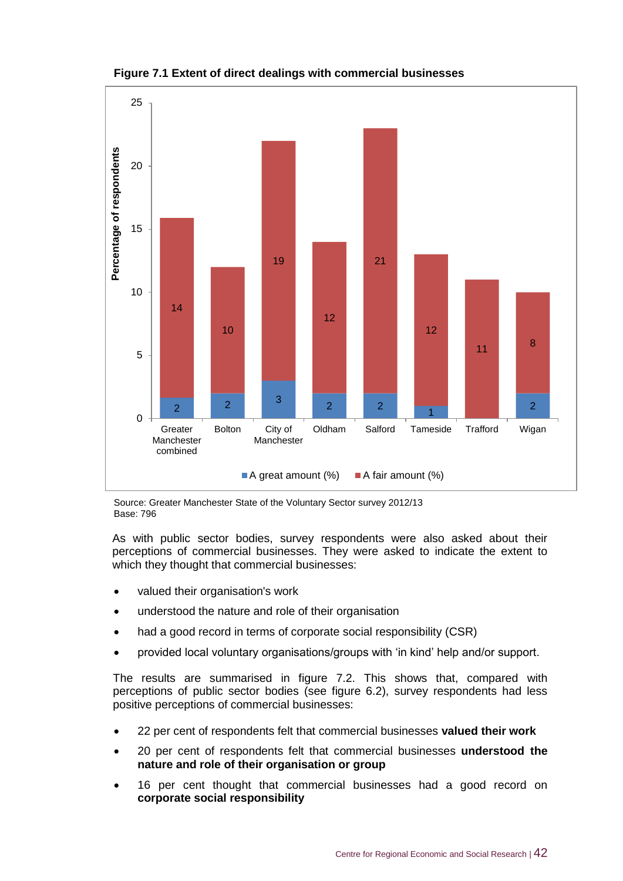**Figure 7.1 Extent of direct dealings with commercial businesses**

| | A great amount (%) | A fair amount (%) |
|---|---|---|
| Greater Manchester combined | 2 | 14 |
| Bolton | 2 | 10 |
| City of Manchester | 3 | 19 |
| Oldham | 2 | 12 |
| Salford | 2 | 21 |
| Tameside | 1 | 12 |
| Trafford | | 11 |
| Wigan | 2 | 8 |

Source: Greater Manchester State of the Voluntary Sector survey 2012/13
Base: 796

As with public sector bodies, survey respondents were also asked about their perceptions of commercial businesses. They were asked to indicate the extent to which they thought that commercial businesses:

- valued their organisation's work
- understood the nature and role of their organisation
- had a good record in terms of corporate social responsibility (CSR)
- provided local voluntary organisations/groups with 'in kind' help and/or support.

The results are summarised in figure 7.2. This shows that, compared with perceptions of public sector bodies (see figure 6.2), survey respondents had less positive perceptions of commercial businesses:

- 22 per cent of respondents felt that commercial businesses **valued their work**
- 20 per cent of respondents felt that commercial businesses **understood the nature and role of their organisation or group**
- 16 per cent thought that commercial businesses had a good record on **corporate social responsibility**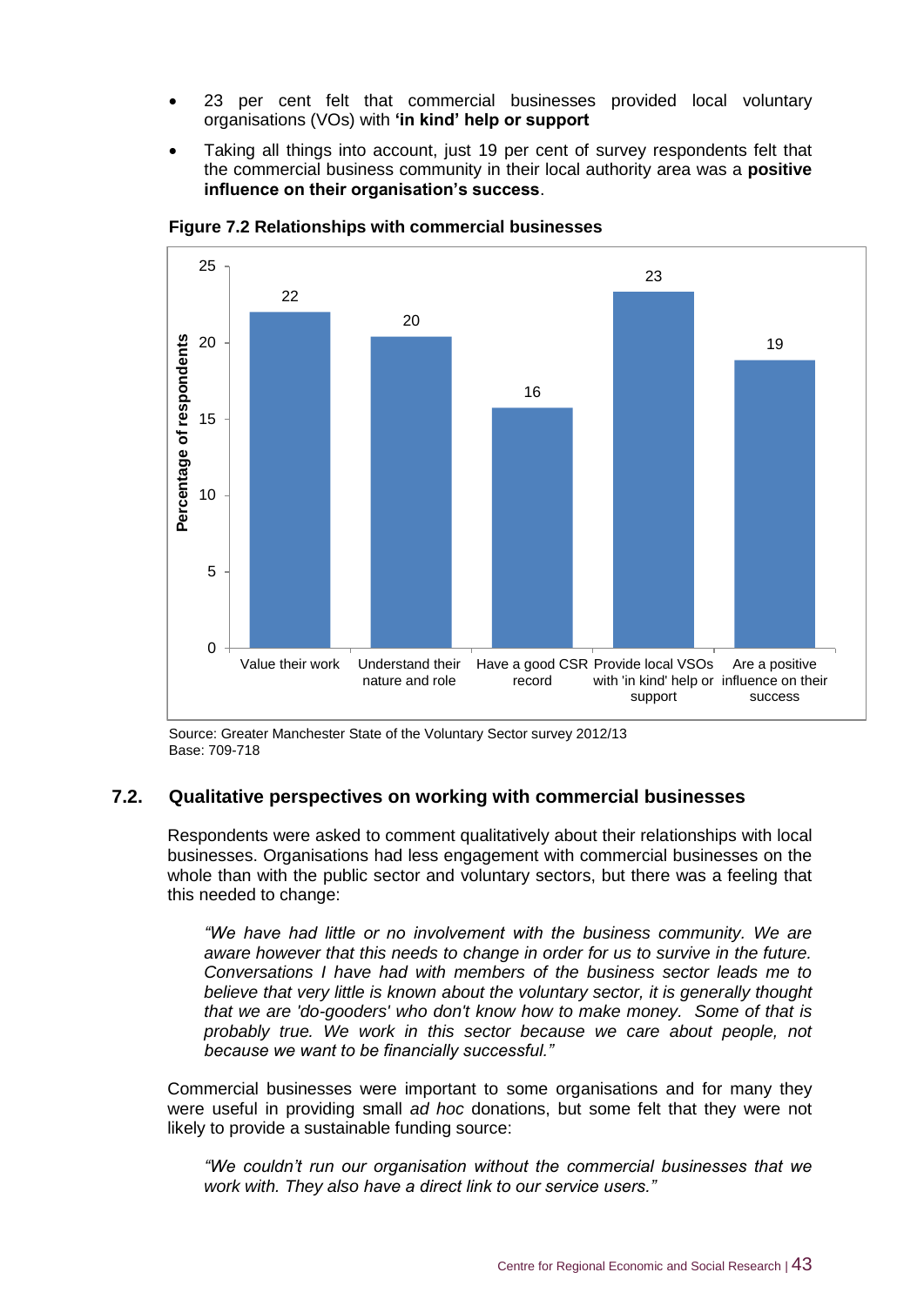- 23 per cent felt that commercial businesses provided local voluntary organisations (VOs) with **'in kind' help or support**
- Taking all things into account, just 19 per cent of survey respondents felt that the commercial business community in their local authority area was a **positive influence on their organisation's success**.

**Figure 7.2 Relationships with commercial businesses**

| | Percentage of respondents |
|---|---|
| Value their work | 22 |
| Understand their nature and role | 20 |
| Have a good CSR record | 16 |
| Provide local VSOs with 'in kind' help or support | 23 |
| Are a positive influence on their success | 19 |

Source: Greater Manchester State of the Voluntary Sector survey 2012/13
Base: 709-718

## 7.2. Qualitative perspectives on working with commercial businesses

Respondents were asked to comment qualitatively about their relationships with local businesses. Organisations had less engagement with commercial businesses on the whole than with the public sector and voluntary sectors, but there was a feeling that this needed to change:

> *"We have had little or no involvement with the business community. We are aware however that this needs to change in order for us to survive in the future. Conversations I have had with members of the business sector leads me to believe that very little is known about the voluntary sector, it is generally thought that we are 'do-gooders' who don't know how to make money. Some of that is probably true. We work in this sector because we care about people, not because we want to be financially successful."*

Commercial businesses were important to some organisations and for many they were useful in providing small *ad hoc* donations, but some felt that they were not likely to provide a sustainable funding source:

> *"We couldn't run our organisation without the commercial businesses that we work with. They also have a direct link to our service users."*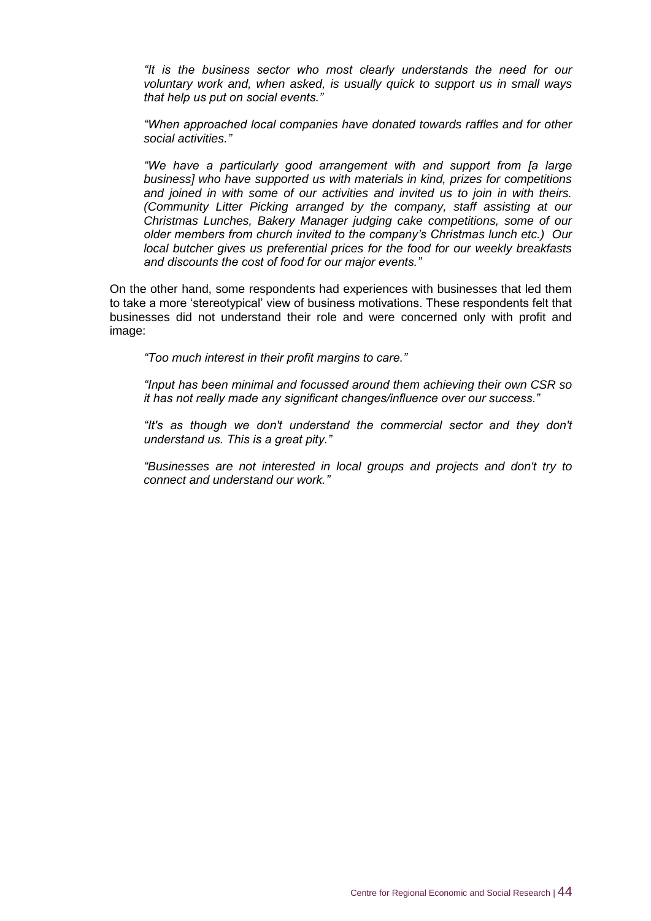*"It is the business sector who most clearly understands the need for our voluntary work and, when asked, is usually quick to support us in small ways that help us put on social events."*

*"When approached local companies have donated towards raffles and for other social activities."*

*"We have a particularly good arrangement with and support from [a large business] who have supported us with materials in kind, prizes for competitions and joined in with some of our activities and invited us to join in with theirs. (Community Litter Picking arranged by the company, staff assisting at our Christmas Lunches, Bakery Manager judging cake competitions, some of our older members from church invited to the company's Christmas lunch etc.) Our local butcher gives us preferential prices for the food for our weekly breakfasts and discounts the cost of food for our major events."*

On the other hand, some respondents had experiences with businesses that led them to take a more 'stereotypical' view of business motivations. These respondents felt that businesses did not understand their role and were concerned only with profit and image:

*"Too much interest in their profit margins to care."*

*"Input has been minimal and focussed around them achieving their own CSR so it has not really made any significant changes/influence over our success."*

*"It's as though we don't understand the commercial sector and they don't understand us. This is a great pity."*

*"Businesses are not interested in local groups and projects and don't try to connect and understand our work."*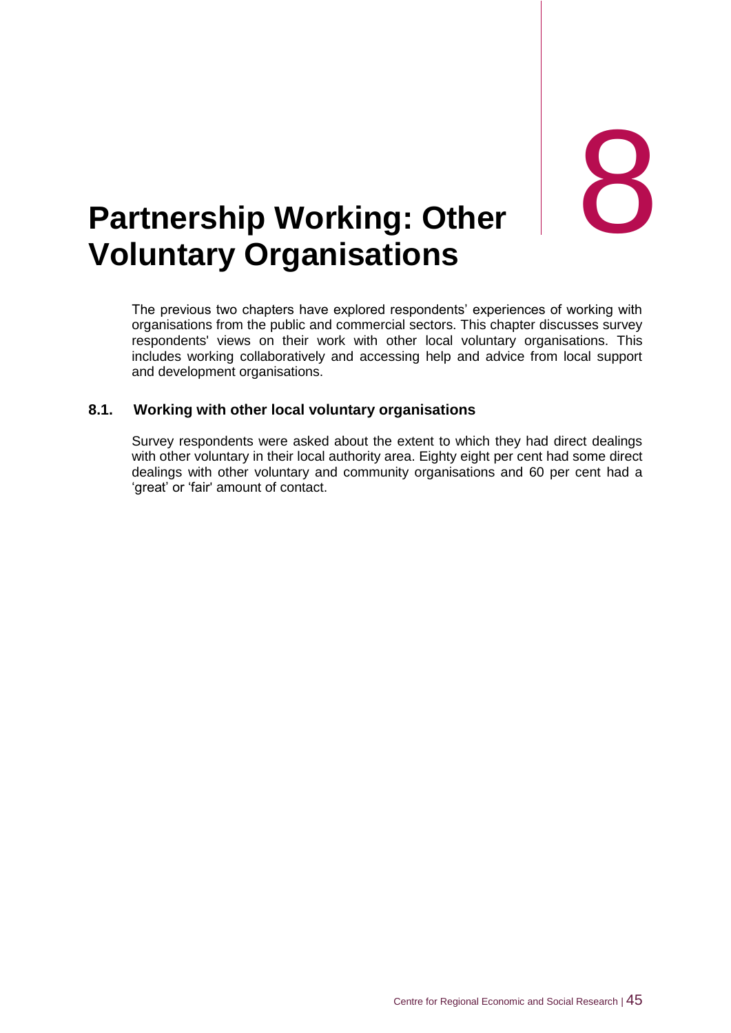# 8 Partnership Working: Other Voluntary Organisations

The previous two chapters have explored respondents' experiences of working with organisations from the public and commercial sectors. This chapter discusses survey respondents' views on their work with other local voluntary organisations. This includes working collaboratively and accessing help and advice from local support and development organisations.

## 8.1. Working with other local voluntary organisations

Survey respondents were asked about the extent to which they had direct dealings with other voluntary in their local authority area. Eighty eight per cent had some direct dealings with other voluntary and community organisations and 60 per cent had a 'great' or 'fair' amount of contact.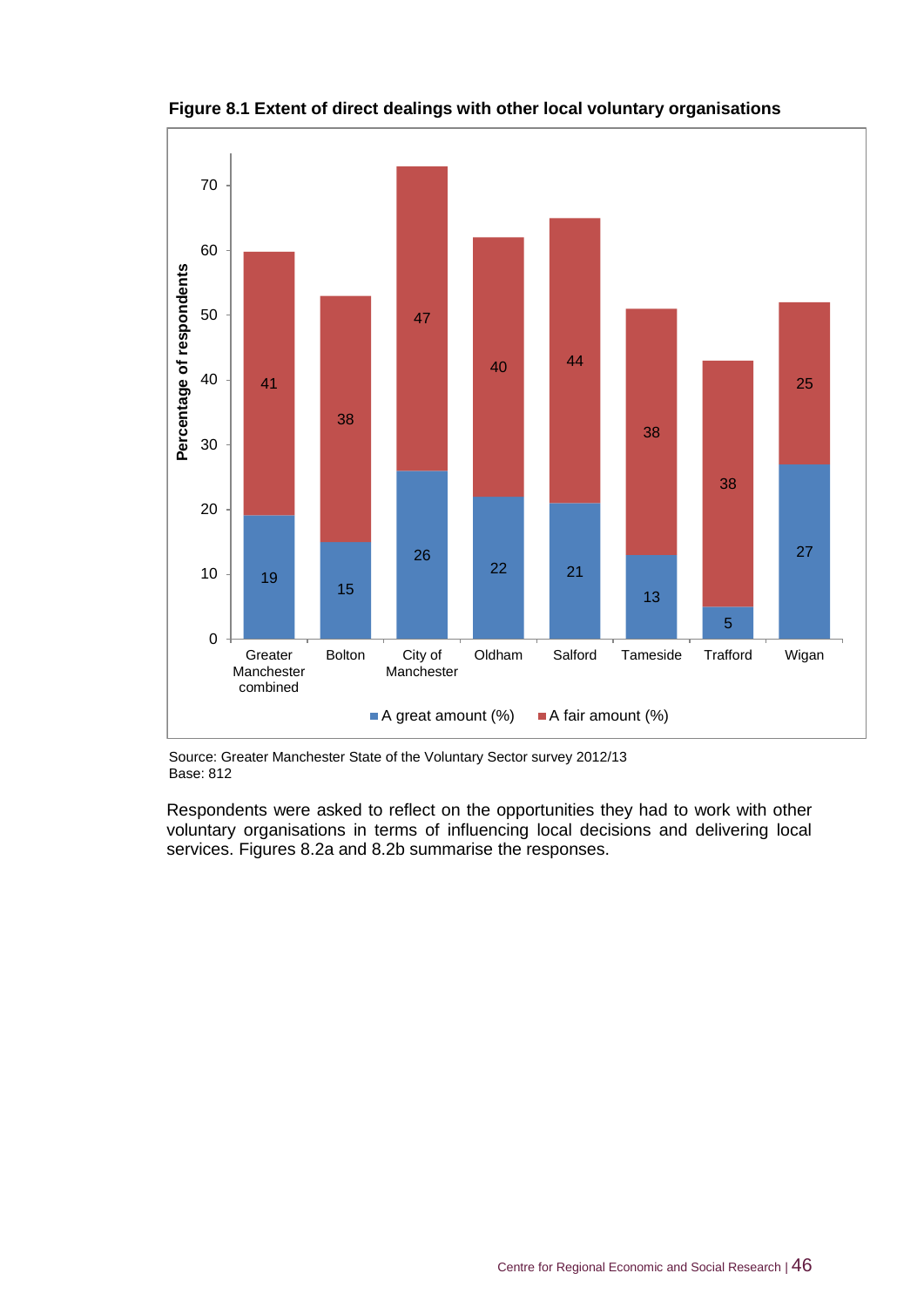**Figure 8.1 Extent of direct dealings with other local voluntary organisations**

| | A great amount (%) | A fair amount (%) |
|---|---|---|
| Greater Manchester combined | 19 | 41 |
| Bolton | 15 | 38 |
| City of Manchester | 26 | 47 |
| Oldham | 22 | 40 |
| Salford | 21 | 44 |
| Tameside | 13 | 38 |
| Trafford | 5 | 38 |
| Wigan | 27 | 25 |

Source: Greater Manchester State of the Voluntary Sector survey 2012/13
Base: 812

Respondents were asked to reflect on the opportunities they had to work with other voluntary organisations in terms of influencing local decisions and delivering local services. Figures 8.2a and 8.2b summarise the responses.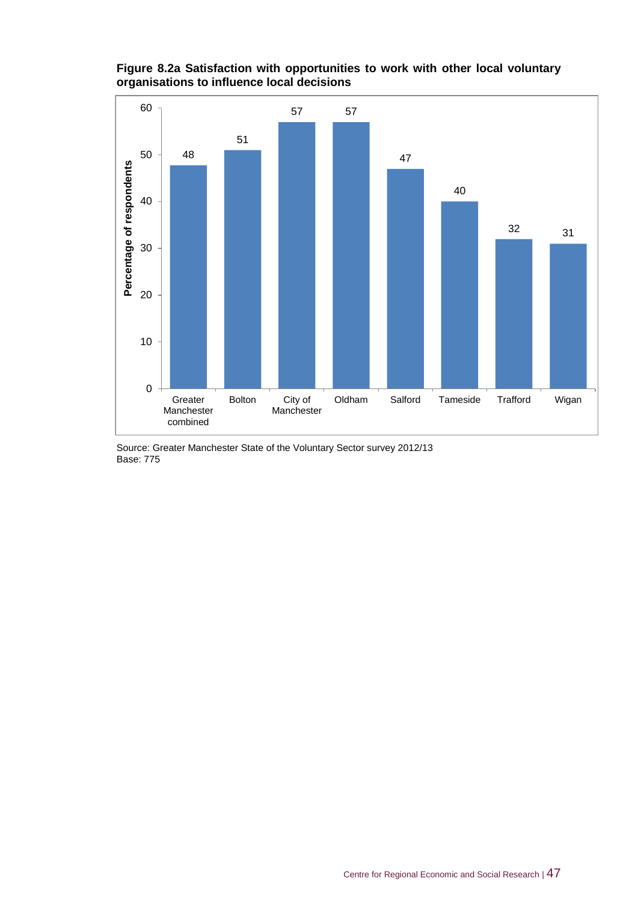**Figure 8.2a Satisfaction with opportunities to work with other local voluntary organisations to influence local decisions**

| Area | Percentage of respondents |
|---|---|
| Greater Manchester combined | 48 |
| Bolton | 51 |
| City of Manchester | 57 |
| Oldham | 57 |
| Salford | 47 |
| Tameside | 40 |
| Trafford | 32 |
| Wigan | 31 |

Source: Greater Manchester State of the Voluntary Sector survey 2012/13
Base: 775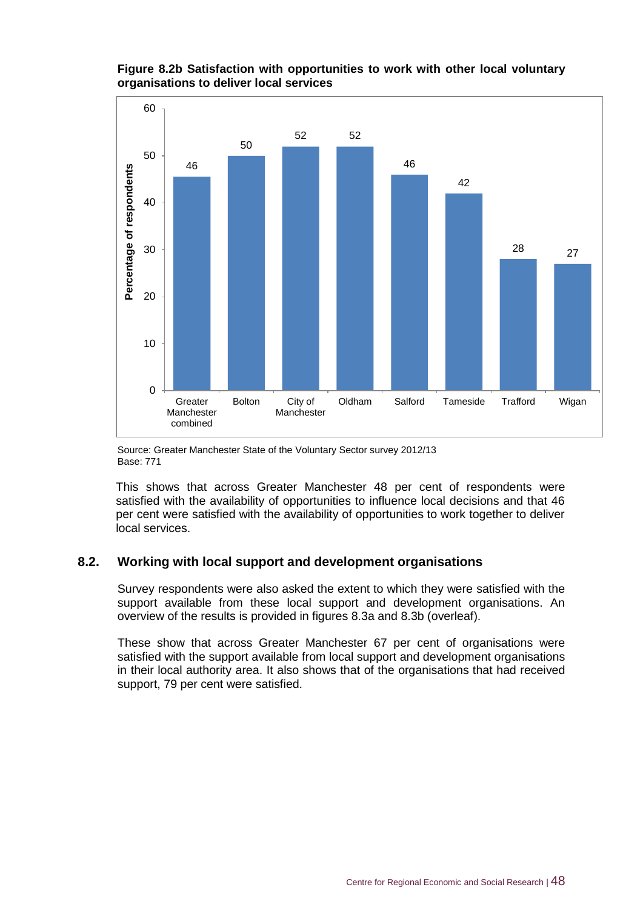**Figure 8.2b Satisfaction with opportunities to work with other local voluntary organisations to deliver local services**

| Area | Percentage of respondents |
|---|---|
| Greater Manchester combined | 46 |
| Bolton | 50 |
| City of Manchester | 52 |
| Oldham | 52 |
| Salford | 46 |
| Tameside | 42 |
| Trafford | 28 |
| Wigan | 27 |

Source: Greater Manchester State of the Voluntary Sector survey 2012/13
Base: 771

This shows that across Greater Manchester 48 per cent of respondents were satisfied with the availability of opportunities to influence local decisions and that 46 per cent were satisfied with the availability of opportunities to work together to deliver local services.

## 8.2. Working with local support and development organisations

Survey respondents were also asked the extent to which they were satisfied with the support available from these local support and development organisations. An overview of the results is provided in figures 8.3a and 8.3b (overleaf).

These show that across Greater Manchester 67 per cent of organisations were satisfied with the support available from local support and development organisations in their local authority area. It also shows that of the organisations that had received support, 79 per cent were satisfied.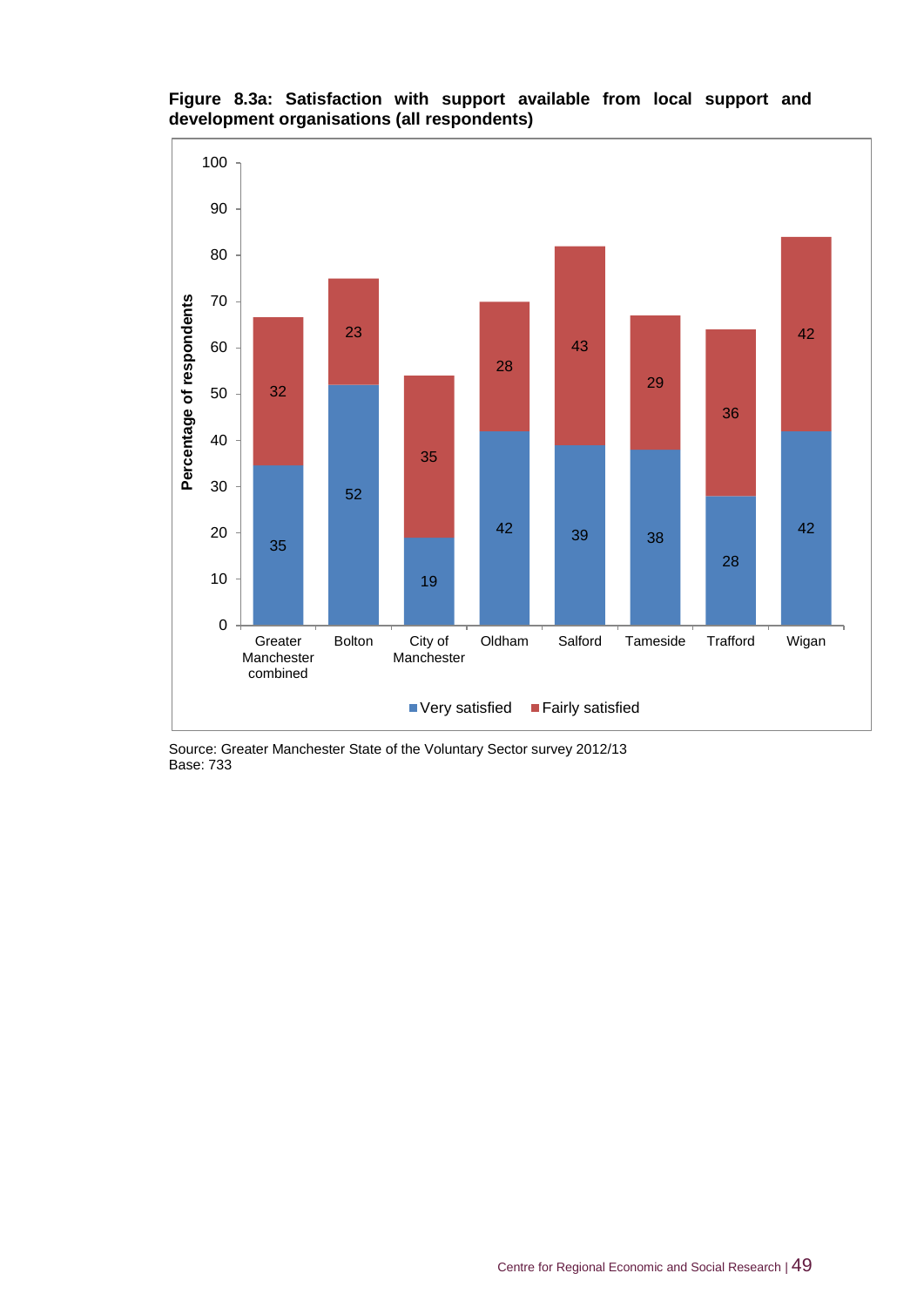**Figure 8.3a: Satisfaction with support available from local support and development organisations (all respondents)**

| | Very satisfied | Fairly satisfied |
|---|---|---|
| Greater Manchester combined | 35 | 32 |
| Bolton | 52 | 23 |
| City of Manchester | 19 | 35 |
| Oldham | 42 | 28 |
| Salford | 39 | 43 |
| Tameside | 38 | 29 |
| Trafford | 28 | 36 |
| Wigan | 42 | 42 |

Source: Greater Manchester State of the Voluntary Sector survey 2012/13
Base: 733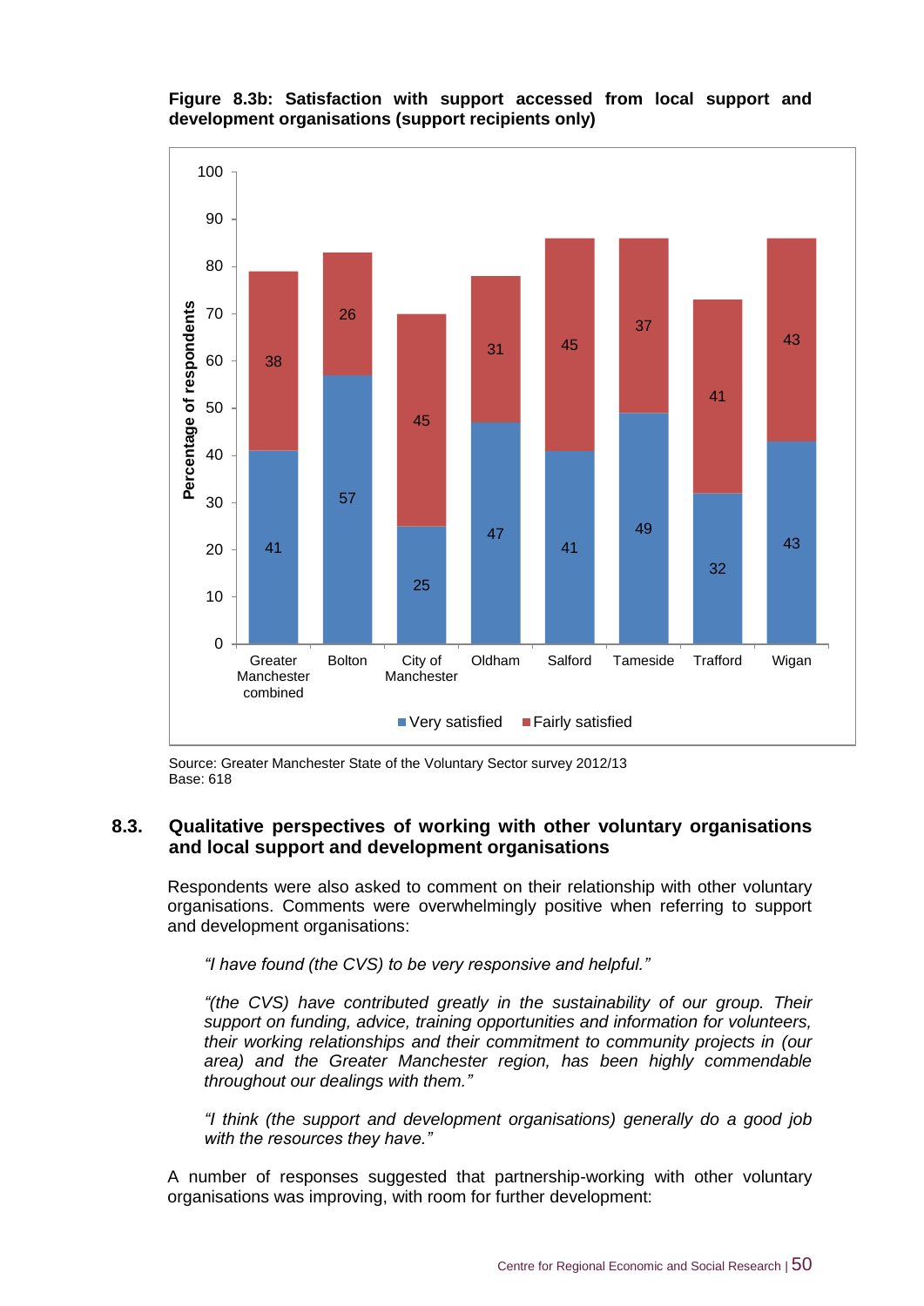**Figure 8.3b: Satisfaction with support accessed from local support and development organisations (support recipients only)**

| | Very satisfied | Fairly satisfied |
|---|---|---|
| Greater Manchester combined | 41 | 38 |
| Bolton | 57 | 26 |
| City of Manchester | 25 | 45 |
| Oldham | 47 | 31 |
| Salford | 41 | 45 |
| Tameside | 49 | 37 |
| Trafford | 32 | 41 |
| Wigan | 43 | 43 |

Source: Greater Manchester State of the Voluntary Sector survey 2012/13
Base: 618

## 8.3. Qualitative perspectives of working with other voluntary organisations and local support and development organisations

Respondents were also asked to comment on their relationship with other voluntary organisations. Comments were overwhelmingly positive when referring to support and development organisations:

> *"I have found (the CVS) to be very responsive and helpful."*

> *"(the CVS) have contributed greatly in the sustainability of our group. Their support on funding, advice, training opportunities and information for volunteers, their working relationships and their commitment to community projects in (our area) and the Greater Manchester region, has been highly commendable throughout our dealings with them."*

> *"I think (the support and development organisations) generally do a good job with the resources they have."*

A number of responses suggested that partnership-working with other voluntary organisations was improving, with room for further development: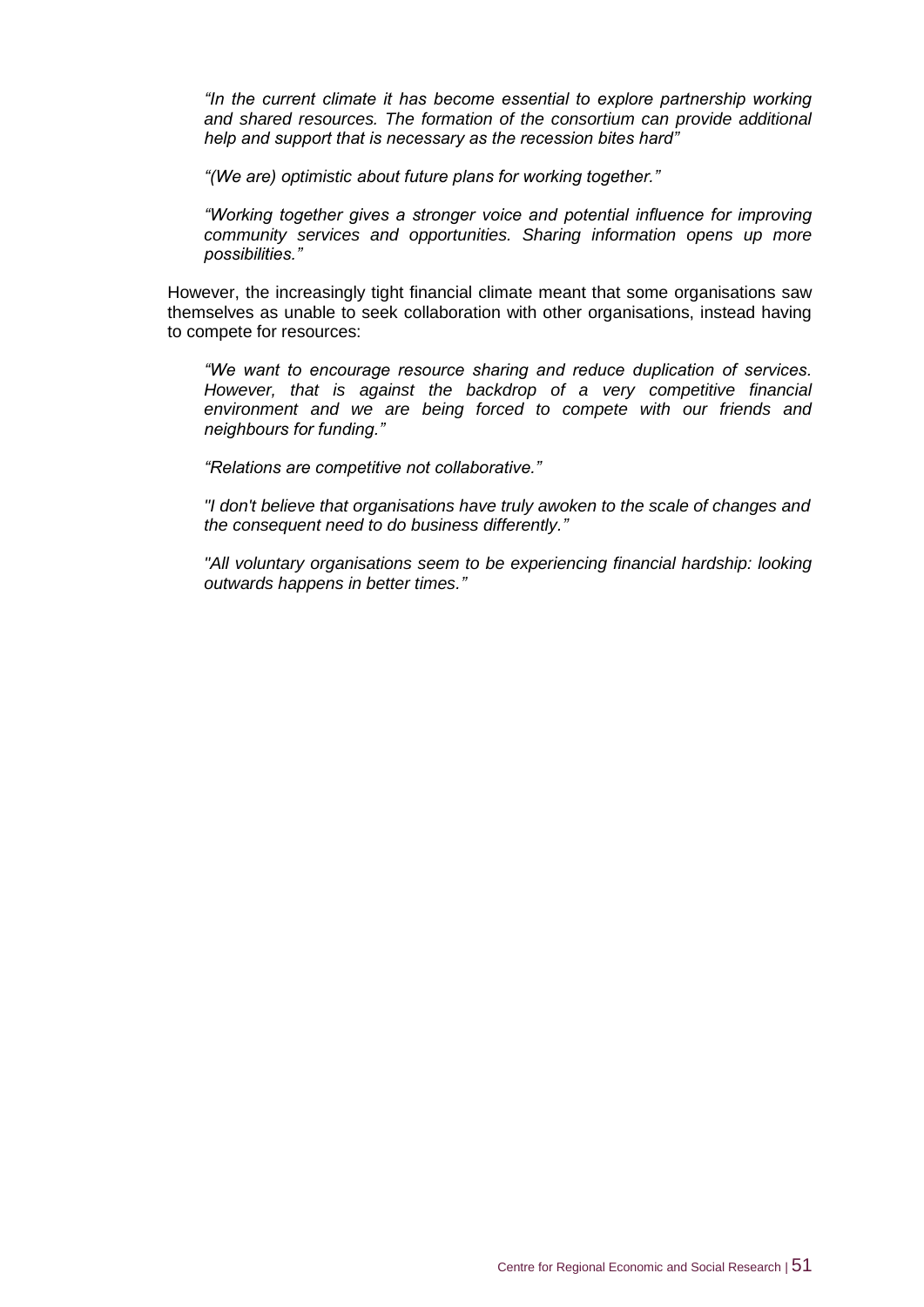*"In the current climate it has become essential to explore partnership working and shared resources. The formation of the consortium can provide additional help and support that is necessary as the recession bites hard"*

*"(We are) optimistic about future plans for working together."*

*"Working together gives a stronger voice and potential influence for improving community services and opportunities. Sharing information opens up more possibilities."*

However, the increasingly tight financial climate meant that some organisations saw themselves as unable to seek collaboration with other organisations, instead having to compete for resources:

*"We want to encourage resource sharing and reduce duplication of services. However, that is against the backdrop of a very competitive financial environment and we are being forced to compete with our friends and neighbours for funding."*

*"Relations are competitive not collaborative."*

*"I don't believe that organisations have truly awoken to the scale of changes and the consequent need to do business differently."*

*"All voluntary organisations seem to be experiencing financial hardship: looking outwards happens in better times."*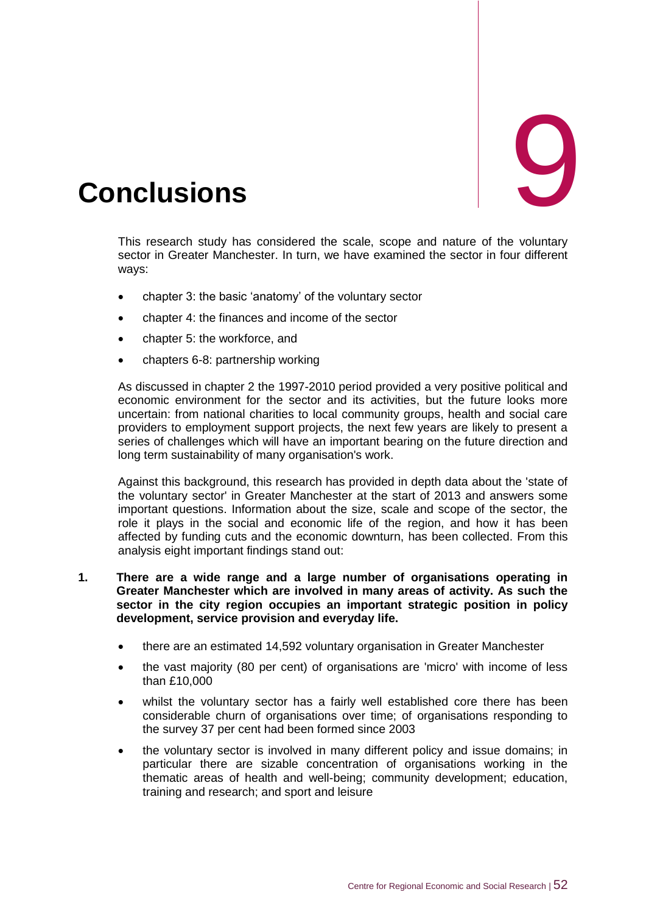# 9 Conclusions

This research study has considered the scale, scope and nature of the voluntary sector in Greater Manchester. In turn, we have examined the sector in four different ways:

- chapter 3: the basic 'anatomy' of the voluntary sector
- chapter 4: the finances and income of the sector
- chapter 5: the workforce, and
- chapters 6-8: partnership working

As discussed in chapter 2 the 1997-2010 period provided a very positive political and economic environment for the sector and its activities, but the future looks more uncertain: from national charities to local community groups, health and social care providers to employment support projects, the next few years are likely to present a series of challenges which will have an important bearing on the future direction and long term sustainability of many organisation's work.

Against this background, this research has provided in depth data about the 'state of the voluntary sector' in Greater Manchester at the start of 2013 and answers some important questions. Information about the size, scale and scope of the sector, the role it plays in the social and economic life of the region, and how it has been affected by funding cuts and the economic downturn, has been collected. From this analysis eight important findings stand out:

1. **There are a wide range and a large number of organisations operating in Greater Manchester which are involved in many areas of activity. As such the sector in the city region occupies an important strategic position in policy development, service provision and everyday life.**

   - there are an estimated 14,592 voluntary organisation in Greater Manchester
   - the vast majority (80 per cent) of organisations are 'micro' with income of less than £10,000
   - whilst the voluntary sector has a fairly well established core there has been considerable churn of organisations over time; of organisations responding to the survey 37 per cent had been formed since 2003
   - the voluntary sector is involved in many different policy and issue domains; in particular there are sizable concentration of organisations working in the thematic areas of health and well-being; community development; education, training and research; and sport and leisure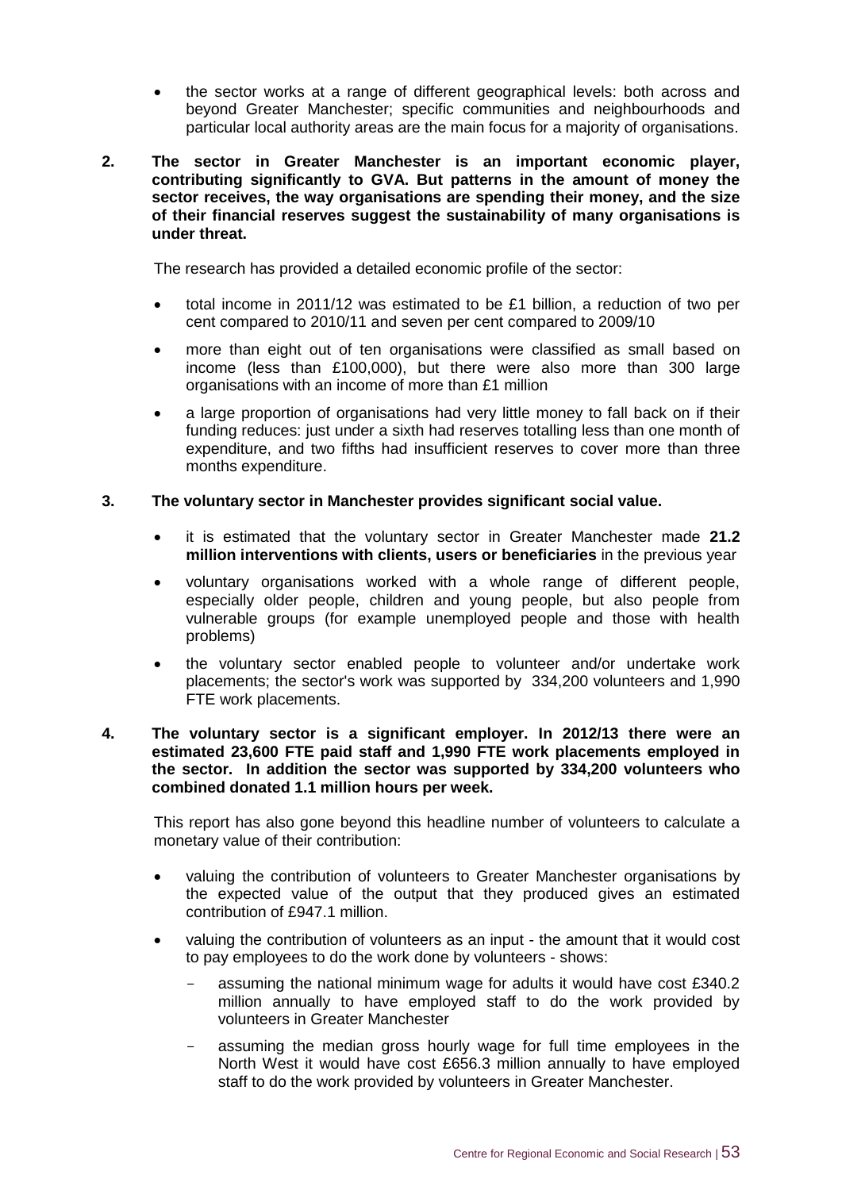- the sector works at a range of different geographical levels: both across and beyond Greater Manchester; specific communities and neighbourhoods and particular local authority areas are the main focus for a majority of organisations.

**2. The sector in Greater Manchester is an important economic player, contributing significantly to GVA. But patterns in the amount of money the sector receives, the way organisations are spending their money, and the size of their financial reserves suggest the sustainability of many organisations is under threat.**

The research has provided a detailed economic profile of the sector:

- total income in 2011/12 was estimated to be £1 billion, a reduction of two per cent compared to 2010/11 and seven per cent compared to 2009/10
- more than eight out of ten organisations were classified as small based on income (less than £100,000), but there were also more than 300 large organisations with an income of more than £1 million
- a large proportion of organisations had very little money to fall back on if their funding reduces: just under a sixth had reserves totalling less than one month of expenditure, and two fifths had insufficient reserves to cover more than three months expenditure.

**3. The voluntary sector in Manchester provides significant social value.**

- it is estimated that the voluntary sector in Greater Manchester made **21.2 million interventions with clients, users or beneficiaries** in the previous year
- voluntary organisations worked with a whole range of different people, especially older people, children and young people, but also people from vulnerable groups (for example unemployed people and those with health problems)
- the voluntary sector enabled people to volunteer and/or undertake work placements; the sector's work was supported by 334,200 volunteers and 1,990 FTE work placements.

**4. The voluntary sector is a significant employer. In 2012/13 there were an estimated 23,600 FTE paid staff and 1,990 FTE work placements employed in the sector. In addition the sector was supported by 334,200 volunteers who combined donated 1.1 million hours per week.**

This report has also gone beyond this headline number of volunteers to calculate a monetary value of their contribution:

- valuing the contribution of volunteers to Greater Manchester organisations by the expected value of the output that they produced gives an estimated contribution of £947.1 million.
- valuing the contribution of volunteers as an input - the amount that it would cost to pay employees to do the work done by volunteers - shows:
  - assuming the national minimum wage for adults it would have cost £340.2 million annually to have employed staff to do the work provided by volunteers in Greater Manchester
  - assuming the median gross hourly wage for full time employees in the North West it would have cost £656.3 million annually to have employed staff to do the work provided by volunteers in Greater Manchester.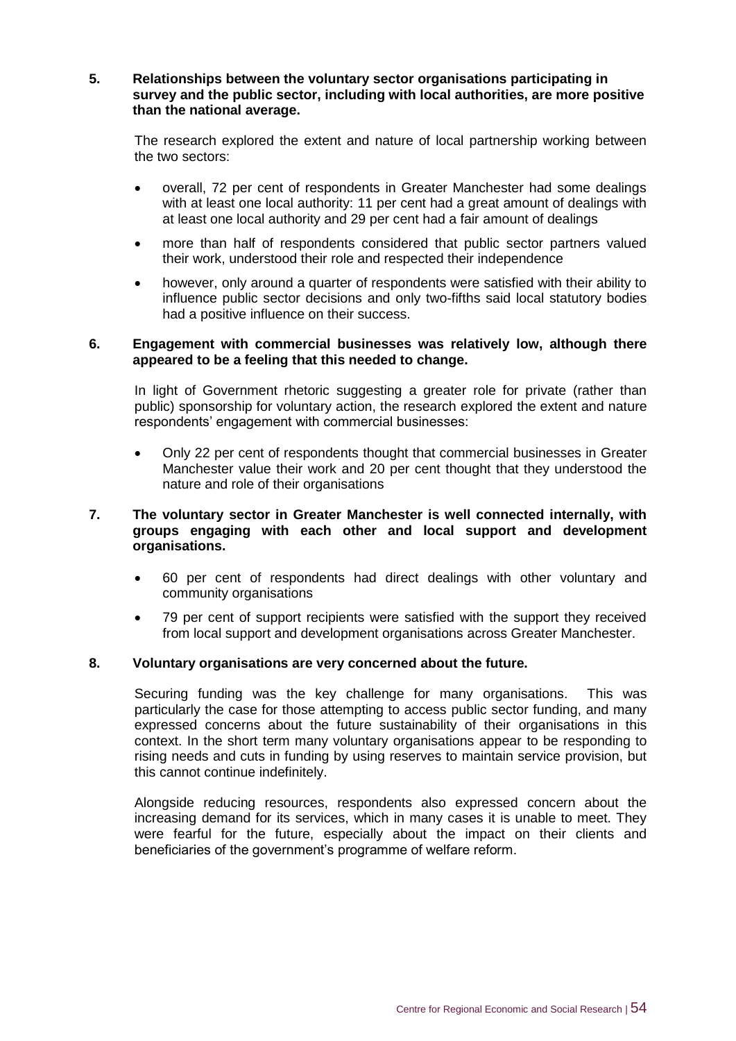**5. Relationships between the voluntary sector organisations participating in survey and the public sector, including with local authorities, are more positive than the national average.**

The research explored the extent and nature of local partnership working between the two sectors:

- overall, 72 per cent of respondents in Greater Manchester had some dealings with at least one local authority: 11 per cent had a great amount of dealings with at least one local authority and 29 per cent had a fair amount of dealings
- more than half of respondents considered that public sector partners valued their work, understood their role and respected their independence
- however, only around a quarter of respondents were satisfied with their ability to influence public sector decisions and only two-fifths said local statutory bodies had a positive influence on their success.

**6. Engagement with commercial businesses was relatively low, although there appeared to be a feeling that this needed to change.**

In light of Government rhetoric suggesting a greater role for private (rather than public) sponsorship for voluntary action, the research explored the extent and nature respondents' engagement with commercial businesses:

- Only 22 per cent of respondents thought that commercial businesses in Greater Manchester value their work and 20 per cent thought that they understood the nature and role of their organisations

**7. The voluntary sector in Greater Manchester is well connected internally, with groups engaging with each other and local support and development organisations.**

- 60 per cent of respondents had direct dealings with other voluntary and community organisations
- 79 per cent of support recipients were satisfied with the support they received from local support and development organisations across Greater Manchester.

**8. Voluntary organisations are very concerned about the future.**

Securing funding was the key challenge for many organisations. This was particularly the case for those attempting to access public sector funding, and many expressed concerns about the future sustainability of their organisations in this context. In the short term many voluntary organisations appear to be responding to rising needs and cuts in funding by using reserves to maintain service provision, but this cannot continue indefinitely.

Alongside reducing resources, respondents also expressed concern about the increasing demand for its services, which in many cases it is unable to meet. They were fearful for the future, especially about the impact on their clients and beneficiaries of the government's programme of welfare reform.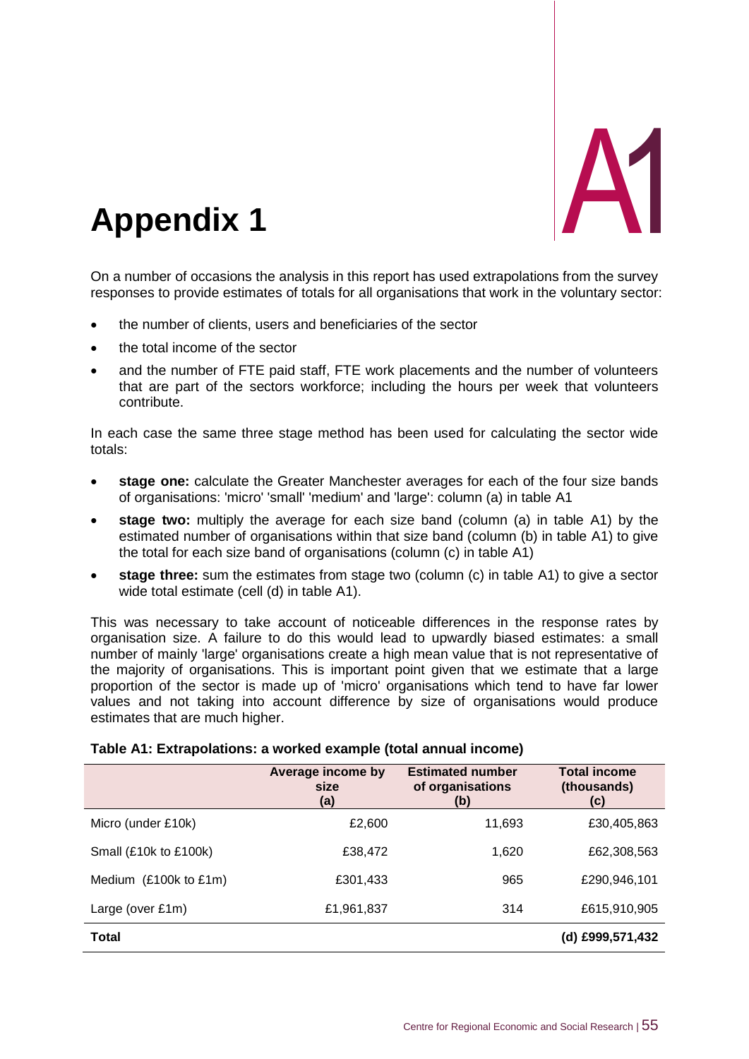# Appendix 1

On a number of occasions the analysis in this report has used extrapolations from the survey responses to provide estimates of totals for all organisations that work in the voluntary sector:

- the number of clients, users and beneficiaries of the sector
- the total income of the sector
- and the number of FTE paid staff, FTE work placements and the number of volunteers that are part of the sectors workforce; including the hours per week that volunteers contribute.

In each case the same three stage method has been used for calculating the sector wide totals:

- **stage one:** calculate the Greater Manchester averages for each of the four size bands of organisations: 'micro' 'small' 'medium' and 'large': column (a) in table A1
- **stage two:** multiply the average for each size band (column (a) in table A1) by the estimated number of organisations within that size band (column (b) in table A1) to give the total for each size band of organisations (column (c) in table A1)
- **stage three:** sum the estimates from stage two (column (c) in table A1) to give a sector wide total estimate (cell (d) in table A1).

This was necessary to take account of noticeable differences in the response rates by organisation size. A failure to do this would lead to upwardly biased estimates: a small number of mainly 'large' organisations create a high mean value that is not representative of the majority of organisations. This is important point given that we estimate that a large proportion of the sector is made up of 'micro' organisations which tend to have far lower values and not taking into account difference by size of organisations would produce estimates that are much higher.

**Table A1: Extrapolations: a worked example (total annual income)**

| | Average income by size (a) | Estimated number of organisations (b) | Total income (thousands) (c) |
|---|---|---|---|
| Micro (under £10k) | £2,600 | 11,693 | £30,405,863 |
| Small (£10k to £100k) | £38,472 | 1,620 | £62,308,563 |
| Medium (£100k to £1m) | £301,433 | 965 | £290,946,101 |
| Large (over £1m) | £1,961,837 | 314 | £615,910,905 |
| **Total** | | | **(d) £999,571,432** |